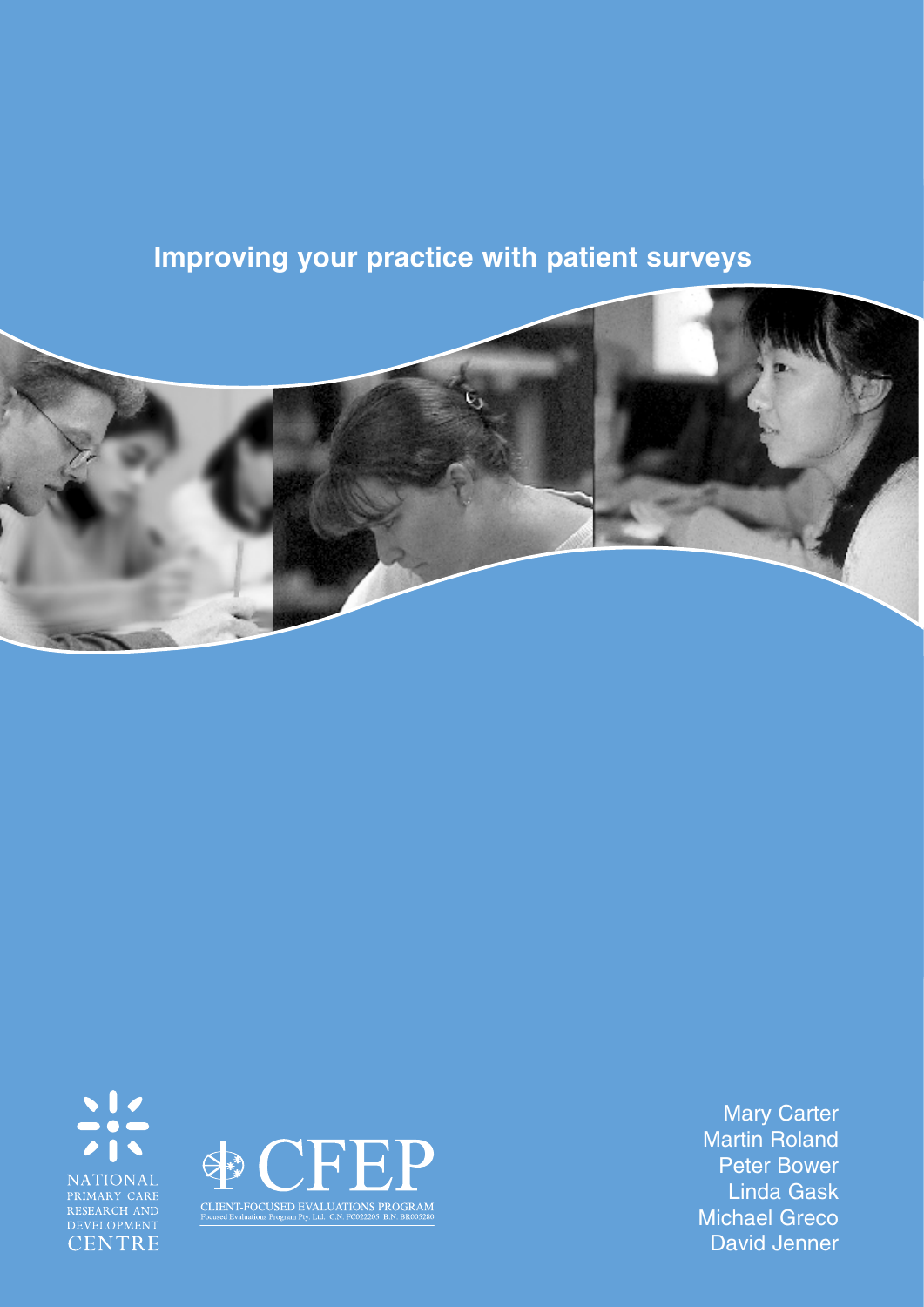# Improving your practice with patient surveys

NATIONAL PRIMARY CARE RESEARCH AND DEVELOPMENT CENTRE

CFEP

CLIENT-FOCUSED EVALUATIONS PROGRAM

Focused Evaluations Program Pty. Ltd. C.N. FC022205 B.N. BR005280

Mary Carter
Martin Roland
Peter Bower
Linda Gask
Michael Greco
David Jenner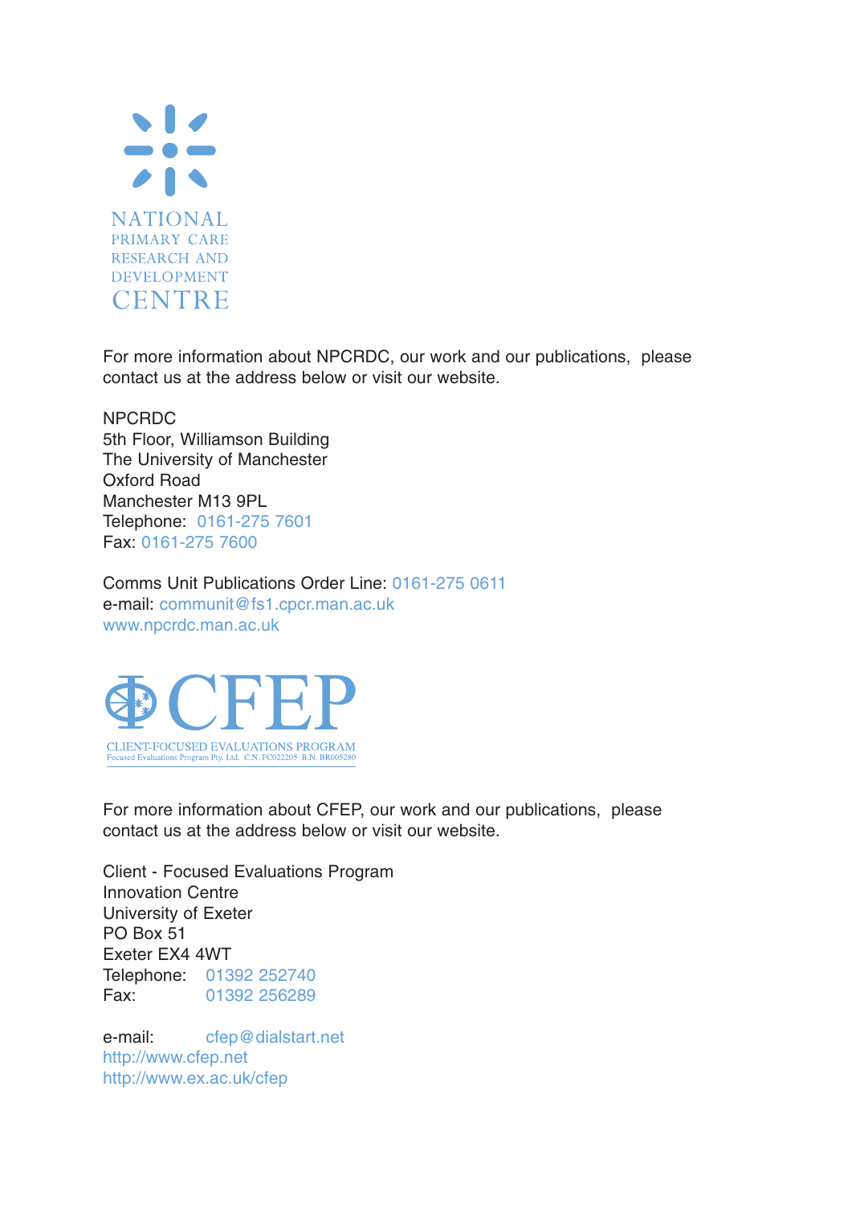NATIONAL
PRIMARY CARE
RESEARCH AND
DEVELOPMENT
CENTRE

For more information about NPCRDC, our work and our publications, please contact us at the address below or visit our website.

NPCRDC
5th Floor, Williamson Building
The University of Manchester
Oxford Road
Manchester M13 9PL
Telephone: 0161-275 7601
Fax: 0161-275 7600

Comms Unit Publications Order Line: 0161-275 0611
e-mail: communit@fs1.cpcr.man.ac.uk
www.npcrdc.man.ac.uk

CFEP
CLIENT-FOCUSED EVALUATIONS PROGRAM
Focused Evaluations Program Pty. Ltd. C.N. FC022205 B.N. BR005280

For more information about CFEP, our work and our publications, please contact us at the address below or visit our website.

Client - Focused Evaluations Program
Innovation Centre
University of Exeter
PO Box 51
Exeter EX4 4WT
Telephone: 01392 252740
Fax: 01392 256289

e-mail: cfep@dialstart.net
http://www.cfep.net
http://www.ex.ac.uk/cfep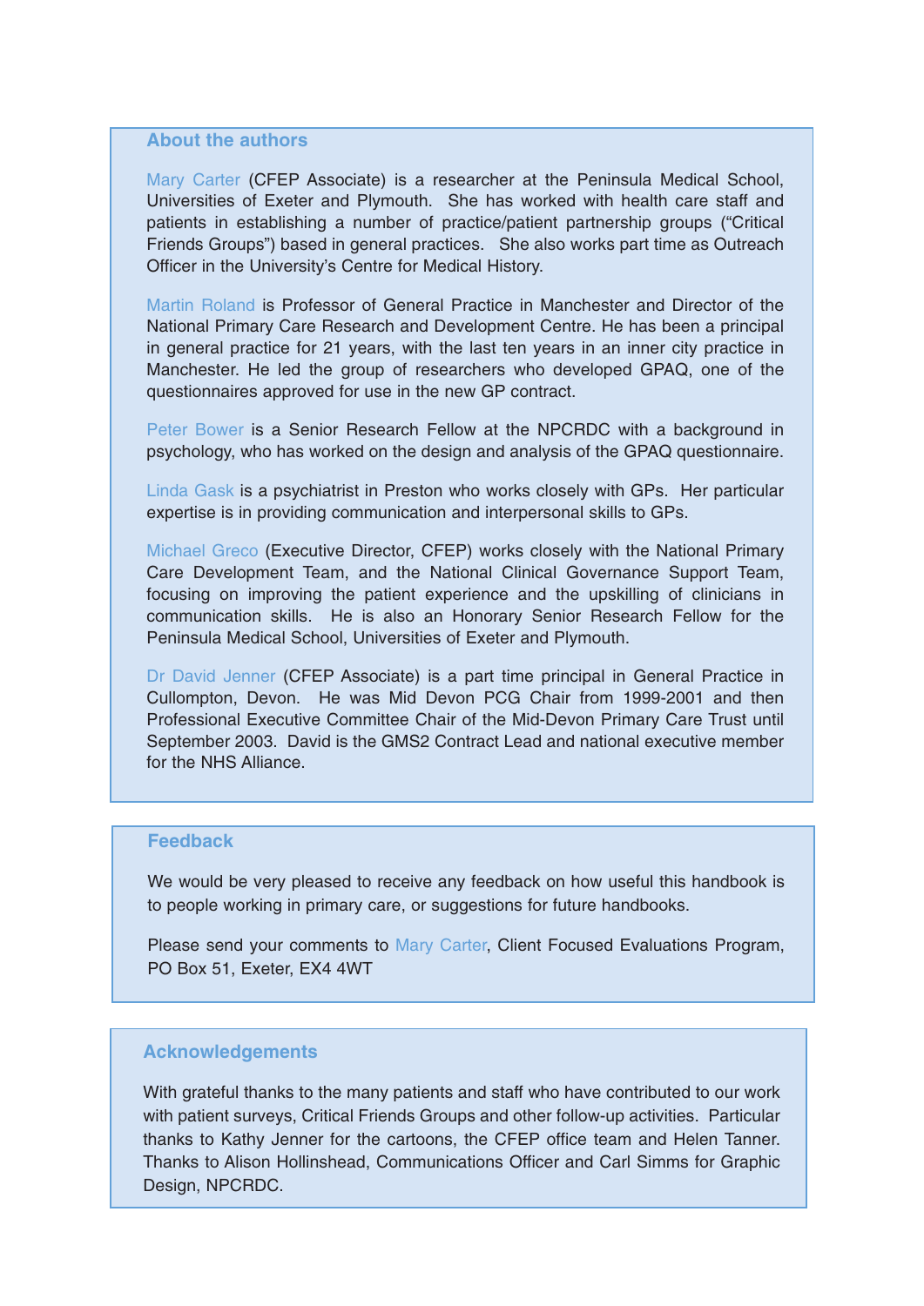## About the authors

Mary Carter (CFEP Associate) is a researcher at the Peninsula Medical School, Universities of Exeter and Plymouth. She has worked with health care staff and patients in establishing a number of practice/patient partnership groups ("Critical Friends Groups") based in general practices. She also works part time as Outreach Officer in the University's Centre for Medical History.

Martin Roland is Professor of General Practice in Manchester and Director of the National Primary Care Research and Development Centre. He has been a principal in general practice for 21 years, with the last ten years in an inner city practice in Manchester. He led the group of researchers who developed GPAQ, one of the questionnaires approved for use in the new GP contract.

Peter Bower is a Senior Research Fellow at the NPCRDC with a background in psychology, who has worked on the design and analysis of the GPAQ questionnaire.

Linda Gask is a psychiatrist in Preston who works closely with GPs. Her particular expertise is in providing communication and interpersonal skills to GPs.

Michael Greco (Executive Director, CFEP) works closely with the National Primary Care Development Team, and the National Clinical Governance Support Team, focusing on improving the patient experience and the upskilling of clinicians in communication skills. He is also an Honorary Senior Research Fellow for the Peninsula Medical School, Universities of Exeter and Plymouth.

Dr David Jenner (CFEP Associate) is a part time principal in General Practice in Cullompton, Devon. He was Mid Devon PCG Chair from 1999-2001 and then Professional Executive Committee Chair of the Mid-Devon Primary Care Trust until September 2003. David is the GMS2 Contract Lead and national executive member for the NHS Alliance.

## Feedback

We would be very pleased to receive any feedback on how useful this handbook is to people working in primary care, or suggestions for future handbooks.

Please send your comments to Mary Carter, Client Focused Evaluations Program, PO Box 51, Exeter, EX4 4WT

## Acknowledgements

With grateful thanks to the many patients and staff who have contributed to our work with patient surveys, Critical Friends Groups and other follow-up activities. Particular thanks to Kathy Jenner for the cartoons, the CFEP office team and Helen Tanner. Thanks to Alison Hollinshead, Communications Officer and Carl Simms for Graphic Design, NPCRDC.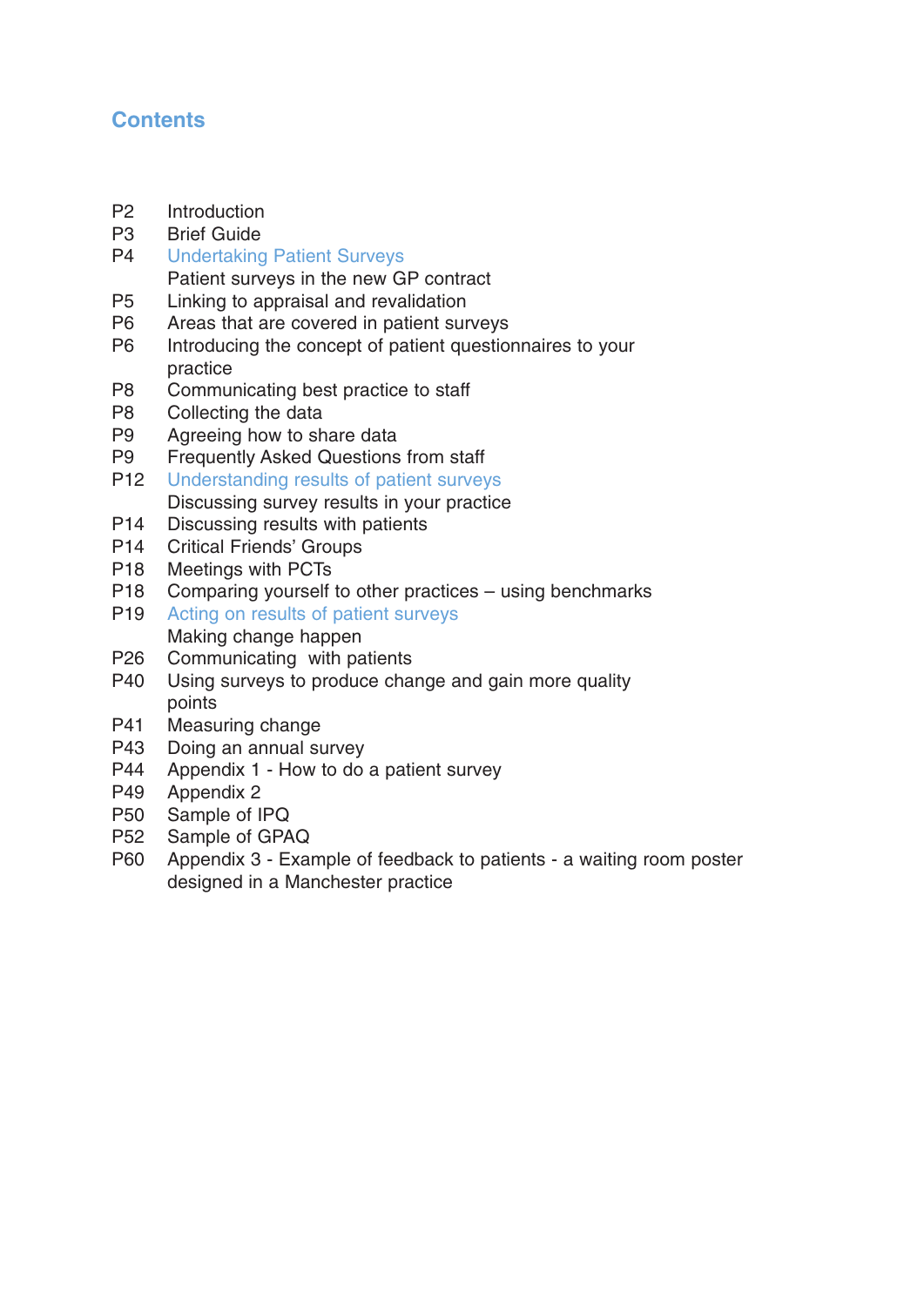# Contents

| | |
|---|---|
| P2 | Introduction |
| P3 | Brief Guide |
| P4 | Undertaking Patient Surveys |
| | Patient surveys in the new GP contract |
| P5 | Linking to appraisal and revalidation |
| P6 | Areas that are covered in patient surveys |
| P6 | Introducing the concept of patient questionnaires to your practice |
| P8 | Communicating best practice to staff |
| P8 | Collecting the data |
| P9 | Agreeing how to share data |
| P9 | Frequently Asked Questions from staff |
| P12 | Understanding results of patient surveys |
| | Discussing survey results in your practice |
| P14 | Discussing results with patients |
| P14 | Critical Friends' Groups |
| P18 | Meetings with PCTs |
| P18 | Comparing yourself to other practices – using benchmarks |
| P19 | Acting on results of patient surveys |
| | Making change happen |
| P26 | Communicating with patients |
| P40 | Using surveys to produce change and gain more quality points |
| P41 | Measuring change |
| P43 | Doing an annual survey |
| P44 | Appendix 1 - How to do a patient survey |
| P49 | Appendix 2 |
| P50 | Sample of IPQ |
| P52 | Sample of GPAQ |
| P60 | Appendix 3 - Example of feedback to patients - a waiting room poster designed in a Manchester practice |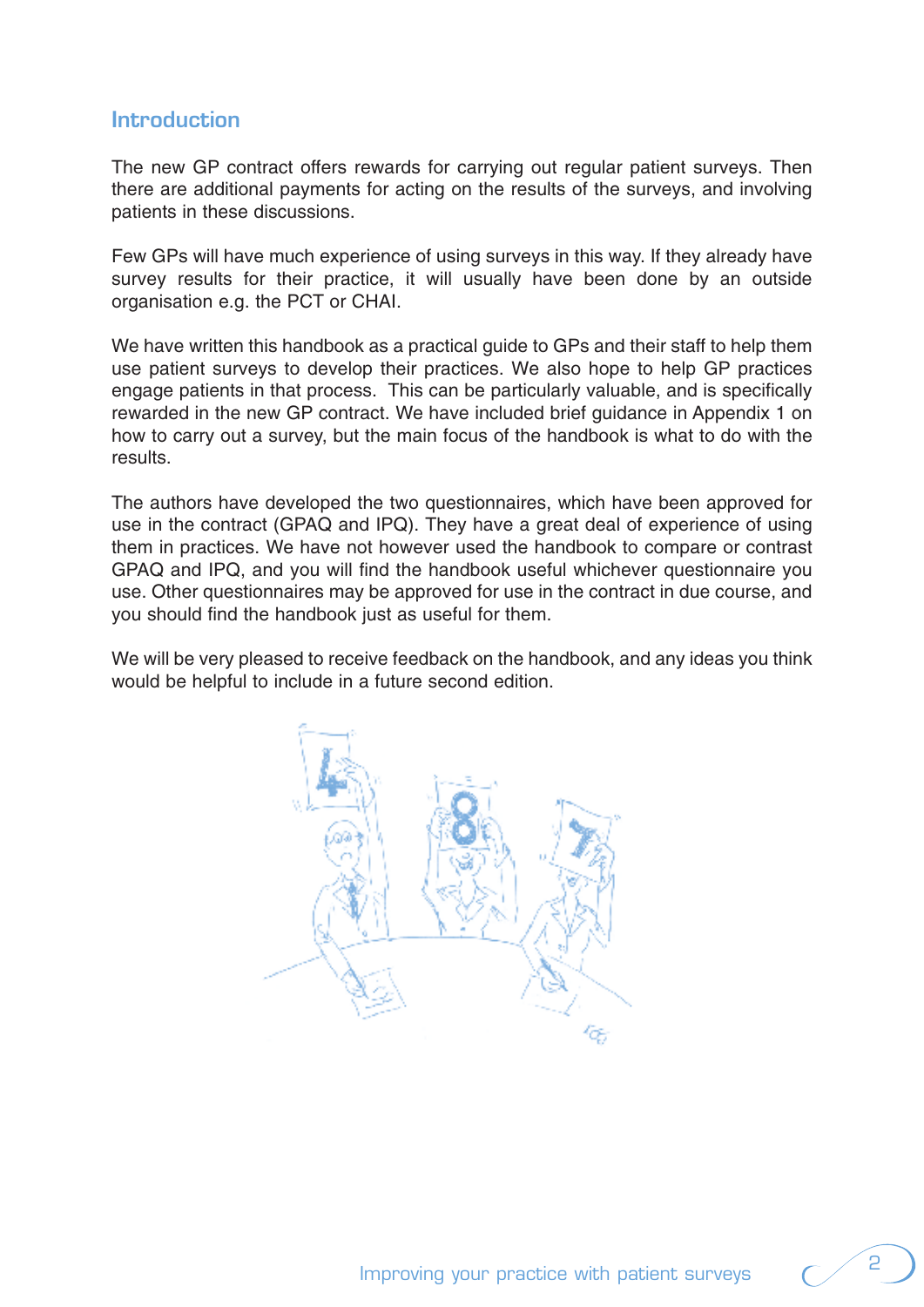## Introduction

The new GP contract offers rewards for carrying out regular patient surveys. Then there are additional payments for acting on the results of the surveys, and involving patients in these discussions.

Few GPs will have much experience of using surveys in this way. If they already have survey results for their practice, it will usually have been done by an outside organisation e.g. the PCT or CHAI.

We have written this handbook as a practical guide to GPs and their staff to help them use patient surveys to develop their practices. We also hope to help GP practices engage patients in that process. This can be particularly valuable, and is specifically rewarded in the new GP contract. We have included brief guidance in Appendix 1 on how to carry out a survey, but the main focus of the handbook is what to do with the results.

The authors have developed the two questionnaires, which have been approved for use in the contract (GPAQ and IPQ). They have a great deal of experience of using them in practices. We have not however used the handbook to compare or contrast GPAQ and IPQ, and you will find the handbook useful whichever questionnaire you use. Other questionnaires may be approved for use in the contract in due course, and you should find the handbook just as useful for them.

We will be very pleased to receive feedback on the handbook, and any ideas you think would be helpful to include in a future second edition.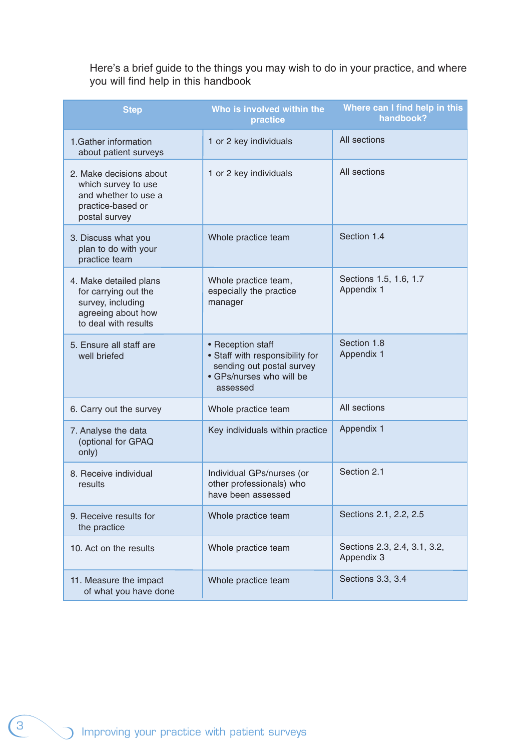Here's a brief guide to the things you may wish to do in your practice, and where you will find help in this handbook

| Step | Who is involved within the practice | Where can I find help in this handbook? |
| --- | --- | --- |
| 1.Gather information about patient surveys | 1 or 2 key individuals | All sections |
| 2. Make decisions about which survey to use and whether to use a practice-based or postal survey | 1 or 2 key individuals | All sections |
| 3. Discuss what you plan to do with your practice team | Whole practice team | Section 1.4 |
| 4. Make detailed plans for carrying out the survey, including agreeing about how to deal with results | Whole practice team, especially the practice manager | Sections 1.5, 1.6, 1.7<br>Appendix 1 |
| 5. Ensure all staff are well briefed | • Reception staff<br>• Staff with responsibility for sending out postal survey<br>• GPs/nurses who will be assessed | Section 1.8<br>Appendix 1 |
| 6. Carry out the survey | Whole practice team | All sections |
| 7. Analyse the data (optional for GPAQ only) | Key individuals within practice | Appendix 1 |
| 8. Receive individual results | Individual GPs/nurses (or other professionals) who have been assessed | Section 2.1 |
| 9. Receive results for the practice | Whole practice team | Sections 2.1, 2.2, 2.5 |
| 10. Act on the results | Whole practice team | Sections 2.3, 2.4, 3.1, 3.2,<br>Appendix 3 |
| 11. Measure the impact of what you have done | Whole practice team | Sections 3.3, 3.4 |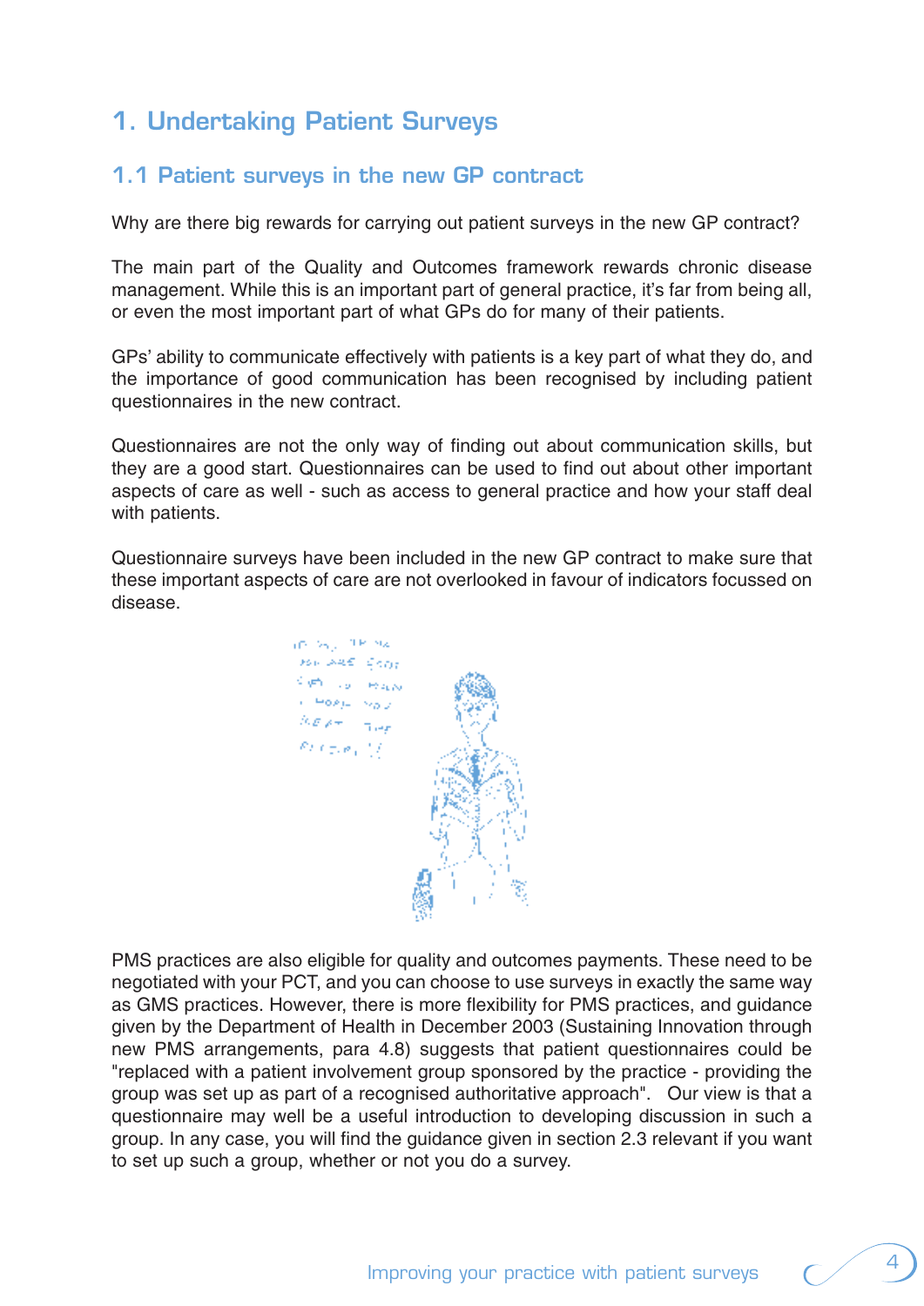# 1. Undertaking Patient Surveys

## 1.1 Patient surveys in the new GP contract

Why are there big rewards for carrying out patient surveys in the new GP contract?

The main part of the Quality and Outcomes framework rewards chronic disease management. While this is an important part of general practice, it's far from being all, or even the most important part of what GPs do for many of their patients.

GPs' ability to communicate effectively with patients is a key part of what they do, and the importance of good communication has been recognised by including patient questionnaires in the new contract.

Questionnaires are not the only way of finding out about communication skills, but they are a good start. Questionnaires can be used to find out about other important aspects of care as well - such as access to general practice and how your staff deal with patients.

Questionnaire surveys have been included in the new GP contract to make sure that these important aspects of care are not overlooked in favour of indicators focussed on disease.

PMS practices are also eligible for quality and outcomes payments. These need to be negotiated with your PCT, and you can choose to use surveys in exactly the same way as GMS practices. However, there is more flexibility for PMS practices, and guidance given by the Department of Health in December 2003 (Sustaining Innovation through new PMS arrangements, para 4.8) suggests that patient questionnaires could be "replaced with a patient involvement group sponsored by the practice - providing the group was set up as part of a recognised authoritative approach". Our view is that a questionnaire may well be a useful introduction to developing discussion in such a group. In any case, you will find the guidance given in section 2.3 relevant if you want to set up such a group, whether or not you do a survey.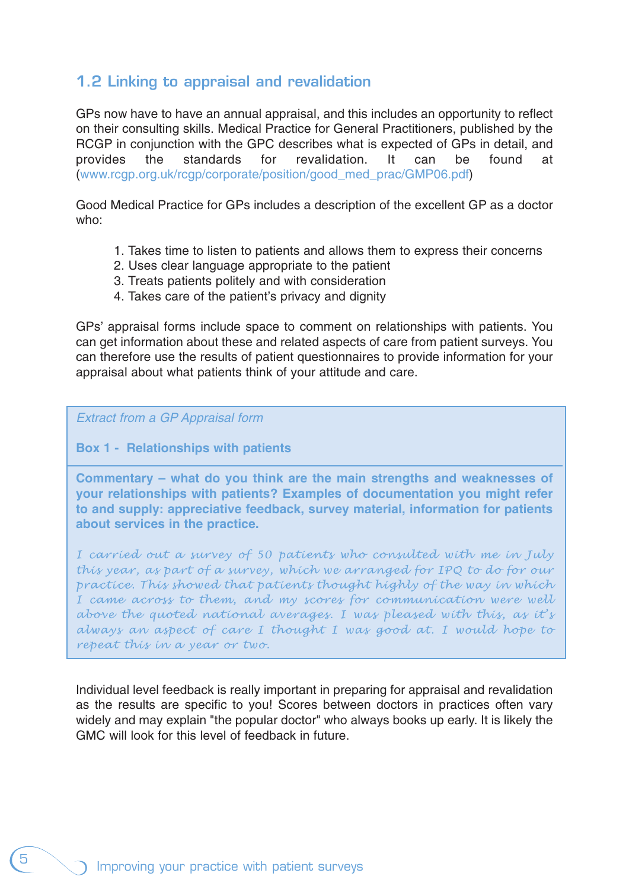## 1.2 Linking to appraisal and revalidation

GPs now have to have an annual appraisal, and this includes an opportunity to reflect on their consulting skills. Medical Practice for General Practitioners, published by the RCGP in conjunction with the GPC describes what is expected of GPs in detail, and provides the standards for revalidation. It can be found at (www.rcgp.org.uk/rcgp/corporate/position/good_med_prac/GMP06.pdf)

Good Medical Practice for GPs includes a description of the excellent GP as a doctor who:

1. Takes time to listen to patients and allows them to express their concerns
2. Uses clear language appropriate to the patient
3. Treats patients politely and with consideration
4. Takes care of the patient's privacy and dignity

GPs' appraisal forms include space to comment on relationships with patients. You can get information about these and related aspects of care from patient surveys. You can therefore use the results of patient questionnaires to provide information for your appraisal about what patients think of your attitude and care.

*Extract from a GP Appraisal form*

**Box 1 - Relationships with patients**

**Commentary – what do you think are the main strengths and weaknesses of your relationships with patients? Examples of documentation you might refer to and supply: appreciative feedback, survey material, information for patients about services in the practice.**

*I carried out a survey of 50 patients who consulted with me in July this year, as part of a survey, which we arranged for IPQ to do for our practice. This showed that patients thought highly of the way in which I came across to them, and my scores for communication were well above the quoted national averages. I was pleased with this, as it's always an aspect of care I thought I was good at. I would hope to repeat this in a year or two.*

Individual level feedback is really important in preparing for appraisal and revalidation as the results are specific to you! Scores between doctors in practices often vary widely and may explain "the popular doctor" who always books up early. It is likely the GMC will look for this level of feedback in future.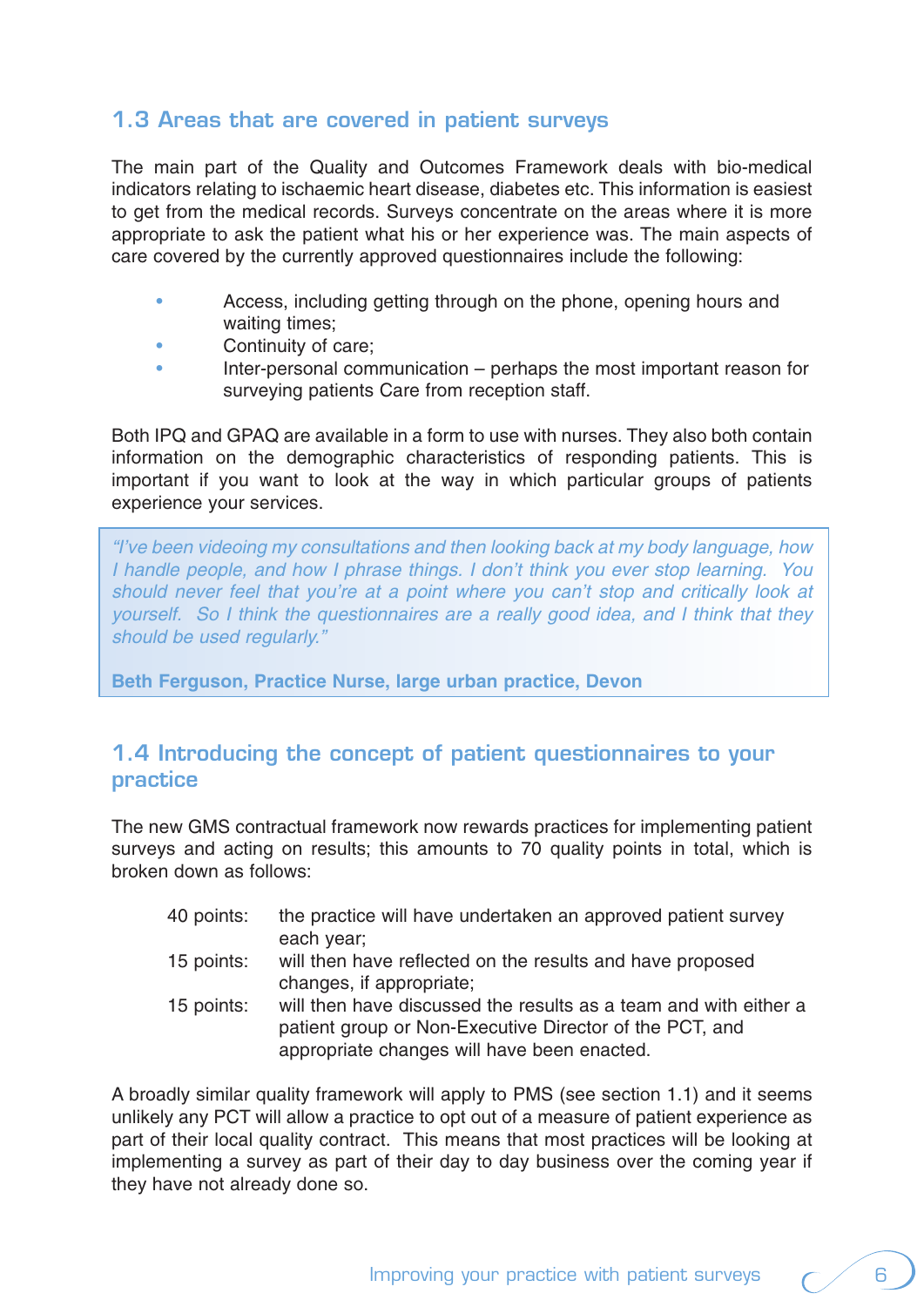## 1.3 Areas that are covered in patient surveys

The main part of the Quality and Outcomes Framework deals with bio-medical indicators relating to ischaemic heart disease, diabetes etc. This information is easiest to get from the medical records. Surveys concentrate on the areas where it is more appropriate to ask the patient what his or her experience was. The main aspects of care covered by the currently approved questionnaires include the following:

- Access, including getting through on the phone, opening hours and waiting times;
- Continuity of care;
- Inter-personal communication – perhaps the most important reason for surveying patients Care from reception staff.

Both IPQ and GPAQ are available in a form to use with nurses. They also both contain information on the demographic characteristics of responding patients. This is important if you want to look at the way in which particular groups of patients experience your services.

> *"I've been videoing my consultations and then looking back at my body language, how I handle people, and how I phrase things. I don't think you ever stop learning. You should never feel that you're at a point where you can't stop and critically look at yourself. So I think the questionnaires are a really good idea, and I think that they should be used regularly."*
>
> **Beth Ferguson, Practice Nurse, large urban practice, Devon**

## 1.4 Introducing the concept of patient questionnaires to your practice

The new GMS contractual framework now rewards practices for implementing patient surveys and acting on results; this amounts to 70 quality points in total, which is broken down as follows:

| | |
|---|---|
| 40 points: | the practice will have undertaken an approved patient survey each year; |
| 15 points: | will then have reflected on the results and have proposed changes, if appropriate; |
| 15 points: | will then have discussed the results as a team and with either a patient group or Non-Executive Director of the PCT, and appropriate changes will have been enacted. |

A broadly similar quality framework will apply to PMS (see section 1.1) and it seems unlikely any PCT will allow a practice to opt out of a measure of patient experience as part of their local quality contract. This means that most practices will be looking at implementing a survey as part of their day to day business over the coming year if they have not already done so.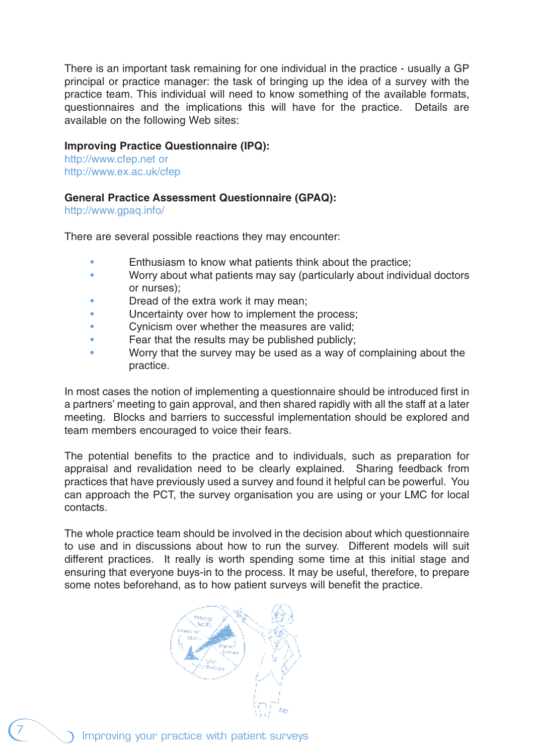There is an important task remaining for one individual in the practice - usually a GP principal or practice manager: the task of bringing up the idea of a survey with the practice team. This individual will need to know something of the available formats, questionnaires and the implications this will have for the practice. Details are available on the following Web sites:

**Improving Practice Questionnaire (IPQ):**
http://www.cfep.net or
http://www.ex.ac.uk/cfep

**General Practice Assessment Questionnaire (GPAQ):**
http://www.gpaq.info/

There are several possible reactions they may encounter:

- Enthusiasm to know what patients think about the practice;
- Worry about what patients may say (particularly about individual doctors or nurses);
- Dread of the extra work it may mean;
- Uncertainty over how to implement the process;
- Cynicism over whether the measures are valid;
- Fear that the results may be published publicly;
- Worry that the survey may be used as a way of complaining about the practice.

In most cases the notion of implementing a questionnaire should be introduced first in a partners' meeting to gain approval, and then shared rapidly with all the staff at a later meeting. Blocks and barriers to successful implementation should be explored and team members encouraged to voice their fears.

The potential benefits to the practice and to individuals, such as preparation for appraisal and revalidation need to be clearly explained. Sharing feedback from practices that have previously used a survey and found it helpful can be powerful. You can approach the PCT, the survey organisation you are using or your LMC for local contacts.

The whole practice team should be involved in the decision about which questionnaire to use and in discussions about how to run the survey. Different models will suit different practices. It really is worth spending some time at this initial stage and ensuring that everyone buys-in to the process. It may be useful, therefore, to prepare some notes beforehand, as to how patient surveys will benefit the practice.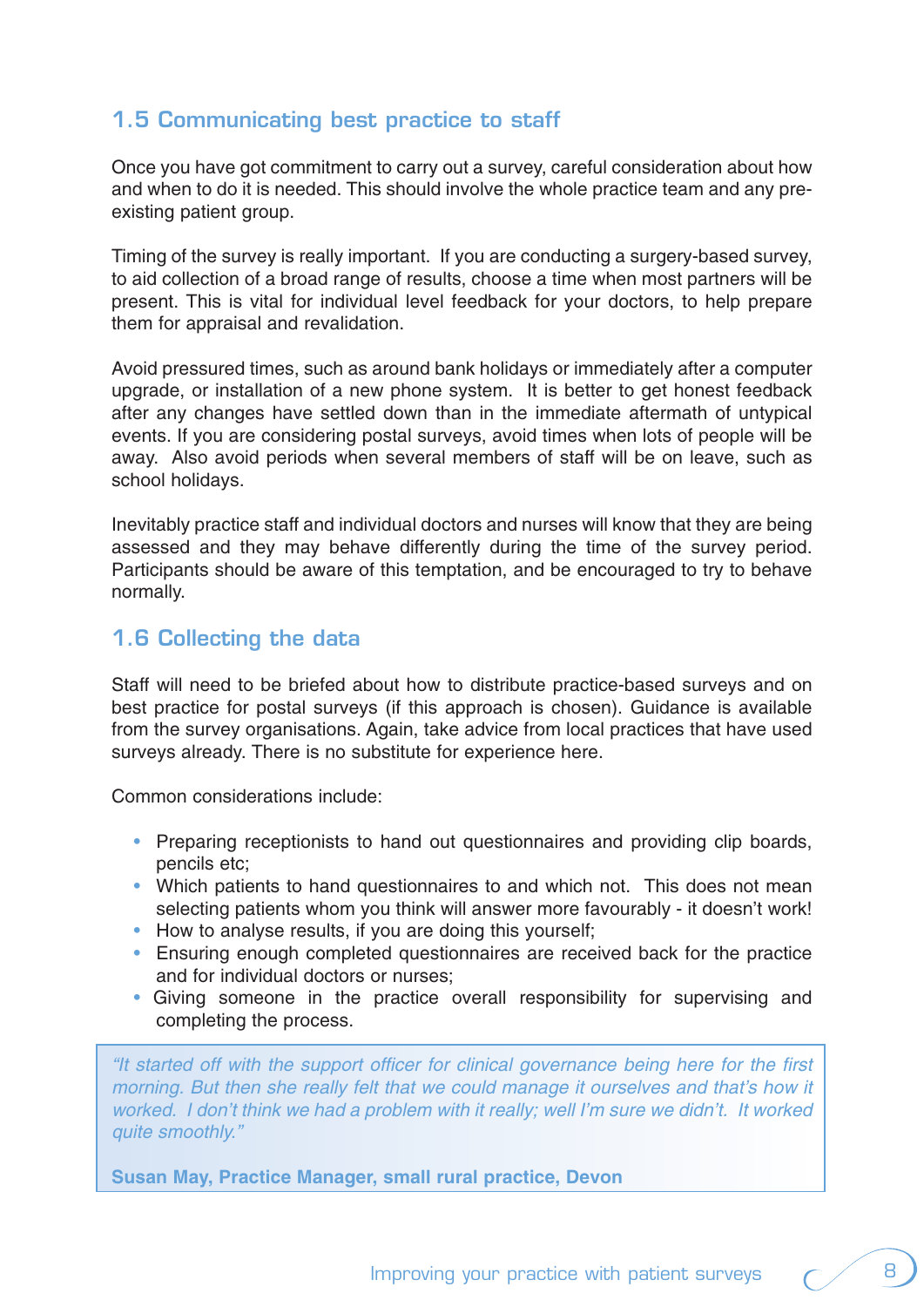## 1.5 Communicating best practice to staff

Once you have got commitment to carry out a survey, careful consideration about how and when to do it is needed. This should involve the whole practice team and any pre-existing patient group.

Timing of the survey is really important. If you are conducting a surgery-based survey, to aid collection of a broad range of results, choose a time when most partners will be present. This is vital for individual level feedback for your doctors, to help prepare them for appraisal and revalidation.

Avoid pressured times, such as around bank holidays or immediately after a computer upgrade, or installation of a new phone system. It is better to get honest feedback after any changes have settled down than in the immediate aftermath of untypical events. If you are considering postal surveys, avoid times when lots of people will be away. Also avoid periods when several members of staff will be on leave, such as school holidays.

Inevitably practice staff and individual doctors and nurses will know that they are being assessed and they may behave differently during the time of the survey period. Participants should be aware of this temptation, and be encouraged to try to behave normally.

## 1.6 Collecting the data

Staff will need to be briefed about how to distribute practice-based surveys and on best practice for postal surveys (if this approach is chosen). Guidance is available from the survey organisations. Again, take advice from local practices that have used surveys already. There is no substitute for experience here.

Common considerations include:

- Preparing receptionists to hand out questionnaires and providing clip boards, pencils etc;
- Which patients to hand questionnaires to and which not. This does not mean selecting patients whom you think will answer more favourably - it doesn't work!
- How to analyse results, if you are doing this yourself;
- Ensuring enough completed questionnaires are received back for the practice and for individual doctors or nurses;
- Giving someone in the practice overall responsibility for supervising and completing the process.

> *"It started off with the support officer for clinical governance being here for the first morning. But then she really felt that we could manage it ourselves and that's how it worked. I don't think we had a problem with it really; well I'm sure we didn't. It worked quite smoothly."*
>
> **Susan May, Practice Manager, small rural practice, Devon**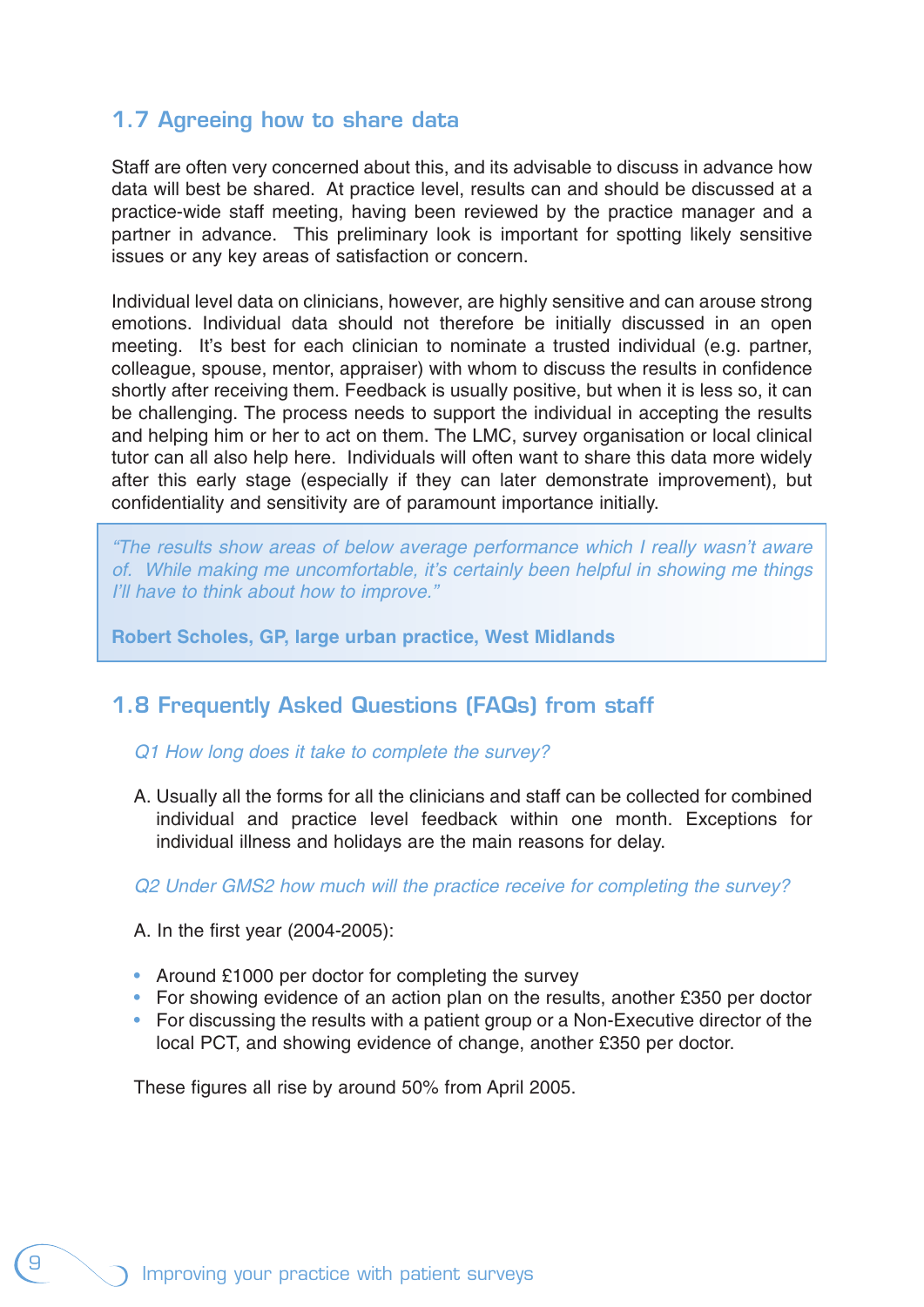## 1.7 Agreeing how to share data

Staff are often very concerned about this, and its advisable to discuss in advance how data will best be shared. At practice level, results can and should be discussed at a practice-wide staff meeting, having been reviewed by the practice manager and a partner in advance. This preliminary look is important for spotting likely sensitive issues or any key areas of satisfaction or concern.

Individual level data on clinicians, however, are highly sensitive and can arouse strong emotions. Individual data should not therefore be initially discussed in an open meeting. It's best for each clinician to nominate a trusted individual (e.g. partner, colleague, spouse, mentor, appraiser) with whom to discuss the results in confidence shortly after receiving them. Feedback is usually positive, but when it is less so, it can be challenging. The process needs to support the individual in accepting the results and helping him or her to act on them. The LMC, survey organisation or local clinical tutor can all also help here. Individuals will often want to share this data more widely after this early stage (especially if they can later demonstrate improvement), but confidentiality and sensitivity are of paramount importance initially.

> *"The results show areas of below average performance which I really wasn't aware of. While making me uncomfortable, it's certainly been helpful in showing me things I'll have to think about how to improve."*
>
> **Robert Scholes, GP, large urban practice, West Midlands**

## 1.8 Frequently Asked Questions (FAQs) from staff

*Q1 How long does it take to complete the survey?*

A. Usually all the forms for all the clinicians and staff can be collected for combined individual and practice level feedback within one month. Exceptions for individual illness and holidays are the main reasons for delay.

*Q2 Under GMS2 how much will the practice receive for completing the survey?*

A. In the first year (2004-2005):

- Around £1000 per doctor for completing the survey
- For showing evidence of an action plan on the results, another £350 per doctor
- For discussing the results with a patient group or a Non-Executive director of the local PCT, and showing evidence of change, another £350 per doctor.

These figures all rise by around 50% from April 2005.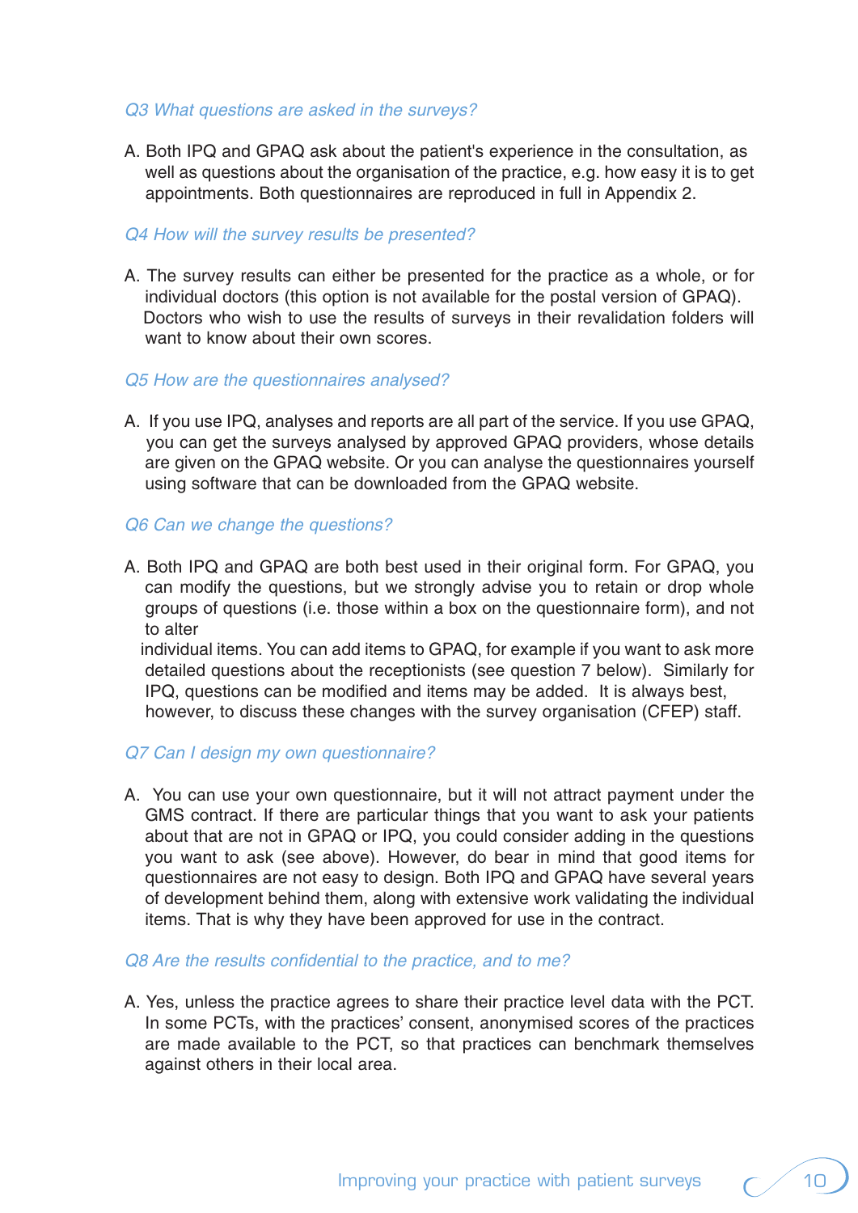*Q3 What questions are asked in the surveys?*

A. Both IPQ and GPAQ ask about the patient's experience in the consultation, as well as questions about the organisation of the practice, e.g. how easy it is to get appointments. Both questionnaires are reproduced in full in Appendix 2.

*Q4 How will the survey results be presented?*

A. The survey results can either be presented for the practice as a whole, or for individual doctors (this option is not available for the postal version of GPAQ). Doctors who wish to use the results of surveys in their revalidation folders will want to know about their own scores.

*Q5 How are the questionnaires analysed?*

A. If you use IPQ, analyses and reports are all part of the service. If you use GPAQ, you can get the surveys analysed by approved GPAQ providers, whose details are given on the GPAQ website. Or you can analyse the questionnaires yourself using software that can be downloaded from the GPAQ website.

*Q6 Can we change the questions?*

A. Both IPQ and GPAQ are both best used in their original form. For GPAQ, you can modify the questions, but we strongly advise you to retain or drop whole groups of questions (i.e. those within a box on the questionnaire form), and not to alter individual items. You can add items to GPAQ, for example if you want to ask more detailed questions about the receptionists (see question 7 below). Similarly for IPQ, questions can be modified and items may be added. It is always best, however, to discuss these changes with the survey organisation (CFEP) staff.

*Q7 Can I design my own questionnaire?*

A. You can use your own questionnaire, but it will not attract payment under the GMS contract. If there are particular things that you want to ask your patients about that are not in GPAQ or IPQ, you could consider adding in the questions you want to ask (see above). However, do bear in mind that good items for questionnaires are not easy to design. Both IPQ and GPAQ have several years of development behind them, along with extensive work validating the individual items. That is why they have been approved for use in the contract.

*Q8 Are the results confidential to the practice, and to me?*

A. Yes, unless the practice agrees to share their practice level data with the PCT. In some PCTs, with the practices' consent, anonymised scores of the practices are made available to the PCT, so that practices can benchmark themselves against others in their local area.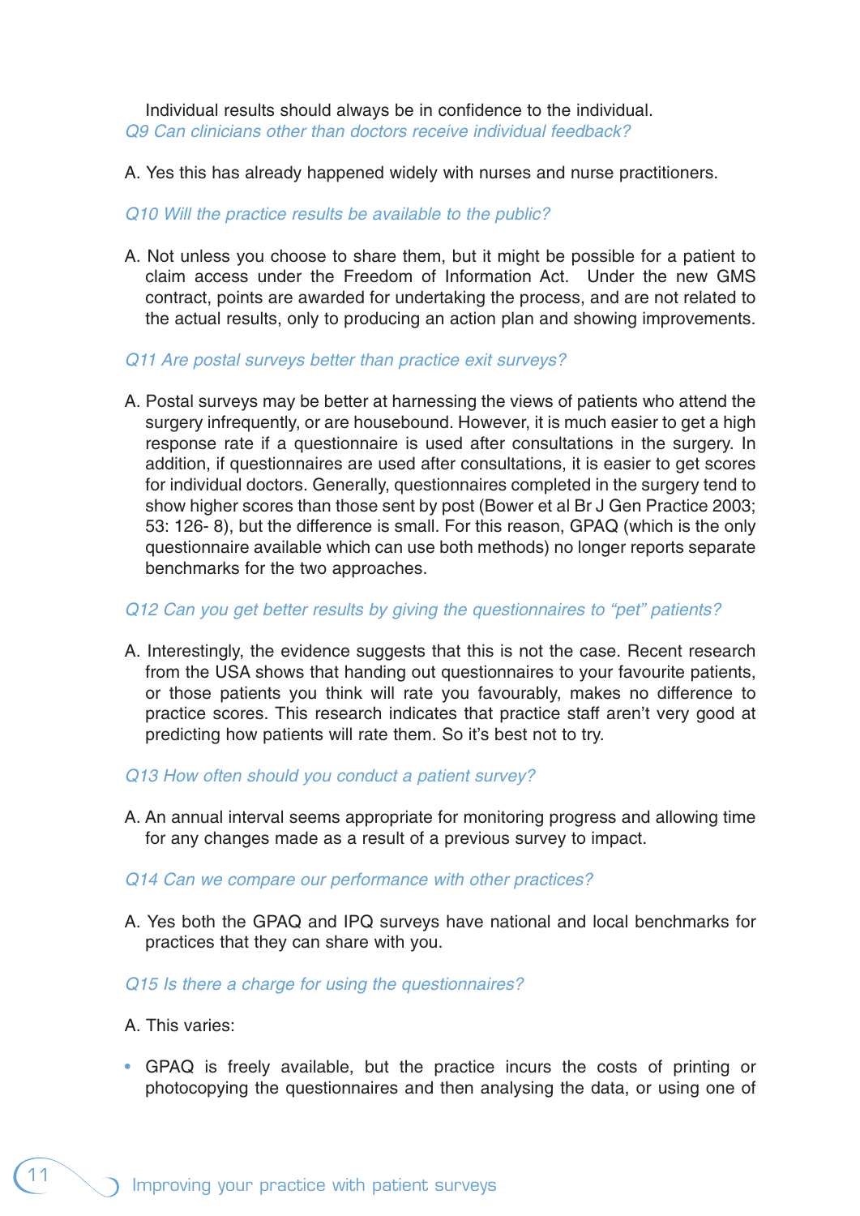Individual results should always be in confidence to the individual.

*Q9 Can clinicians other than doctors receive individual feedback?*

A. Yes this has already happened widely with nurses and nurse practitioners.

*Q10 Will the practice results be available to the public?*

A. Not unless you choose to share them, but it might be possible for a patient to claim access under the Freedom of Information Act. Under the new GMS contract, points are awarded for undertaking the process, and are not related to the actual results, only to producing an action plan and showing improvements.

*Q11 Are postal surveys better than practice exit surveys?*

A. Postal surveys may be better at harnessing the views of patients who attend the surgery infrequently, or are housebound. However, it is much easier to get a high response rate if a questionnaire is used after consultations in the surgery. In addition, if questionnaires are used after consultations, it is easier to get scores for individual doctors. Generally, questionnaires completed in the surgery tend to show higher scores than those sent by post (Bower et al Br J Gen Practice 2003; 53: 126- 8), but the difference is small. For this reason, GPAQ (which is the only questionnaire available which can use both methods) no longer reports separate benchmarks for the two approaches.

*Q12 Can you get better results by giving the questionnaires to "pet" patients?*

A. Interestingly, the evidence suggests that this is not the case. Recent research from the USA shows that handing out questionnaires to your favourite patients, or those patients you think will rate you favourably, makes no difference to practice scores. This research indicates that practice staff aren't very good at predicting how patients will rate them. So it's best not to try.

*Q13 How often should you conduct a patient survey?*

A. An annual interval seems appropriate for monitoring progress and allowing time for any changes made as a result of a previous survey to impact.

*Q14 Can we compare our performance with other practices?*

A. Yes both the GPAQ and IPQ surveys have national and local benchmarks for practices that they can share with you.

*Q15 Is there a charge for using the questionnaires?*

A. This varies:

- GPAQ is freely available, but the practice incurs the costs of printing or photocopying the questionnaires and then analysing the data, or using one of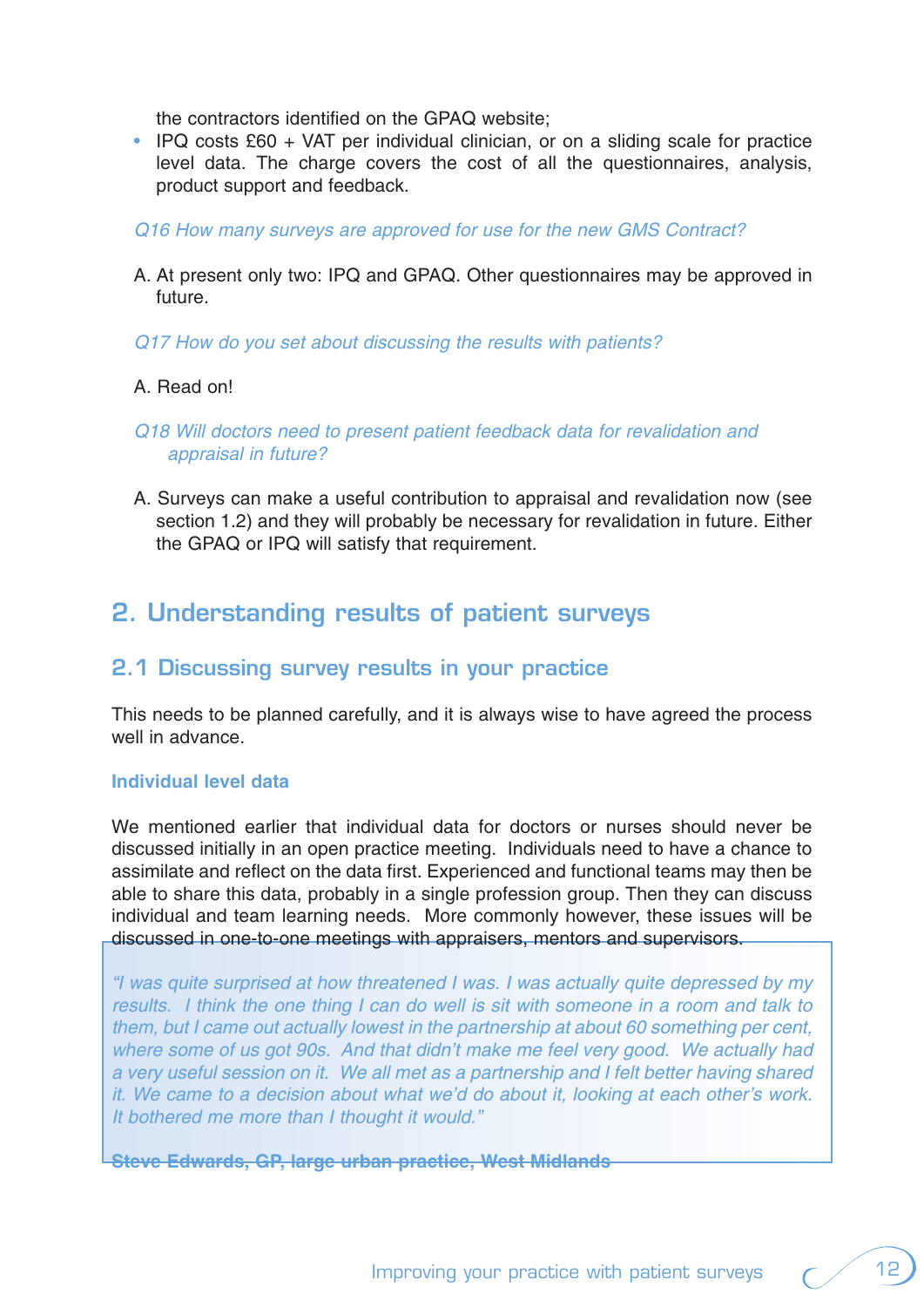the contractors identified on the GPAQ website;

- IPQ costs £60 + VAT per individual clinician, or on a sliding scale for practice level data. The charge covers the cost of all the questionnaires, analysis, product support and feedback.

*Q16 How many surveys are approved for use for the new GMS Contract?*

A. At present only two: IPQ and GPAQ. Other questionnaires may be approved in future.

*Q17 How do you set about discussing the results with patients?*

A. Read on!

*Q18 Will doctors need to present patient feedback data for revalidation and appraisal in future?*

A. Surveys can make a useful contribution to appraisal and revalidation now (see section 1.2) and they will probably be necessary for revalidation in future. Either the GPAQ or IPQ will satisfy that requirement.

## 2. Understanding results of patient surveys

### 2.1 Discussing survey results in your practice

This needs to be planned carefully, and it is always wise to have agreed the process well in advance.

#### Individual level data

We mentioned earlier that individual data for doctors or nurses should never be discussed initially in an open practice meeting. Individuals need to have a chance to assimilate and reflect on the data first. Experienced and functional teams may then be able to share this data, probably in a single profession group. Then they can discuss individual and team learning needs. More commonly however, these issues will be discussed in one-to-one meetings with appraisers, mentors and supervisors.

> *"I was quite surprised at how threatened I was. I was actually quite depressed by my results. I think the one thing I can do well is sit with someone in a room and talk to them, but I came out actually lowest in the partnership at about 60 something per cent, where some of us got 90s. And that didn't make me feel very good. We actually had a very useful session on it. We all met as a partnership and I felt better having shared it. We came to a decision about what we'd do about it, looking at each other's work. It bothered me more than I thought it would."*
>
> **Steve Edwards, GP, large urban practice, West Midlands**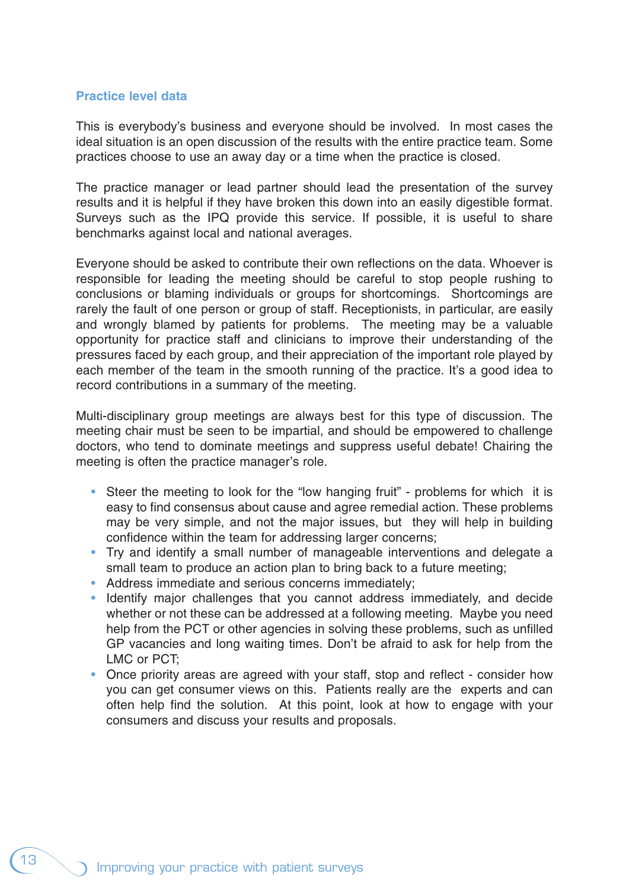### Practice level data

This is everybody's business and everyone should be involved. In most cases the ideal situation is an open discussion of the results with the entire practice team. Some practices choose to use an away day or a time when the practice is closed.

The practice manager or lead partner should lead the presentation of the survey results and it is helpful if they have broken this down into an easily digestible format. Surveys such as the IPQ provide this service. If possible, it is useful to share benchmarks against local and national averages.

Everyone should be asked to contribute their own reflections on the data. Whoever is responsible for leading the meeting should be careful to stop people rushing to conclusions or blaming individuals or groups for shortcomings. Shortcomings are rarely the fault of one person or group of staff. Receptionists, in particular, are easily and wrongly blamed by patients for problems. The meeting may be a valuable opportunity for practice staff and clinicians to improve their understanding of the pressures faced by each group, and their appreciation of the important role played by each member of the team in the smooth running of the practice. It's a good idea to record contributions in a summary of the meeting.

Multi-disciplinary group meetings are always best for this type of discussion. The meeting chair must be seen to be impartial, and should be empowered to challenge doctors, who tend to dominate meetings and suppress useful debate! Chairing the meeting is often the practice manager's role.

- Steer the meeting to look for the "low hanging fruit" - problems for which it is easy to find consensus about cause and agree remedial action. These problems may be very simple, and not the major issues, but they will help in building confidence within the team for addressing larger concerns;
- Try and identify a small number of manageable interventions and delegate a small team to produce an action plan to bring back to a future meeting;
- Address immediate and serious concerns immediately;
- Identify major challenges that you cannot address immediately, and decide whether or not these can be addressed at a following meeting. Maybe you need help from the PCT or other agencies in solving these problems, such as unfilled GP vacancies and long waiting times. Don't be afraid to ask for help from the LMC or PCT;
- Once priority areas are agreed with your staff, stop and reflect - consider how you can get consumer views on this. Patients really are the experts and can often help find the solution. At this point, look at how to engage with your consumers and discuss your results and proposals.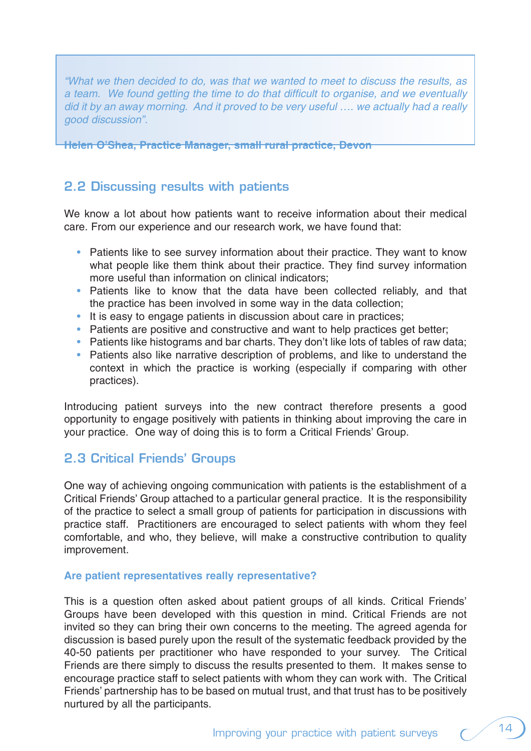> *"What we then decided to do, was that we wanted to meet to discuss the results, as a team. We found getting the time to do that difficult to organise, and we eventually did it by an away morning. And it proved to be very useful …. we actually had a really good discussion".*
>
> **Helen O'Shea, Practice Manager, small rural practice, Devon**

## 2.2 Discussing results with patients

We know a lot about how patients want to receive information about their medical care. From our experience and our research work, we have found that:

- Patients like to see survey information about their practice. They want to know what people like them think about their practice. They find survey information more useful than information on clinical indicators;
- Patients like to know that the data have been collected reliably, and that the practice has been involved in some way in the data collection;
- It is easy to engage patients in discussion about care in practices;
- Patients are positive and constructive and want to help practices get better;
- Patients like histograms and bar charts. They don't like lots of tables of raw data;
- Patients also like narrative description of problems, and like to understand the context in which the practice is working (especially if comparing with other practices).

Introducing patient surveys into the new contract therefore presents a good opportunity to engage positively with patients in thinking about improving the care in your practice. One way of doing this is to form a Critical Friends' Group.

## 2.3 Critical Friends' Groups

One way of achieving ongoing communication with patients is the establishment of a Critical Friends' Group attached to a particular general practice. It is the responsibility of the practice to select a small group of patients for participation in discussions with practice staff. Practitioners are encouraged to select patients with whom they feel comfortable, and who, they believe, will make a constructive contribution to quality improvement.

### Are patient representatives really representative?

This is a question often asked about patient groups of all kinds. Critical Friends' Groups have been developed with this question in mind. Critical Friends are not invited so they can bring their own concerns to the meeting. The agreed agenda for discussion is based purely upon the result of the systematic feedback provided by the 40-50 patients per practitioner who have responded to your survey. The Critical Friends are there simply to discuss the results presented to them. It makes sense to encourage practice staff to select patients with whom they can work with. The Critical Friends' partnership has to be based on mutual trust, and that trust has to be positively nurtured by all the participants.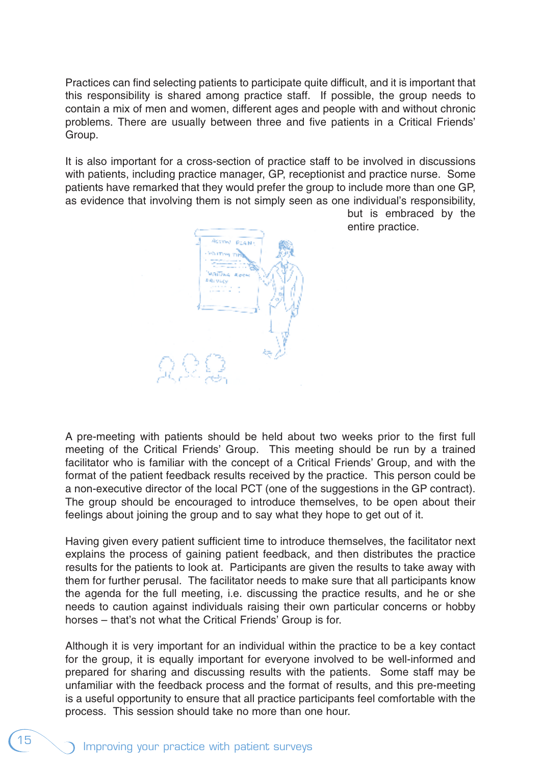Practices can find selecting patients to participate quite difficult, and it is important that this responsibility is shared among practice staff. If possible, the group needs to contain a mix of men and women, different ages and people with and without chronic problems. There are usually between three and five patients in a Critical Friends' Group.

It is also important for a cross-section of practice staff to be involved in discussions with patients, including practice manager, GP, receptionist and practice nurse. Some patients have remarked that they would prefer the group to include more than one GP, as evidence that involving them is not simply seen as one individual's responsibility, but is embraced by the entire practice.

A pre-meeting with patients should be held about two weeks prior to the first full meeting of the Critical Friends' Group. This meeting should be run by a trained facilitator who is familiar with the concept of a Critical Friends' Group, and with the format of the patient feedback results received by the practice. This person could be a non-executive director of the local PCT (one of the suggestions in the GP contract). The group should be encouraged to introduce themselves, to be open about their feelings about joining the group and to say what they hope to get out of it.

Having given every patient sufficient time to introduce themselves, the facilitator next explains the process of gaining patient feedback, and then distributes the practice results for the patients to look at. Participants are given the results to take away with them for further perusal. The facilitator needs to make sure that all participants know the agenda for the full meeting, i.e. discussing the practice results, and he or she needs to caution against individuals raising their own particular concerns or hobby horses – that's not what the Critical Friends' Group is for.

Although it is very important for an individual within the practice to be a key contact for the group, it is equally important for everyone involved to be well-informed and prepared for sharing and discussing results with the patients. Some staff may be unfamiliar with the feedback process and the format of results, and this pre-meeting is a useful opportunity to ensure that all practice participants feel comfortable with the process. This session should take no more than one hour.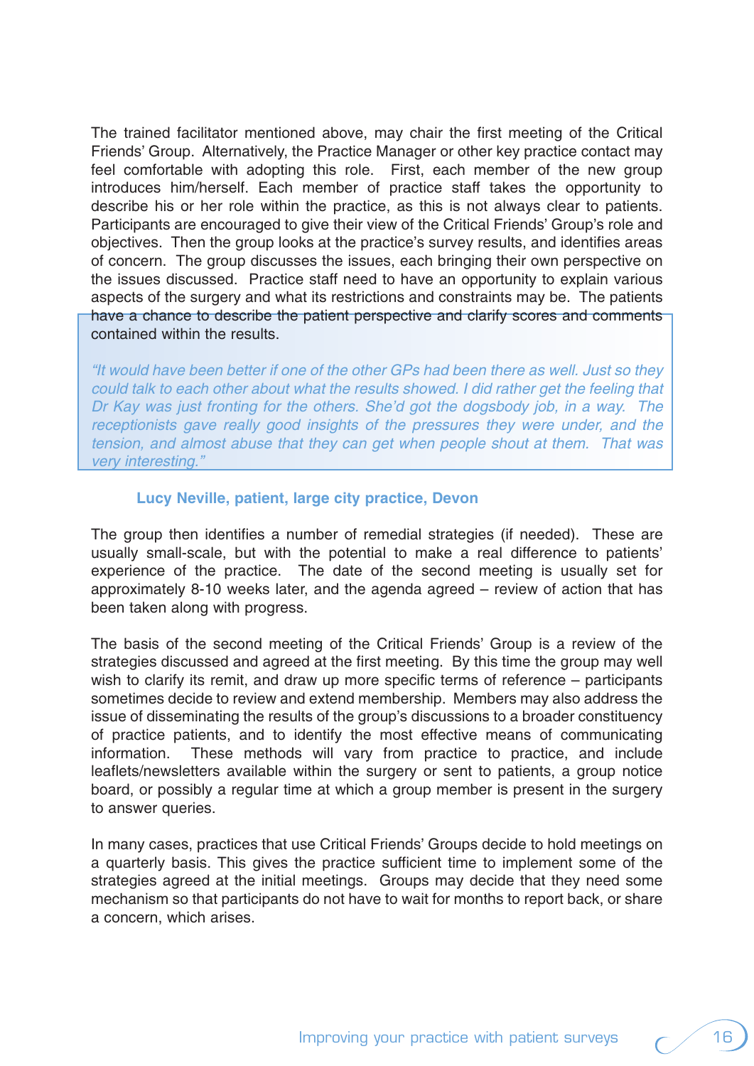The trained facilitator mentioned above, may chair the first meeting of the Critical Friends' Group. Alternatively, the Practice Manager or other key practice contact may feel comfortable with adopting this role. First, each member of the new group introduces him/herself. Each member of practice staff takes the opportunity to describe his or her role within the practice, as this is not always clear to patients. Participants are encouraged to give their view of the Critical Friends' Group's role and objectives. Then the group looks at the practice's survey results, and identifies areas of concern. The group discusses the issues, each bringing their own perspective on the issues discussed. Practice staff need to have an opportunity to explain various aspects of the surgery and what its restrictions and constraints may be. The patients have a chance to describe the patient perspective and clarify scores and comments contained within the results.

*"It would have been better if one of the other GPs had been there as well. Just so they could talk to each other about what the results showed. I did rather get the feeling that Dr Kay was just fronting for the others. She'd got the dogsbody job, in a way. The receptionists gave really good insights of the pressures they were under, and the tension, and almost abuse that they can get when people shout at them. That was very interesting."*

**Lucy Neville, patient, large city practice, Devon**

The group then identifies a number of remedial strategies (if needed). These are usually small-scale, but with the potential to make a real difference to patients' experience of the practice. The date of the second meeting is usually set for approximately 8-10 weeks later, and the agenda agreed – review of action that has been taken along with progress.

The basis of the second meeting of the Critical Friends' Group is a review of the strategies discussed and agreed at the first meeting. By this time the group may well wish to clarify its remit, and draw up more specific terms of reference – participants sometimes decide to review and extend membership. Members may also address the issue of disseminating the results of the group's discussions to a broader constituency of practice patients, and to identify the most effective means of communicating information. These methods will vary from practice to practice, and include leaflets/newsletters available within the surgery or sent to patients, a group notice board, or possibly a regular time at which a group member is present in the surgery to answer queries.

In many cases, practices that use Critical Friends' Groups decide to hold meetings on a quarterly basis. This gives the practice sufficient time to implement some of the strategies agreed at the initial meetings. Groups may decide that they need some mechanism so that participants do not have to wait for months to report back, or share a concern, which arises.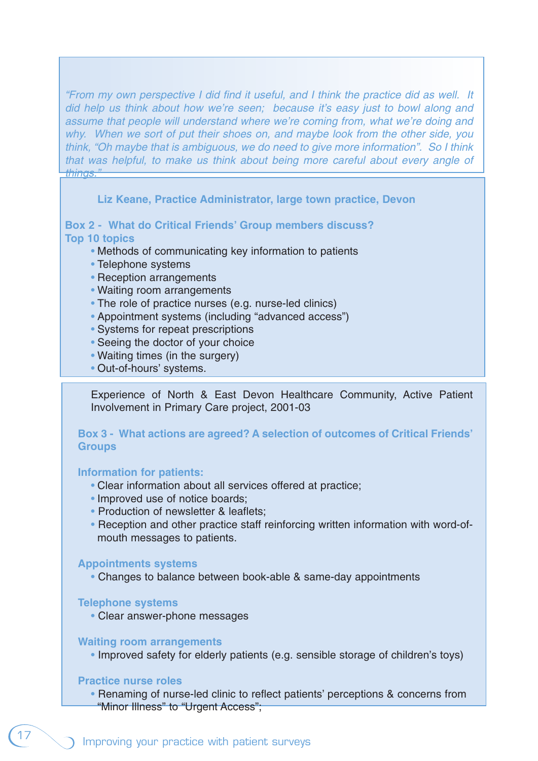*"From my own perspective I did find it useful, and I think the practice did as well. It did help us think about how we're seen; because it's easy just to bowl along and assume that people will understand where we're coming from, what we're doing and why. When we sort of put their shoes on, and maybe look from the other side, you think, "Oh maybe that is ambiguous, we do need to give more information". So I think that was helpful, to make us think about being more careful about every angle of things."*

**Liz Keane, Practice Administrator, large town practice, Devon**

### Box 2 - What do Critical Friends' Group members discuss? Top 10 topics

- Methods of communicating key information to patients
- Telephone systems
- Reception arrangements
- Waiting room arrangements
- The role of practice nurses (e.g. nurse-led clinics)
- Appointment systems (including "advanced access")
- Systems for repeat prescriptions
- Seeing the doctor of your choice
- Waiting times (in the surgery)
- Out-of-hours' systems.

Experience of North & East Devon Healthcare Community, Active Patient Involvement in Primary Care project, 2001-03

### Box 3 - What actions are agreed? A selection of outcomes of Critical Friends' Groups

**Information for patients:**

- Clear information about all services offered at practice;
- Improved use of notice boards;
- Production of newsletter & leaflets;
- Reception and other practice staff reinforcing written information with word-of-mouth messages to patients.

**Appointments systems**

- Changes to balance between book-able & same-day appointments

**Telephone systems**

- Clear answer-phone messages

**Waiting room arrangements**

- Improved safety for elderly patients (e.g. sensible storage of children's toys)

**Practice nurse roles**

- Renaming of nurse-led clinic to reflect patients' perceptions & concerns from "Minor Illness" to "Urgent Access";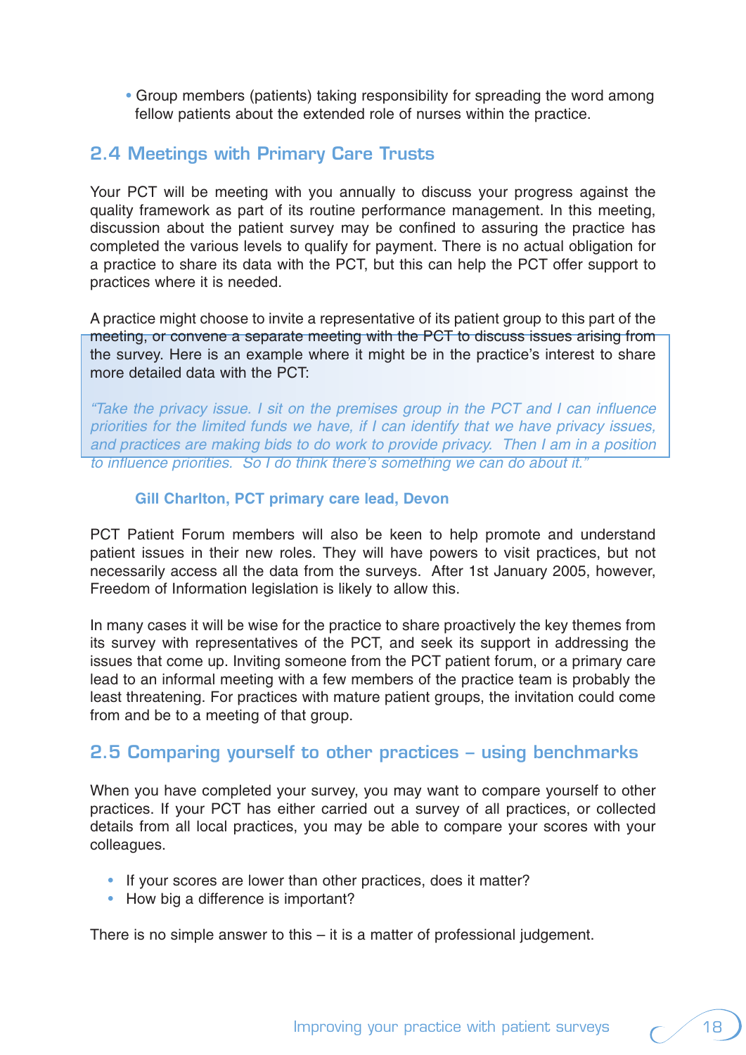- Group members (patients) taking responsibility for spreading the word among fellow patients about the extended role of nurses within the practice.

## 2.4 Meetings with Primary Care Trusts

Your PCT will be meeting with you annually to discuss your progress against the quality framework as part of its routine performance management. In this meeting, discussion about the patient survey may be confined to assuring the practice has completed the various levels to qualify for payment. There is no actual obligation for a practice to share its data with the PCT, but this can help the PCT offer support to practices where it is needed.

A practice might choose to invite a representative of its patient group to this part of the meeting, or convene a separate meeting with the PCT to discuss issues arising from the survey. Here is an example where it might be in the practice's interest to share more detailed data with the PCT:

*"Take the privacy issue. I sit on the premises group in the PCT and I can influence priorities for the limited funds we have, if I can identify that we have privacy issues, and practices are making bids to do work to provide privacy. Then I am in a position to influence priorities. So I do think there's something we can do about it."*

**Gill Charlton, PCT primary care lead, Devon**

PCT Patient Forum members will also be keen to help promote and understand patient issues in their new roles. They will have powers to visit practices, but not necessarily access all the data from the surveys. After 1st January 2005, however, Freedom of Information legislation is likely to allow this.

In many cases it will be wise for the practice to share proactively the key themes from its survey with representatives of the PCT, and seek its support in addressing the issues that come up. Inviting someone from the PCT patient forum, or a primary care lead to an informal meeting with a few members of the practice team is probably the least threatening. For practices with mature patient groups, the invitation could come from and be to a meeting of that group.

## 2.5 Comparing yourself to other practices – using benchmarks

When you have completed your survey, you may want to compare yourself to other practices. If your PCT has either carried out a survey of all practices, or collected details from all local practices, you may be able to compare your scores with your colleagues.

- If your scores are lower than other practices, does it matter?
- How big a difference is important?

There is no simple answer to this – it is a matter of professional judgement.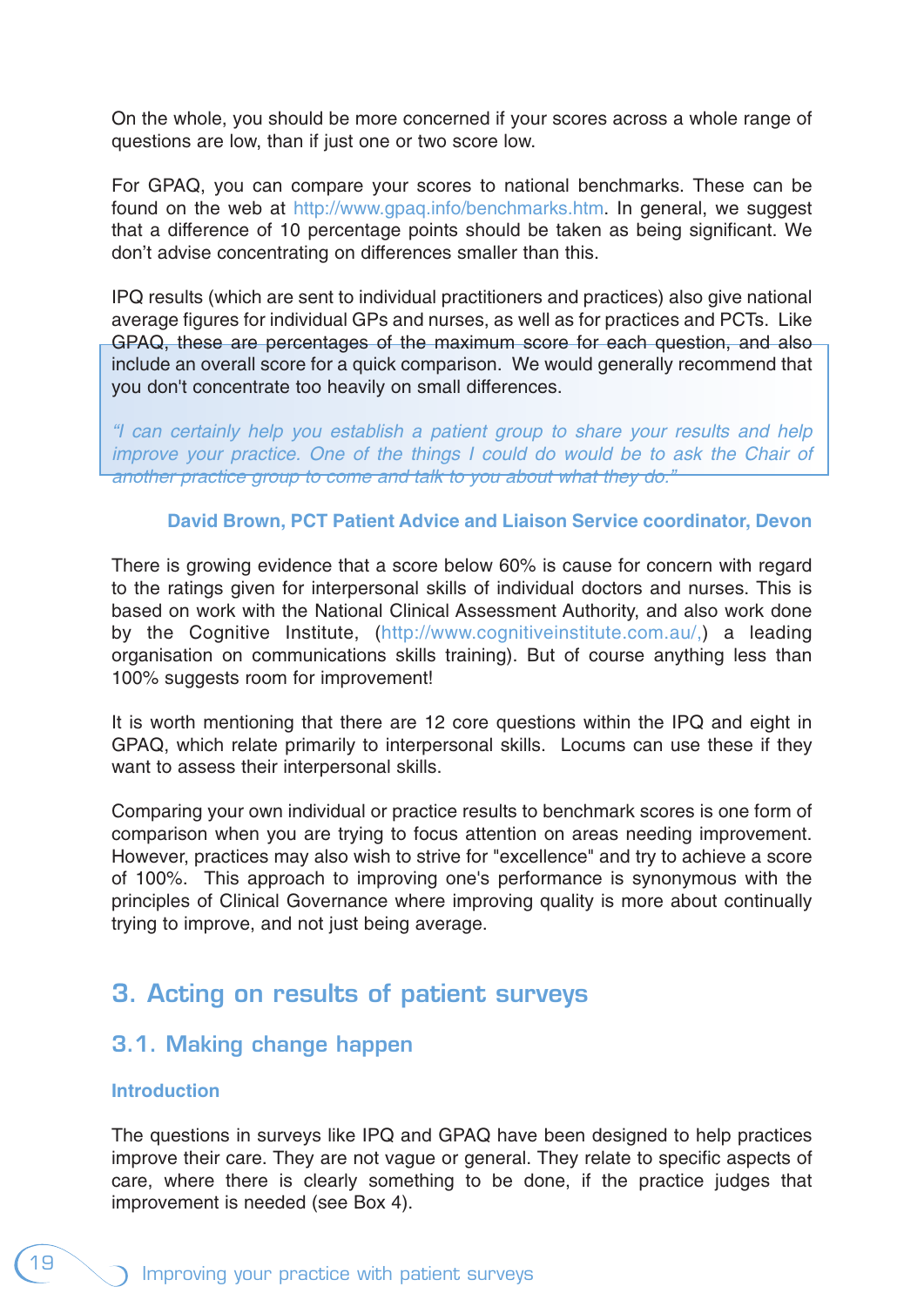On the whole, you should be more concerned if your scores across a whole range of questions are low, than if just one or two score low.

For GPAQ, you can compare your scores to national benchmarks. These can be found on the web at http://www.gpaq.info/benchmarks.htm. In general, we suggest that a difference of 10 percentage points should be taken as being significant. We don't advise concentrating on differences smaller than this.

IPQ results (which are sent to individual practitioners and practices) also give national average figures for individual GPs and nurses, as well as for practices and PCTs. Like GPAQ, these are percentages of the maximum score for each question, and also include an overall score for a quick comparison. We would generally recommend that you don't concentrate too heavily on small differences.

*"I can certainly help you establish a patient group to share your results and help improve your practice. One of the things I could do would be to ask the Chair of another practice group to come and talk to you about what they do."*

**David Brown, PCT Patient Advice and Liaison Service coordinator, Devon**

There is growing evidence that a score below 60% is cause for concern with regard to the ratings given for interpersonal skills of individual doctors and nurses. This is based on work with the National Clinical Assessment Authority, and also work done by the Cognitive Institute, (http://www.cognitiveinstitute.com.au/,) a leading organisation on communications skills training). But of course anything less than 100% suggests room for improvement!

It is worth mentioning that there are 12 core questions within the IPQ and eight in GPAQ, which relate primarily to interpersonal skills. Locums can use these if they want to assess their interpersonal skills.

Comparing your own individual or practice results to benchmark scores is one form of comparison when you are trying to focus attention on areas needing improvement. However, practices may also wish to strive for "excellence" and try to achieve a score of 100%. This approach to improving one's performance is synonymous with the principles of Clinical Governance where improving quality is more about continually trying to improve, and not just being average.

# 3. Acting on results of patient surveys

## 3.1. Making change happen

### Introduction

The questions in surveys like IPQ and GPAQ have been designed to help practices improve their care. They are not vague or general. They relate to specific aspects of care, where there is clearly something to be done, if the practice judges that improvement is needed (see Box 4).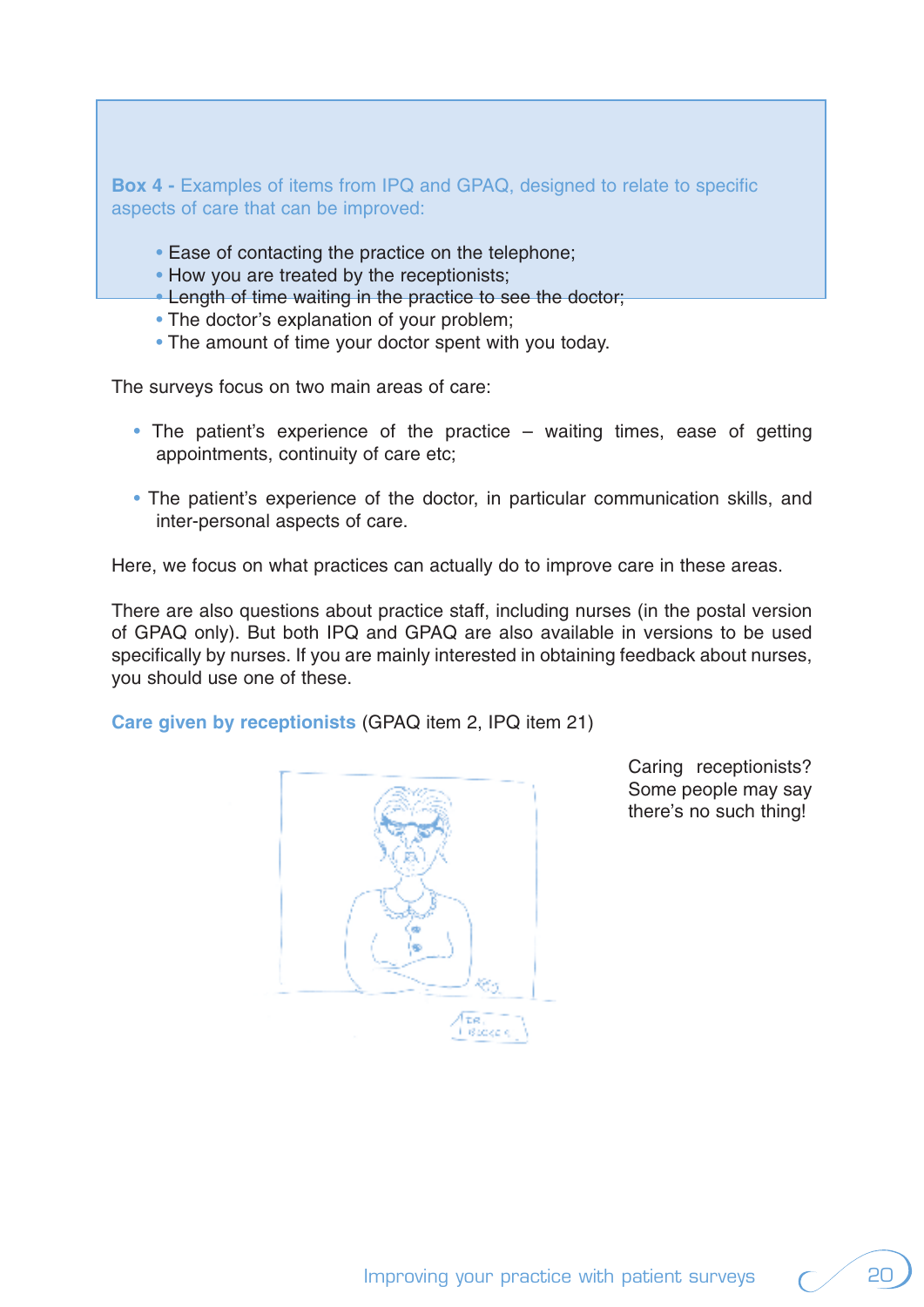**Box 4 -** Examples of items from IPQ and GPAQ, designed to relate to specific aspects of care that can be improved:

- Ease of contacting the practice on the telephone;
- How you are treated by the receptionists;
- Length of time waiting in the practice to see the doctor;
- The doctor's explanation of your problem;
- The amount of time your doctor spent with you today.

The surveys focus on two main areas of care:

- The patient's experience of the practice – waiting times, ease of getting appointments, continuity of care etc;

- The patient's experience of the doctor, in particular communication skills, and inter-personal aspects of care.

Here, we focus on what practices can actually do to improve care in these areas.

There are also questions about practice staff, including nurses (in the postal version of GPAQ only). But both IPQ and GPAQ are also available in versions to be used specifically by nurses. If you are mainly interested in obtaining feedback about nurses, you should use one of these.

**Care given by receptionists** (GPAQ item 2, IPQ item 21)

Caring receptionists? Some people may say there's no such thing!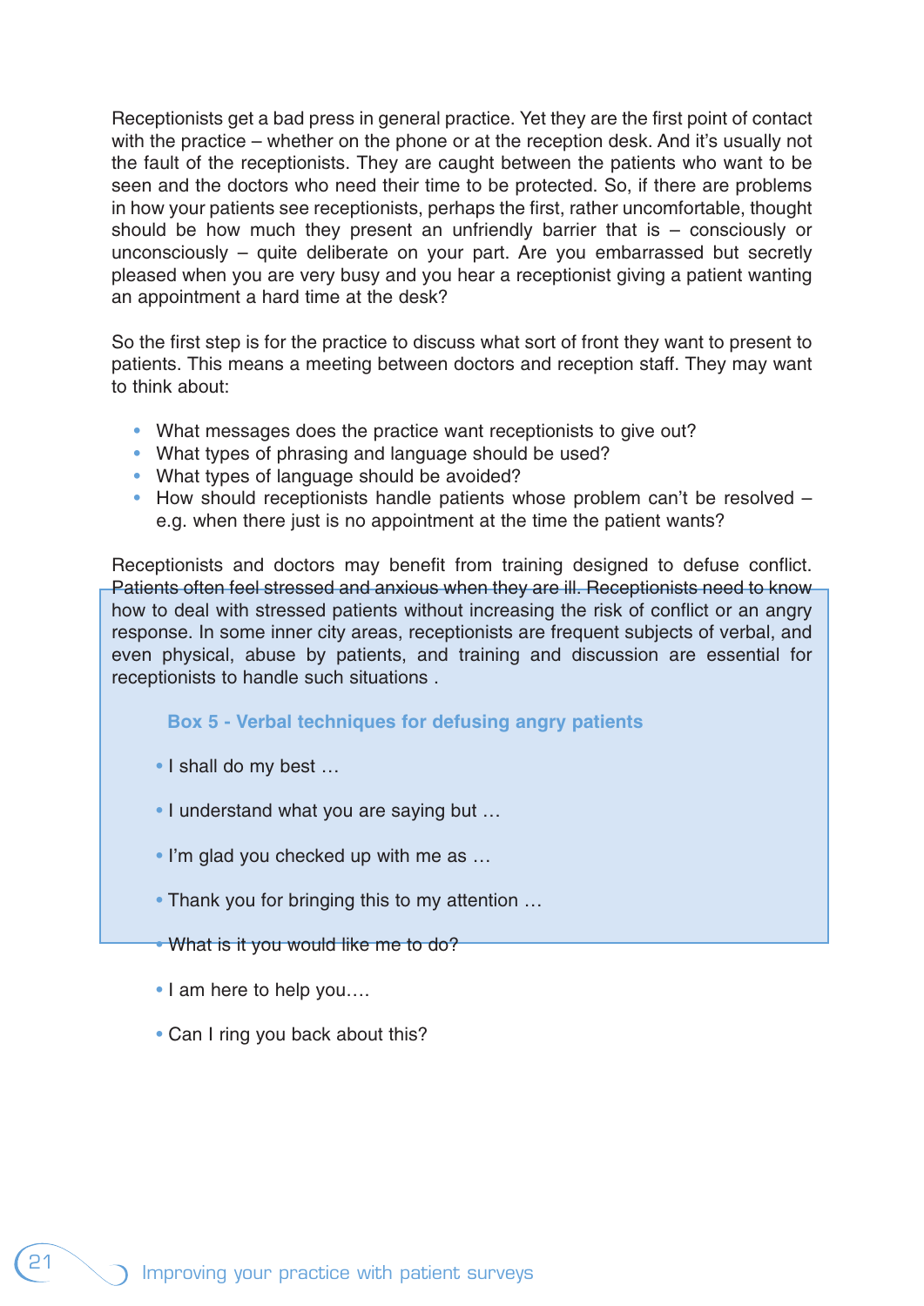Receptionists get a bad press in general practice. Yet they are the first point of contact with the practice – whether on the phone or at the reception desk. And it's usually not the fault of the receptionists. They are caught between the patients who want to be seen and the doctors who need their time to be protected. So, if there are problems in how your patients see receptionists, perhaps the first, rather uncomfortable, thought should be how much they present an unfriendly barrier that is – consciously or unconsciously – quite deliberate on your part. Are you embarrassed but secretly pleased when you are very busy and you hear a receptionist giving a patient wanting an appointment a hard time at the desk?

So the first step is for the practice to discuss what sort of front they want to present to patients. This means a meeting between doctors and reception staff. They may want to think about:

- What messages does the practice want receptionists to give out?
- What types of phrasing and language should be used?
- What types of language should be avoided?
- How should receptionists handle patients whose problem can't be resolved – e.g. when there just is no appointment at the time the patient wants?

Receptionists and doctors may benefit from training designed to defuse conflict. Patients often feel stressed and anxious when they are ill. Receptionists need to know how to deal with stressed patients without increasing the risk of conflict or an angry response. In some inner city areas, receptionists are frequent subjects of verbal, and even physical, abuse by patients, and training and discussion are essential for receptionists to handle such situations .

**Box 5 - Verbal techniques for defusing angry patients**

- I shall do my best …
- I understand what you are saying but …
- I'm glad you checked up with me as …
- Thank you for bringing this to my attention …
- What is it you would like me to do?
- I am here to help you….
- Can I ring you back about this?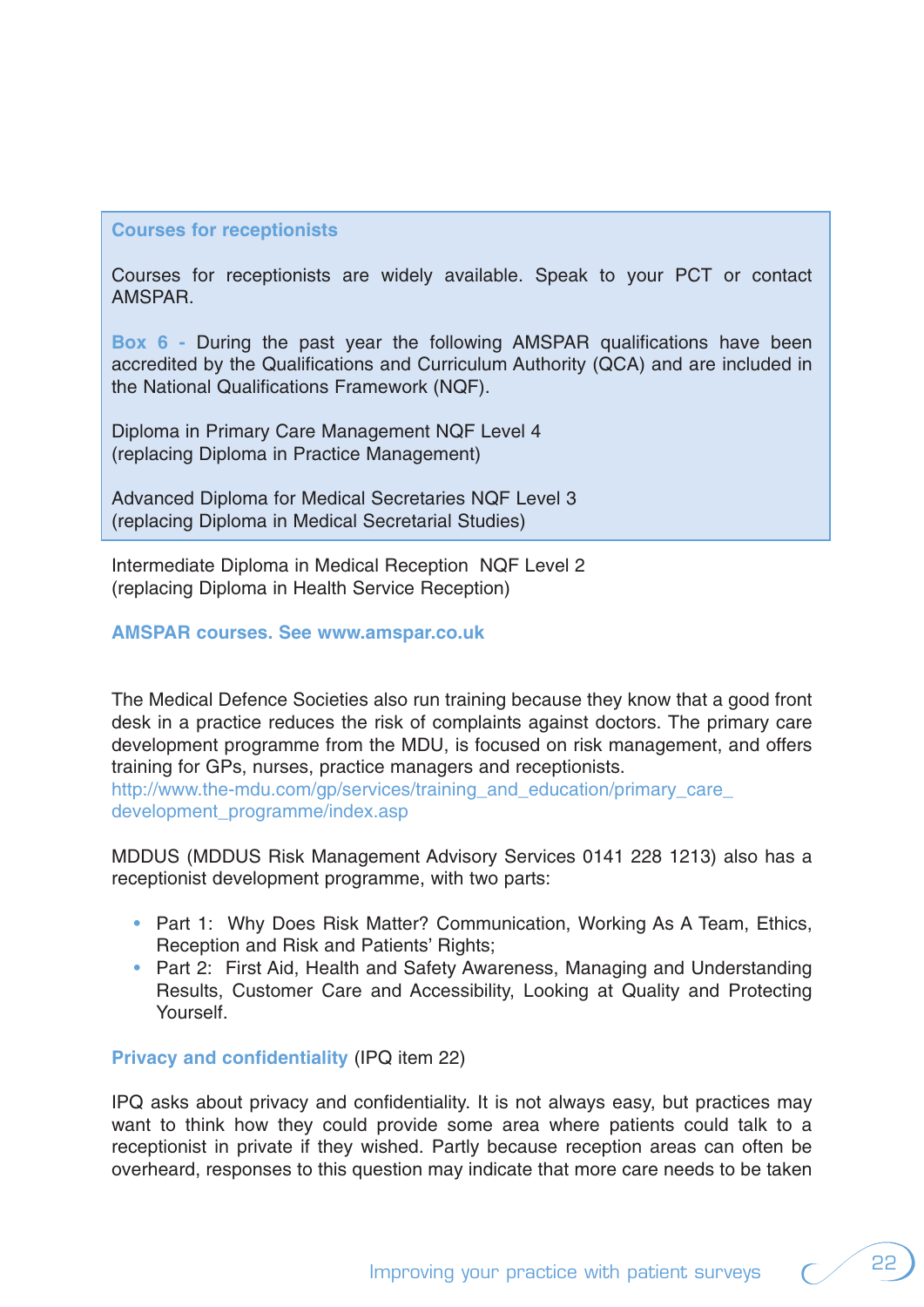### Courses for receptionists

Courses for receptionists are widely available. Speak to your PCT or contact AMSPAR.

**Box 6 -** During the past year the following AMSPAR qualifications have been accredited by the Qualifications and Curriculum Authority (QCA) and are included in the National Qualifications Framework (NQF).

Diploma in Primary Care Management NQF Level 4
(replacing Diploma in Practice Management)

Advanced Diploma for Medical Secretaries NQF Level 3
(replacing Diploma in Medical Secretarial Studies)

Intermediate Diploma in Medical Reception NQF Level 2
(replacing Diploma in Health Service Reception)

**AMSPAR courses. See www.amspar.co.uk**

The Medical Defence Societies also run training because they know that a good front desk in a practice reduces the risk of complaints against doctors. The primary care development programme from the MDU, is focused on risk management, and offers training for GPs, nurses, practice managers and receptionists.
http://www.the-mdu.com/gp/services/training_and_education/primary_care_development_programme/index.asp

MDDUS (MDDUS Risk Management Advisory Services 0141 228 1213) also has a receptionist development programme, with two parts:

- Part 1: Why Does Risk Matter? Communication, Working As A Team, Ethics, Reception and Risk and Patients' Rights;
- Part 2: First Aid, Health and Safety Awareness, Managing and Understanding Results, Customer Care and Accessibility, Looking at Quality and Protecting Yourself.

**Privacy and confidentiality** (IPQ item 22)

IPQ asks about privacy and confidentiality. It is not always easy, but practices may want to think how they could provide some area where patients could talk to a receptionist in private if they wished. Partly because reception areas can often be overheard, responses to this question may indicate that more care needs to be taken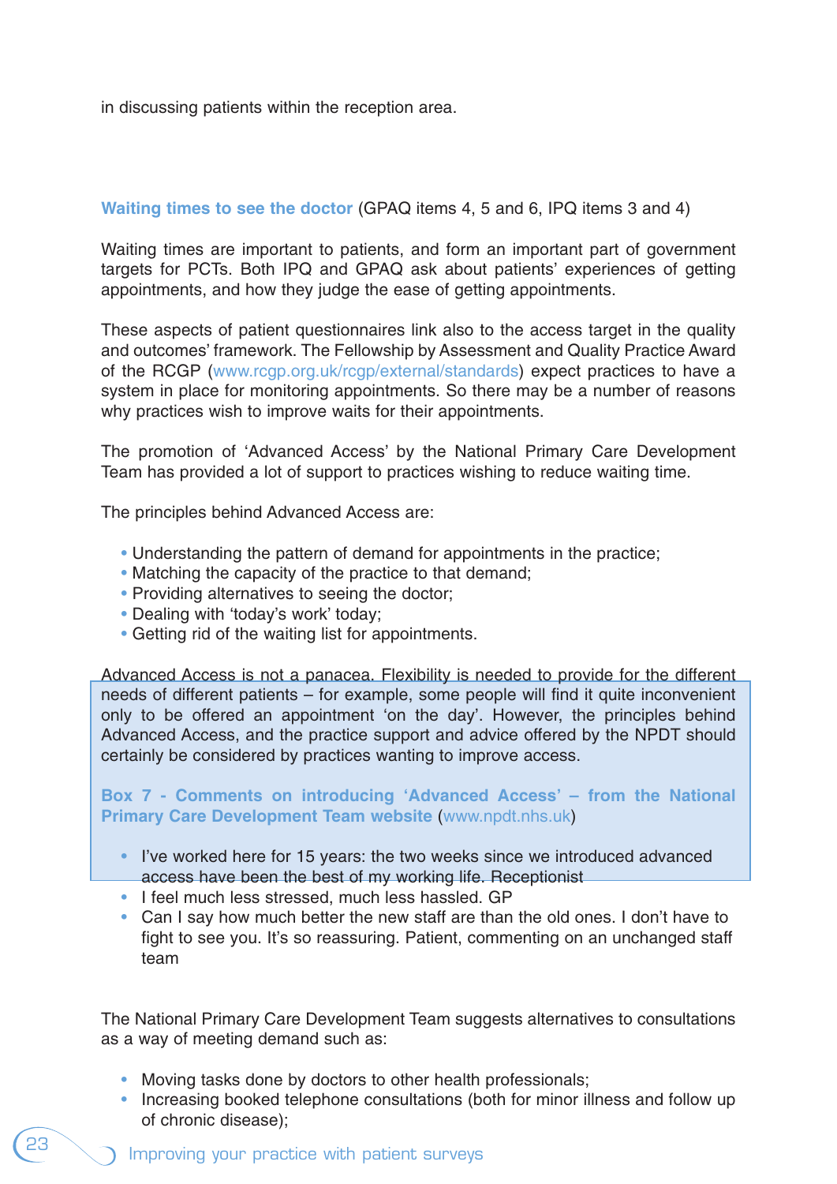in discussing patients within the reception area.

**Waiting times to see the doctor** (GPAQ items 4, 5 and 6, IPQ items 3 and 4)

Waiting times are important to patients, and form an important part of government targets for PCTs. Both IPQ and GPAQ ask about patients' experiences of getting appointments, and how they judge the ease of getting appointments.

These aspects of patient questionnaires link also to the access target in the quality and outcomes' framework. The Fellowship by Assessment and Quality Practice Award of the RCGP (www.rcgp.org.uk/rcgp/external/standards) expect practices to have a system in place for monitoring appointments. So there may be a number of reasons why practices wish to improve waits for their appointments.

The promotion of 'Advanced Access' by the National Primary Care Development Team has provided a lot of support to practices wishing to reduce waiting time.

The principles behind Advanced Access are:

- Understanding the pattern of demand for appointments in the practice;
- Matching the capacity of the practice to that demand;
- Providing alternatives to seeing the doctor;
- Dealing with 'today's work' today;
- Getting rid of the waiting list for appointments.

Advanced Access is not a panacea. Flexibility is needed to provide for the different needs of different patients – for example, some people will find it quite inconvenient only to be offered an appointment 'on the day'. However, the principles behind Advanced Access, and the practice support and advice offered by the NPDT should certainly be considered by practices wanting to improve access.

**Box 7 - Comments on introducing 'Advanced Access' – from the National Primary Care Development Team website** (www.npdt.nhs.uk)

- I've worked here for 15 years: the two weeks since we introduced advanced access have been the best of my working life. Receptionist
- I feel much less stressed, much less hassled. GP
- Can I say how much better the new staff are than the old ones. I don't have to fight to see you. It's so reassuring. Patient, commenting on an unchanged staff team

The National Primary Care Development Team suggests alternatives to consultations as a way of meeting demand such as:

- Moving tasks done by doctors to other health professionals;
- Increasing booked telephone consultations (both for minor illness and follow up of chronic disease);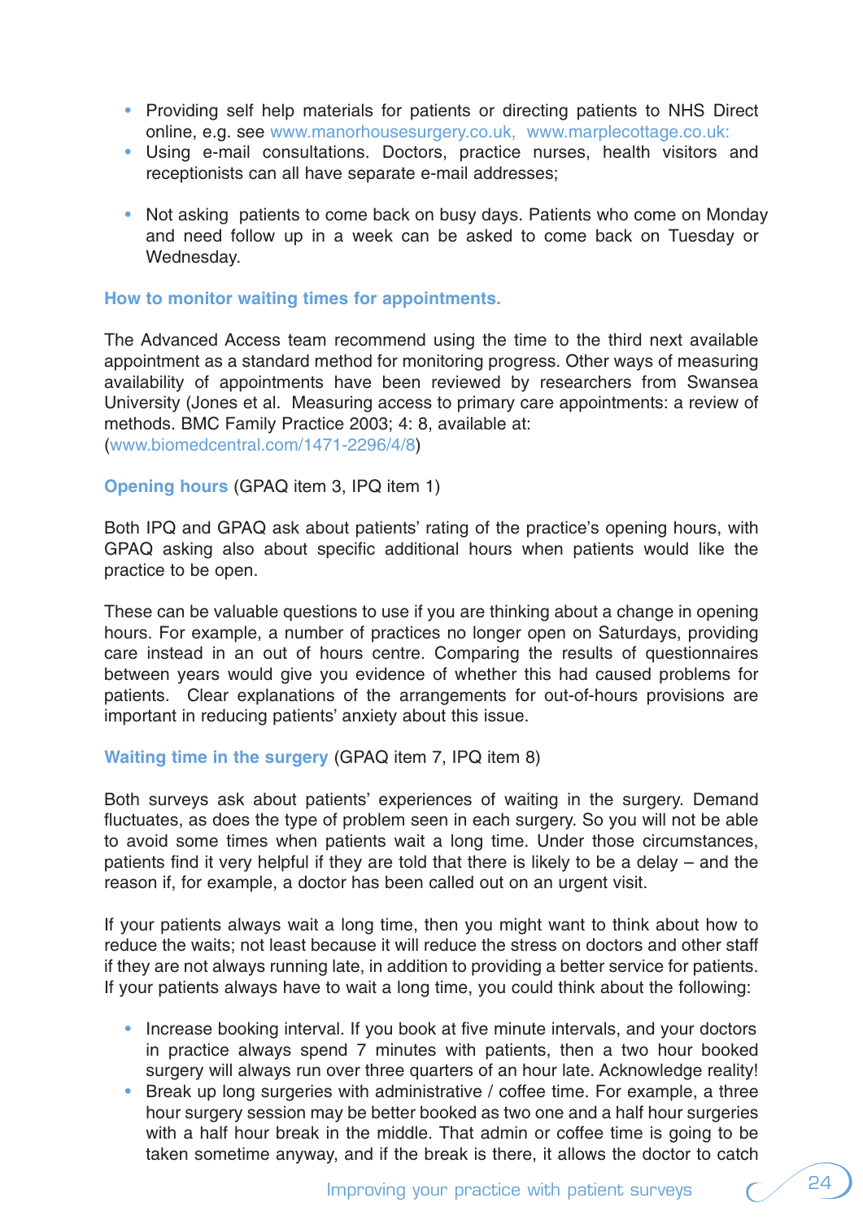- Providing self help materials for patients or directing patients to NHS Direct online, e.g. see www.manorhousesurgery.co.uk, www.marplecottage.co.uk:
- Using e-mail consultations. Doctors, practice nurses, health visitors and receptionists can all have separate e-mail addresses;

- Not asking patients to come back on busy days. Patients who come on Monday and need follow up in a week can be asked to come back on Tuesday or Wednesday.

### How to monitor waiting times for appointments.

The Advanced Access team recommend using the time to the third next available appointment as a standard method for monitoring progress. Other ways of measuring availability of appointments have been reviewed by researchers from Swansea University (Jones et al. Measuring access to primary care appointments: a review of methods. BMC Family Practice 2003; 4: 8, available at: (www.biomedcentral.com/1471-2296/4/8)

**Opening hours** (GPAQ item 3, IPQ item 1)

Both IPQ and GPAQ ask about patients' rating of the practice's opening hours, with GPAQ asking also about specific additional hours when patients would like the practice to be open.

These can be valuable questions to use if you are thinking about a change in opening hours. For example, a number of practices no longer open on Saturdays, providing care instead in an out of hours centre. Comparing the results of questionnaires between years would give you evidence of whether this had caused problems for patients. Clear explanations of the arrangements for out-of-hours provisions are important in reducing patients' anxiety about this issue.

**Waiting time in the surgery** (GPAQ item 7, IPQ item 8)

Both surveys ask about patients' experiences of waiting in the surgery. Demand fluctuates, as does the type of problem seen in each surgery. So you will not be able to avoid some times when patients wait a long time. Under those circumstances, patients find it very helpful if they are told that there is likely to be a delay – and the reason if, for example, a doctor has been called out on an urgent visit.

If your patients always wait a long time, then you might want to think about how to reduce the waits; not least because it will reduce the stress on doctors and other staff if they are not always running late, in addition to providing a better service for patients. If your patients always have to wait a long time, you could think about the following:

- Increase booking interval. If you book at five minute intervals, and your doctors in practice always spend 7 minutes with patients, then a two hour booked surgery will always run over three quarters of an hour late. Acknowledge reality!
- Break up long surgeries with administrative / coffee time. For example, a three hour surgery session may be better booked as two one and a half hour surgeries with a half hour break in the middle. That admin or coffee time is going to be taken sometime anyway, and if the break is there, it allows the doctor to catch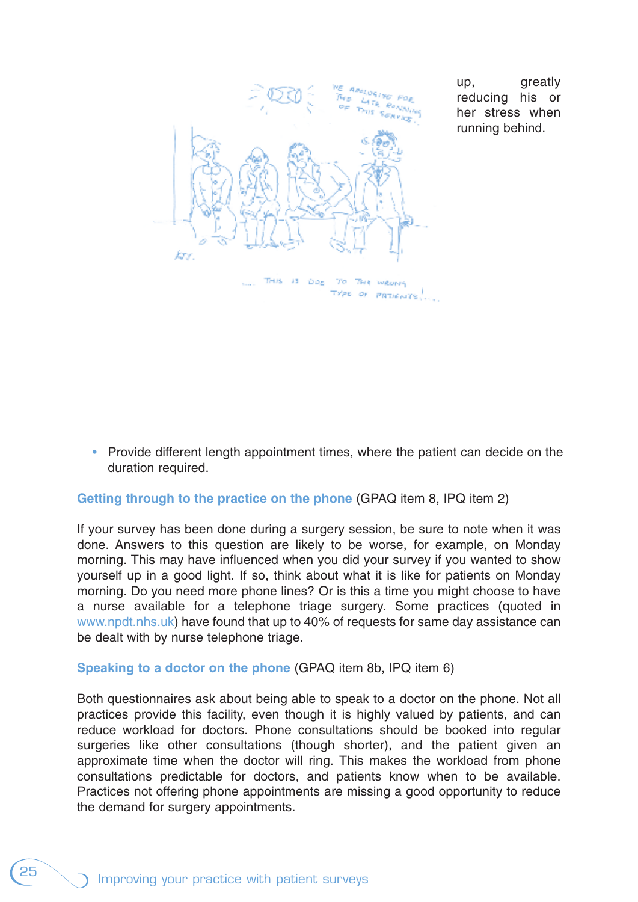up, greatly reducing his or her stress when running behind.

- Provide different length appointment times, where the patient can decide on the duration required.

**Getting through to the practice on the phone** (GPAQ item 8, IPQ item 2)

If your survey has been done during a surgery session, be sure to note when it was done. Answers to this question are likely to be worse, for example, on Monday morning. This may have influenced when you did your survey if you wanted to show yourself up in a good light. If so, think about what it is like for patients on Monday morning. Do you need more phone lines? Or is this a time you might choose to have a nurse available for a telephone triage surgery. Some practices (quoted in www.npdt.nhs.uk) have found that up to 40% of requests for same day assistance can be dealt with by nurse telephone triage.

**Speaking to a doctor on the phone** (GPAQ item 8b, IPQ item 6)

Both questionnaires ask about being able to speak to a doctor on the phone. Not all practices provide this facility, even though it is highly valued by patients, and can reduce workload for doctors. Phone consultations should be booked into regular surgeries like other consultations (though shorter), and the patient given an approximate time when the doctor will ring. This makes the workload from phone consultations predictable for doctors, and patients know when to be available. Practices not offering phone appointments are missing a good opportunity to reduce the demand for surgery appointments.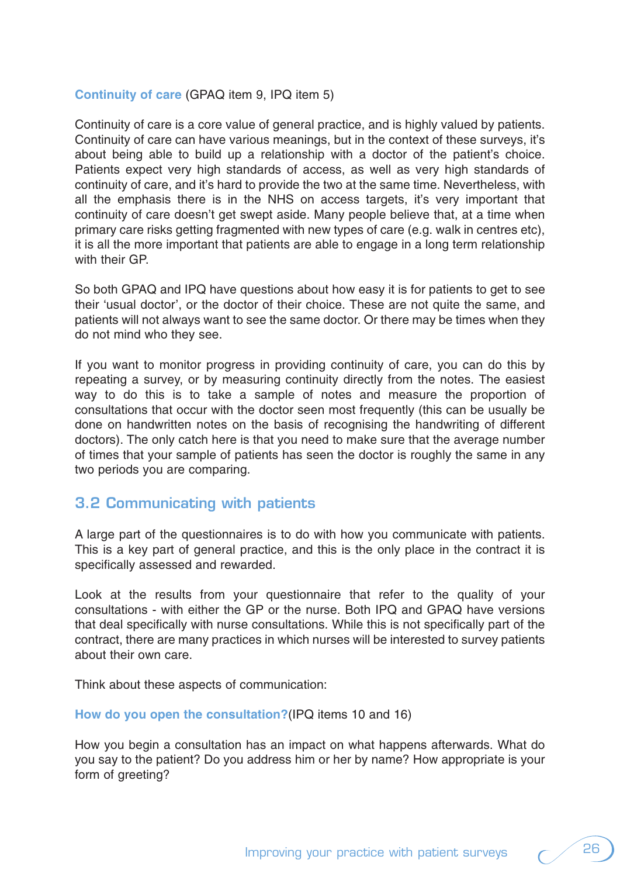**Continuity of care** (GPAQ item 9, IPQ item 5)

Continuity of care is a core value of general practice, and is highly valued by patients. Continuity of care can have various meanings, but in the context of these surveys, it's about being able to build up a relationship with a doctor of the patient's choice. Patients expect very high standards of access, as well as very high standards of continuity of care, and it's hard to provide the two at the same time. Nevertheless, with all the emphasis there is in the NHS on access targets, it's very important that continuity of care doesn't get swept aside. Many people believe that, at a time when primary care risks getting fragmented with new types of care (e.g. walk in centres etc), it is all the more important that patients are able to engage in a long term relationship with their GP.

So both GPAQ and IPQ have questions about how easy it is for patients to get to see their 'usual doctor', or the doctor of their choice. These are not quite the same, and patients will not always want to see the same doctor. Or there may be times when they do not mind who they see.

If you want to monitor progress in providing continuity of care, you can do this by repeating a survey, or by measuring continuity directly from the notes. The easiest way to do this is to take a sample of notes and measure the proportion of consultations that occur with the doctor seen most frequently (this can be usually be done on handwritten notes on the basis of recognising the handwriting of different doctors). The only catch here is that you need to make sure that the average number of times that your sample of patients has seen the doctor is roughly the same in any two periods you are comparing.

## 3.2 Communicating with patients

A large part of the questionnaires is to do with how you communicate with patients. This is a key part of general practice, and this is the only place in the contract it is specifically assessed and rewarded.

Look at the results from your questionnaire that refer to the quality of your consultations - with either the GP or the nurse. Both IPQ and GPAQ have versions that deal specifically with nurse consultations. While this is not specifically part of the contract, there are many practices in which nurses will be interested to survey patients about their own care.

Think about these aspects of communication:

**How do you open the consultation?**(IPQ items 10 and 16)

How you begin a consultation has an impact on what happens afterwards. What do you say to the patient? Do you address him or her by name? How appropriate is your form of greeting?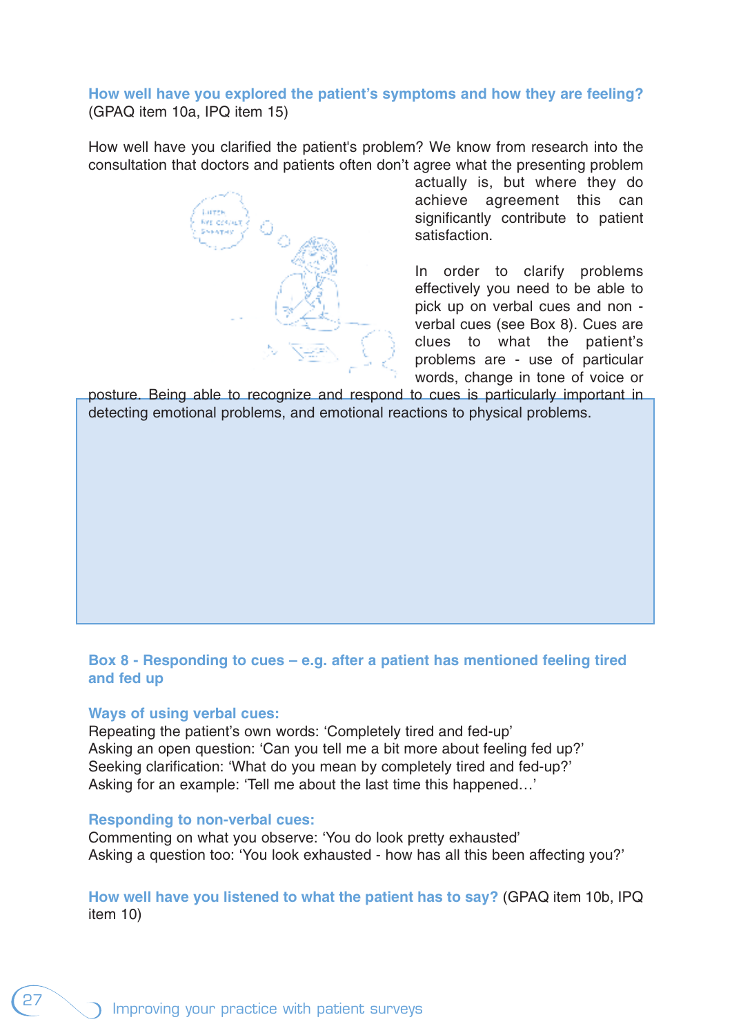### How well have you explored the patient's symptoms and how they are feeling?
(GPAQ item 10a, IPQ item 15)

How well have you clarified the patient's problem? We know from research into the consultation that doctors and patients often don't agree what the presenting problem actually is, but where they do achieve agreement this can significantly contribute to patient satisfaction.

In order to clarify problems effectively you need to be able to pick up on verbal cues and non - verbal cues (see Box 8). Cues are clues to what the patient's problems are - use of particular words, change in tone of voice or posture. Being able to recognize and respond to cues is particularly important in detecting emotional problems, and emotional reactions to physical problems.

### Box 8 - Responding to cues – e.g. after a patient has mentioned feeling tired and fed up

**Ways of using verbal cues:**

Repeating the patient's own words: 'Completely tired and fed-up'
Asking an open question: 'Can you tell me a bit more about feeling fed up?'
Seeking clarification: 'What do you mean by completely tired and fed-up?'
Asking for an example: 'Tell me about the last time this happened…'

**Responding to non-verbal cues:**

Commenting on what you observe: 'You do look pretty exhausted'
Asking a question too: 'You look exhausted - how has all this been affecting you?'

### How well have you listened to what the patient has to say?
(GPAQ item 10b, IPQ item 10)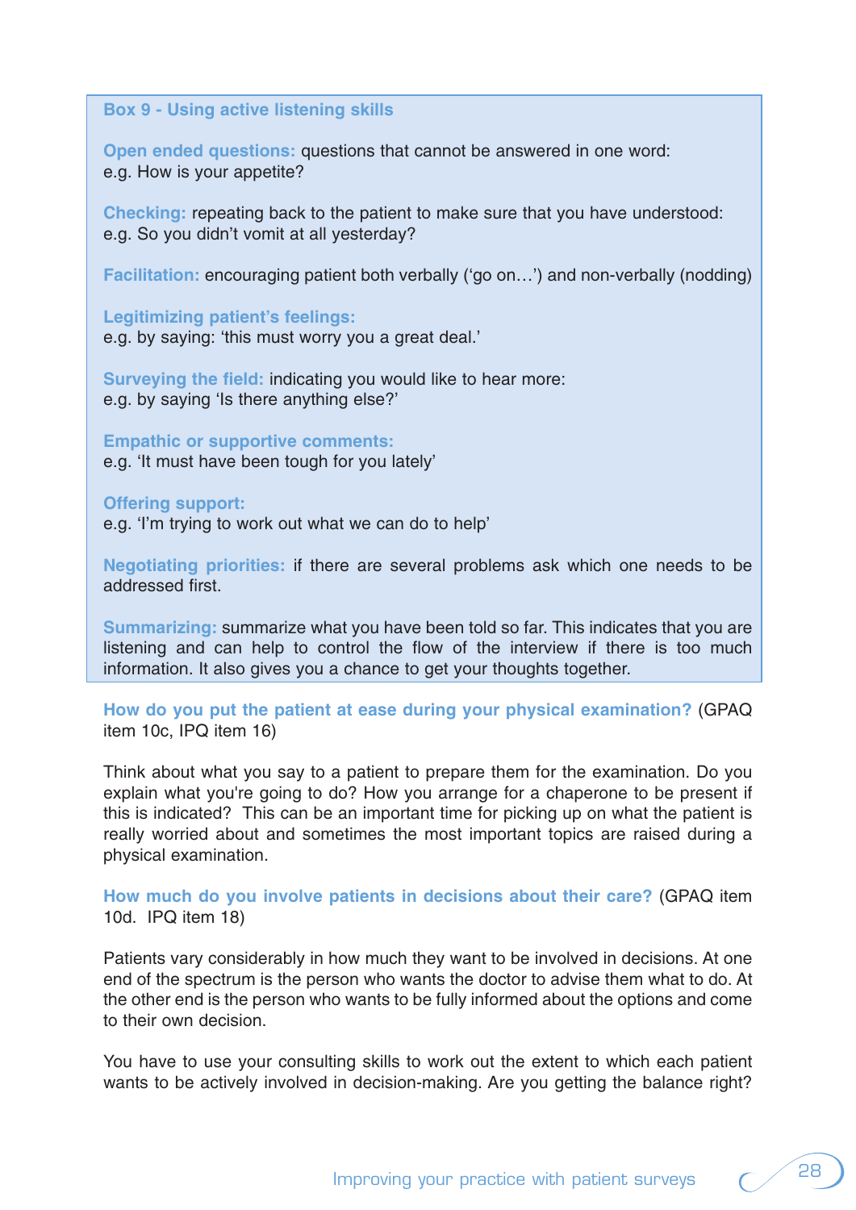### Box 9 - Using active listening skills

**Open ended questions:** questions that cannot be answered in one word:
e.g. How is your appetite?

**Checking:** repeating back to the patient to make sure that you have understood:
e.g. So you didn't vomit at all yesterday?

**Facilitation:** encouraging patient both verbally ('go on…') and non-verbally (nodding)

**Legitimizing patient's feelings:**
e.g. by saying: 'this must worry you a great deal.'

**Surveying the field:** indicating you would like to hear more:
e.g. by saying 'Is there anything else?'

**Empathic or supportive comments:**
e.g. 'It must have been tough for you lately'

**Offering support:**
e.g. 'I'm trying to work out what we can do to help'

**Negotiating priorities:** if there are several problems ask which one needs to be addressed first.

**Summarizing:** summarize what you have been told so far. This indicates that you are listening and can help to control the flow of the interview if there is too much information. It also gives you a chance to get your thoughts together.

**How do you put the patient at ease during your physical examination?** (GPAQ item 10c, IPQ item 16)

Think about what you say to a patient to prepare them for the examination. Do you explain what you're going to do? How you arrange for a chaperone to be present if this is indicated? This can be an important time for picking up on what the patient is really worried about and sometimes the most important topics are raised during a physical examination.

**How much do you involve patients in decisions about their care?** (GPAQ item 10d. IPQ item 18)

Patients vary considerably in how much they want to be involved in decisions. At one end of the spectrum is the person who wants the doctor to advise them what to do. At the other end is the person who wants to be fully informed about the options and come to their own decision.

You have to use your consulting skills to work out the extent to which each patient wants to be actively involved in decision-making. Are you getting the balance right?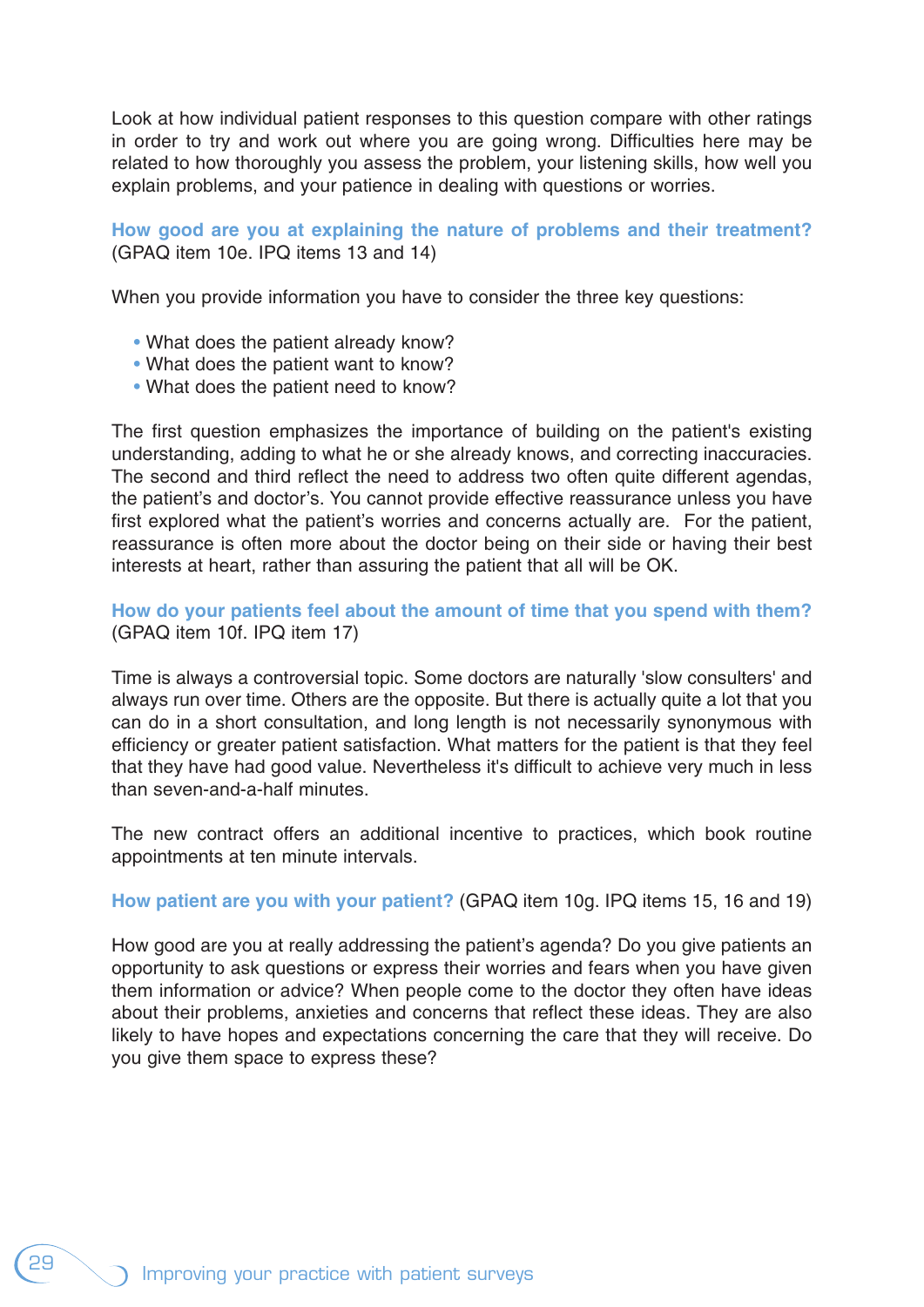Look at how individual patient responses to this question compare with other ratings in order to try and work out where you are going wrong. Difficulties here may be related to how thoroughly you assess the problem, your listening skills, how well you explain problems, and your patience in dealing with questions or worries.

### How good are you at explaining the nature of problems and their treatment?

(GPAQ item 10e. IPQ items 13 and 14)

When you provide information you have to consider the three key questions:

- What does the patient already know?
- What does the patient want to know?
- What does the patient need to know?

The first question emphasizes the importance of building on the patient's existing understanding, adding to what he or she already knows, and correcting inaccuracies. The second and third reflect the need to address two often quite different agendas, the patient's and doctor's. You cannot provide effective reassurance unless you have first explored what the patient's worries and concerns actually are. For the patient, reassurance is often more about the doctor being on their side or having their best interests at heart, rather than assuring the patient that all will be OK.

### How do your patients feel about the amount of time that you spend with them?

(GPAQ item 10f. IPQ item 17)

Time is always a controversial topic. Some doctors are naturally 'slow consulters' and always run over time. Others are the opposite. But there is actually quite a lot that you can do in a short consultation, and long length is not necessarily synonymous with efficiency or greater patient satisfaction. What matters for the patient is that they feel that they have had good value. Nevertheless it's difficult to achieve very much in less than seven-and-a-half minutes.

The new contract offers an additional incentive to practices, which book routine appointments at ten minute intervals.

### How patient are you with your patient?

(GPAQ item 10g. IPQ items 15, 16 and 19)

How good are you at really addressing the patient's agenda? Do you give patients an opportunity to ask questions or express their worries and fears when you have given them information or advice? When people come to the doctor they often have ideas about their problems, anxieties and concerns that reflect these ideas. They are also likely to have hopes and expectations concerning the care that they will receive. Do you give them space to express these?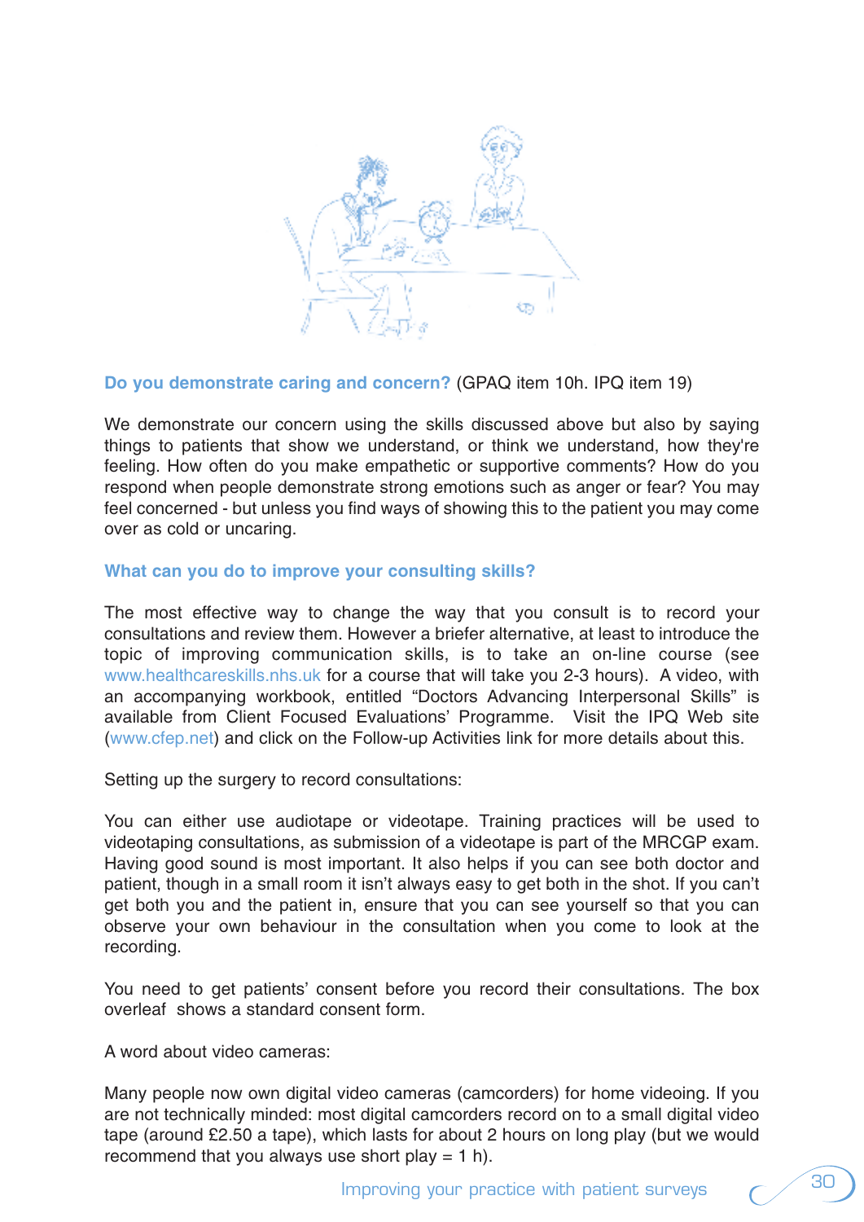**Do you demonstrate caring and concern?** (GPAQ item 10h. IPQ item 19)

We demonstrate our concern using the skills discussed above but also by saying things to patients that show we understand, or think we understand, how they're feeling. How often do you make empathetic or supportive comments? How do you respond when people demonstrate strong emotions such as anger or fear? You may feel concerned - but unless you find ways of showing this to the patient you may come over as cold or uncaring.

**What can you do to improve your consulting skills?**

The most effective way to change the way that you consult is to record your consultations and review them. However a briefer alternative, at least to introduce the topic of improving communication skills, is to take an on-line course (see www.healthcareskills.nhs.uk for a course that will take you 2-3 hours). A video, with an accompanying workbook, entitled "Doctors Advancing Interpersonal Skills" is available from Client Focused Evaluations' Programme. Visit the IPQ Web site (www.cfep.net) and click on the Follow-up Activities link for more details about this.

Setting up the surgery to record consultations:

You can either use audiotape or videotape. Training practices will be used to videotaping consultations, as submission of a videotape is part of the MRCGP exam. Having good sound is most important. It also helps if you can see both doctor and patient, though in a small room it isn't always easy to get both in the shot. If you can't get both you and the patient in, ensure that you can see yourself so that you can observe your own behaviour in the consultation when you come to look at the recording.

You need to get patients' consent before you record their consultations. The box overleaf shows a standard consent form.

A word about video cameras:

Many people now own digital video cameras (camcorders) for home videoing. If you are not technically minded: most digital camcorders record on to a small digital video tape (around £2.50 a tape), which lasts for about 2 hours on long play (but we would recommend that you always use short play = 1 h).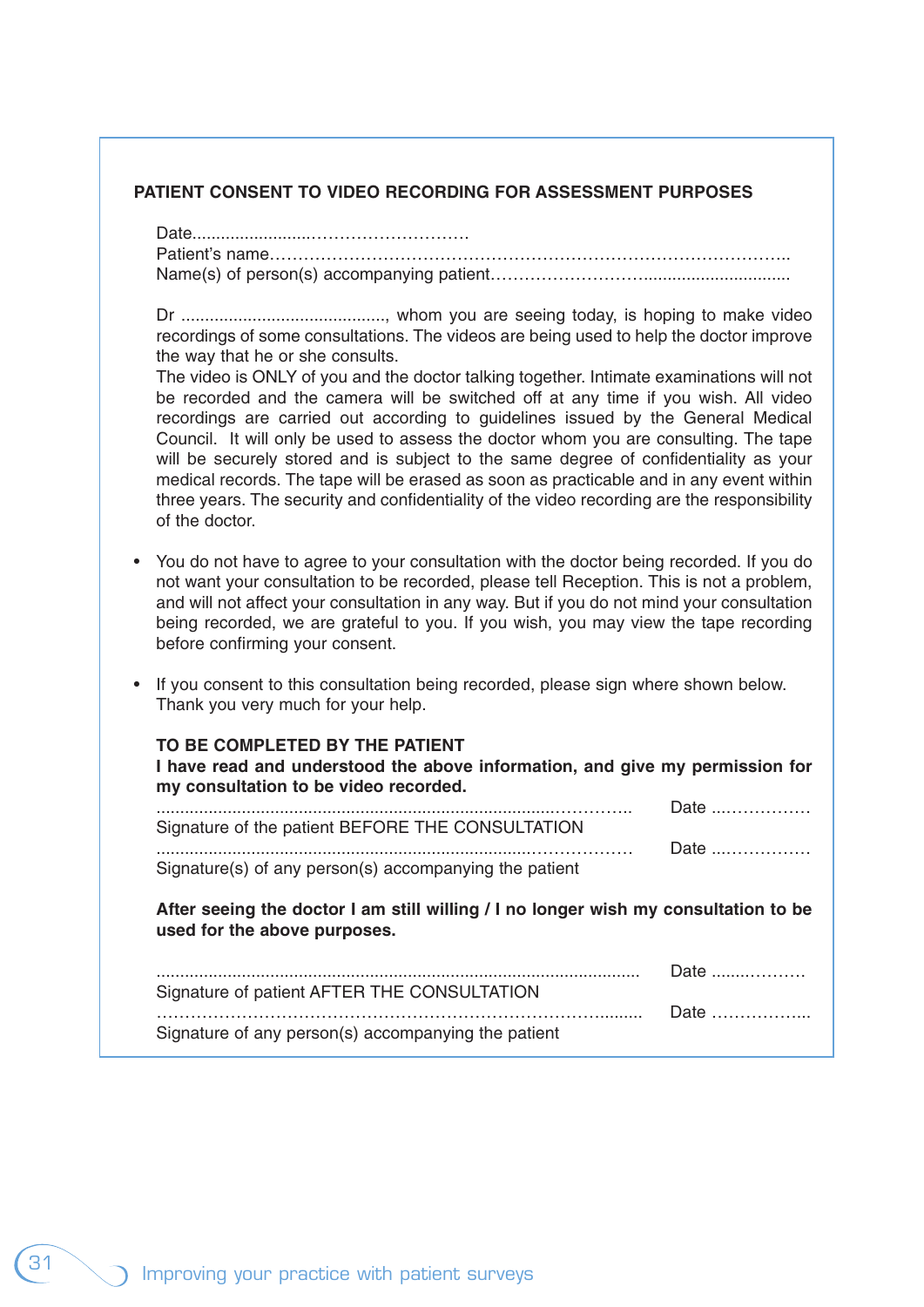## PATIENT CONSENT TO VIDEO RECORDING FOR ASSESSMENT PURPOSES

Date………………………………………………

Patient's name…………………………………………………………………………………..

Name(s) of person(s) accompanying patient……………………………………………………

Dr ..........................................., whom you are seeing today, is hoping to make video recordings of some consultations. The videos are being used to help the doctor improve the way that he or she consults.

The video is ONLY of you and the doctor talking together. Intimate examinations will not be recorded and the camera will be switched off at any time if you wish. All video recordings are carried out according to guidelines issued by the General Medical Council. It will only be used to assess the doctor whom you are consulting. The tape will be securely stored and is subject to the same degree of confidentiality as your medical records. The tape will be erased as soon as practicable and in any event within three years. The security and confidentiality of the video recording are the responsibility of the doctor.

- You do not have to agree to your consultation with the doctor being recorded. If you do not want your consultation to be recorded, please tell Reception. This is not a problem, and will not affect your consultation in any way. But if you do not mind your consultation being recorded, we are grateful to you. If you wish, you may view the tape recording before confirming your consent.
- If you consent to this consultation being recorded, please sign where shown below. Thank you very much for your help.

**TO BE COMPLETED BY THE PATIENT**

**I have read and understood the above information, and give my permission for my consultation to be video recorded.**

……………………………………………………………………………… Date ………………

Signature of the patient BEFORE THE CONSULTATION

……………………………………………………………………………… Date ………………

Signature(s) of any person(s) accompanying the patient

**After seeing the doctor I am still willing / I no longer wish my consultation to be used for the above purposes.**

……………………………………………………………………………… Date ………………

Signature of patient AFTER THE CONSULTATION

……………………………………………………………………………… Date ………………

Signature of any person(s) accompanying the patient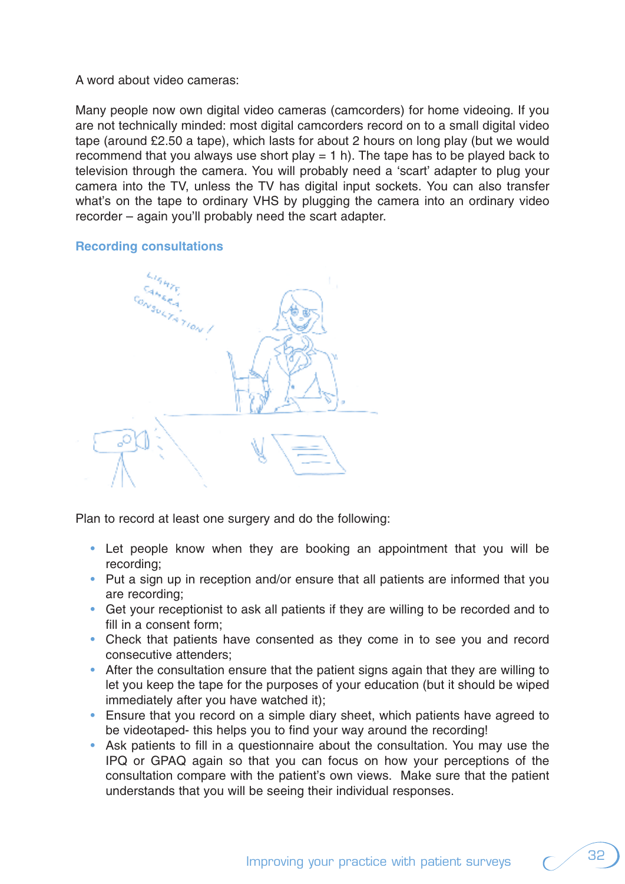A word about video cameras:

Many people now own digital video cameras (camcorders) for home videoing. If you are not technically minded: most digital camcorders record on to a small digital video tape (around £2.50 a tape), which lasts for about 2 hours on long play (but we would recommend that you always use short play = 1 h). The tape has to be played back to television through the camera. You will probably need a 'scart' adapter to plug your camera into the TV, unless the TV has digital input sockets. You can also transfer what's on the tape to ordinary VHS by plugging the camera into an ordinary video recorder – again you'll probably need the scart adapter.

## Recording consultations

Plan to record at least one surgery and do the following:

- Let people know when they are booking an appointment that you will be recording;
- Put a sign up in reception and/or ensure that all patients are informed that you are recording;
- Get your receptionist to ask all patients if they are willing to be recorded and to fill in a consent form;
- Check that patients have consented as they come in to see you and record consecutive attenders;
- After the consultation ensure that the patient signs again that they are willing to let you keep the tape for the purposes of your education (but it should be wiped immediately after you have watched it);
- Ensure that you record on a simple diary sheet, which patients have agreed to be videotaped- this helps you to find your way around the recording!
- Ask patients to fill in a questionnaire about the consultation. You may use the IPQ or GPAQ again so that you can focus on how your perceptions of the consultation compare with the patient's own views. Make sure that the patient understands that you will be seeing their individual responses.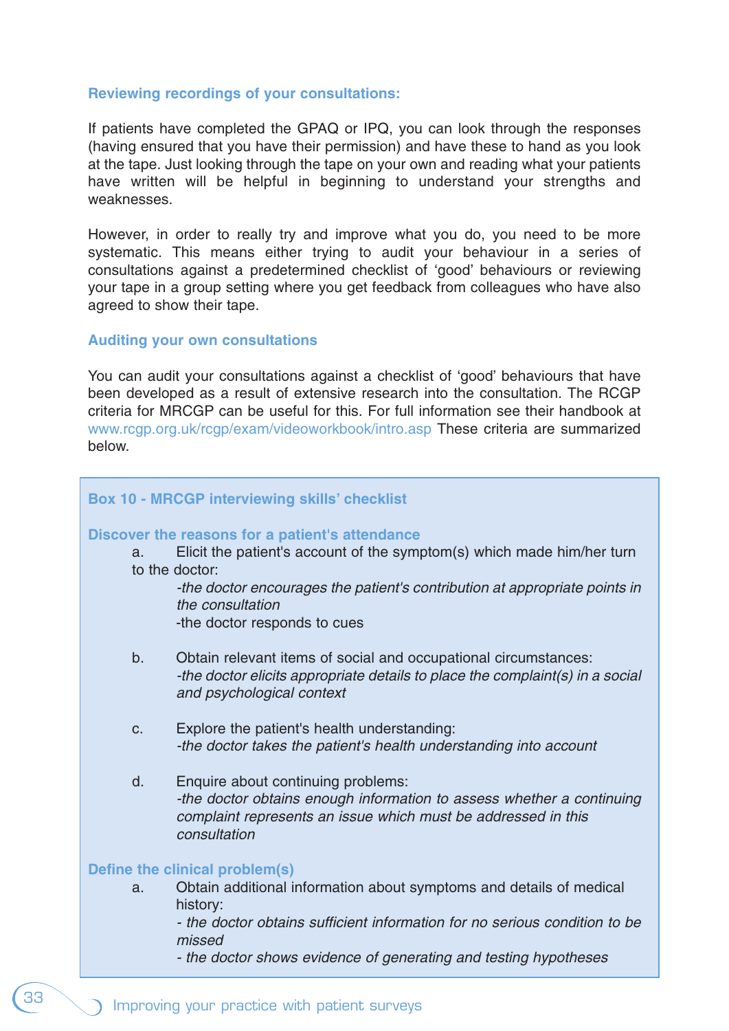### Reviewing recordings of your consultations:

If patients have completed the GPAQ or IPQ, you can look through the responses (having ensured that you have their permission) and have these to hand as you look at the tape. Just looking through the tape on your own and reading what your patients have written will be helpful in beginning to understand your strengths and weaknesses.

However, in order to really try and improve what you do, you need to be more systematic. This means either trying to audit your behaviour in a series of consultations against a predetermined checklist of 'good' behaviours or reviewing your tape in a group setting where you get feedback from colleagues who have also agreed to show their tape.

### Auditing your own consultations

You can audit your consultations against a checklist of 'good' behaviours that have been developed as a result of extensive research into the consultation. The RCGP criteria for MRCGP can be useful for this. For full information see their handbook at www.rcgp.org.uk/rcgp/exam/videoworkbook/intro.asp These criteria are summarized below.

#### Box 10 - MRCGP interviewing skills' checklist

**Discover the reasons for a patient's attendance**

a. Elicit the patient's account of the symptom(s) which made him/her turn to the doctor:
   *-the doctor encourages the patient's contribution at appropriate points in the consultation*
   -the doctor responds to cues

b. Obtain relevant items of social and occupational circumstances:
   *-the doctor elicits appropriate details to place the complaint(s) in a social and psychological context*

c. Explore the patient's health understanding:
   *-the doctor takes the patient's health understanding into account*

d. Enquire about continuing problems:
   *-the doctor obtains enough information to assess whether a continuing complaint represents an issue which must be addressed in this consultation*

**Define the clinical problem(s)**

a. Obtain additional information about symptoms and details of medical history:
   *- the doctor obtains sufficient information for no serious condition to be missed*
   *- the doctor shows evidence of generating and testing hypotheses*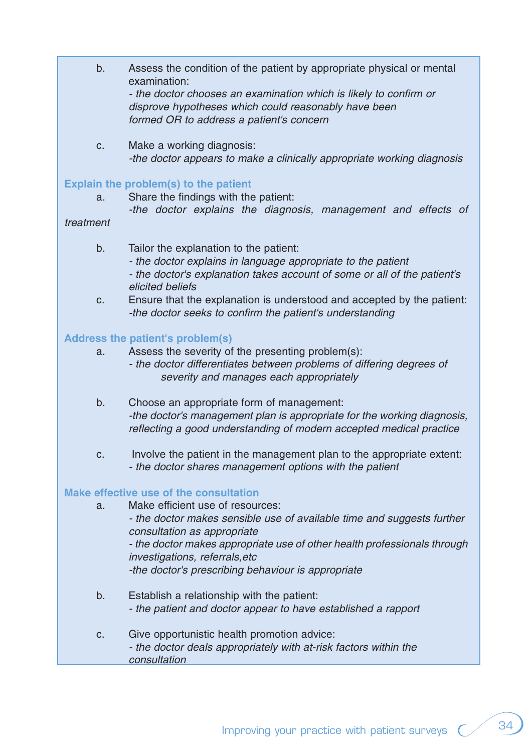b. Assess the condition of the patient by appropriate physical or mental examination:
*- the doctor chooses an examination which is likely to confirm or disprove hypotheses which could reasonably have been formed OR to address a patient's concern*

c. Make a working diagnosis:
*-the doctor appears to make a clinically appropriate working diagnosis*

**Explain the problem(s) to the patient**

a. Share the findings with the patient:
*-the doctor explains the diagnosis, management and effects of treatment*

b. Tailor the explanation to the patient:
*- the doctor explains in language appropriate to the patient*
*- the doctor's explanation takes account of some or all of the patient's elicited beliefs*

c. Ensure that the explanation is understood and accepted by the patient:
*-the doctor seeks to confirm the patient's understanding*

**Address the patient's problem(s)**

a. Assess the severity of the presenting problem(s):
*- the doctor differentiates between problems of differing degrees of severity and manages each appropriately*

b. Choose an appropriate form of management:
*-the doctor's management plan is appropriate for the working diagnosis, reflecting a good understanding of modern accepted medical practice*

c. Involve the patient in the management plan to the appropriate extent:
*- the doctor shares management options with the patient*

**Make effective use of the consultation**

a. Make efficient use of resources:
*- the doctor makes sensible use of available time and suggests further consultation as appropriate*
*- the doctor makes appropriate use of other health professionals through investigations, referrals,etc*
*-the doctor's prescribing behaviour is appropriate*

b. Establish a relationship with the patient:
*- the patient and doctor appear to have established a rapport*

c. Give opportunistic health promotion advice:
*- the doctor deals appropriately with at-risk factors within the consultation*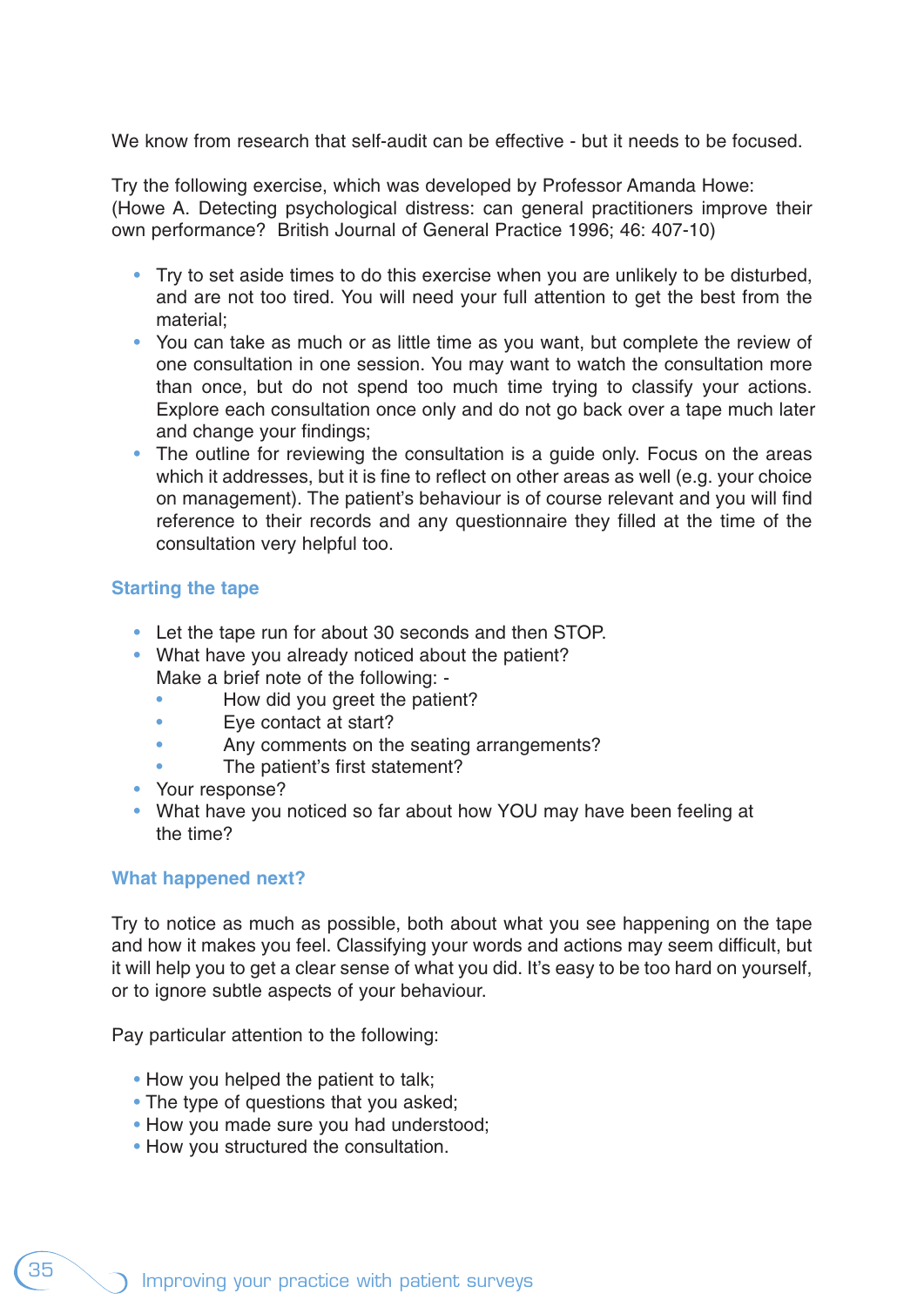We know from research that self-audit can be effective - but it needs to be focused.

Try the following exercise, which was developed by Professor Amanda Howe: (Howe A. Detecting psychological distress: can general practitioners improve their own performance? British Journal of General Practice 1996; 46: 407-10)

- Try to set aside times to do this exercise when you are unlikely to be disturbed, and are not too tired. You will need your full attention to get the best from the material;
- You can take as much or as little time as you want, but complete the review of one consultation in one session. You may want to watch the consultation more than once, but do not spend too much time trying to classify your actions. Explore each consultation once only and do not go back over a tape much later and change your findings;
- The outline for reviewing the consultation is a guide only. Focus on the areas which it addresses, but it is fine to reflect on other areas as well (e.g. your choice on management). The patient's behaviour is of course relevant and you will find reference to their records and any questionnaire they filled at the time of the consultation very helpful too.

## Starting the tape

- Let the tape run for about 30 seconds and then STOP.
- What have you already noticed about the patient?
  Make a brief note of the following: -
  - How did you greet the patient?
  - Eye contact at start?
  - Any comments on the seating arrangements?
  - The patient's first statement?
- Your response?
- What have you noticed so far about how YOU may have been feeling at the time?

## What happened next?

Try to notice as much as possible, both about what you see happening on the tape and how it makes you feel. Classifying your words and actions may seem difficult, but it will help you to get a clear sense of what you did. It's easy to be too hard on yourself, or to ignore subtle aspects of your behaviour.

Pay particular attention to the following:

- How you helped the patient to talk;
- The type of questions that you asked;
- How you made sure you had understood;
- How you structured the consultation.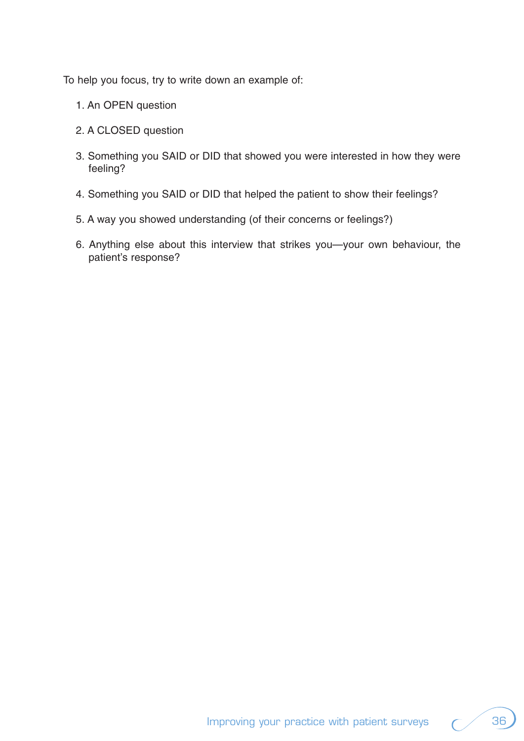To help you focus, try to write down an example of:

1. An OPEN question
2. A CLOSED question
3. Something you SAID or DID that showed you were interested in how they were feeling?
4. Something you SAID or DID that helped the patient to show their feelings?
5. A way you showed understanding (of their concerns or feelings?)
6. Anything else about this interview that strikes you—your own behaviour, the patient's response?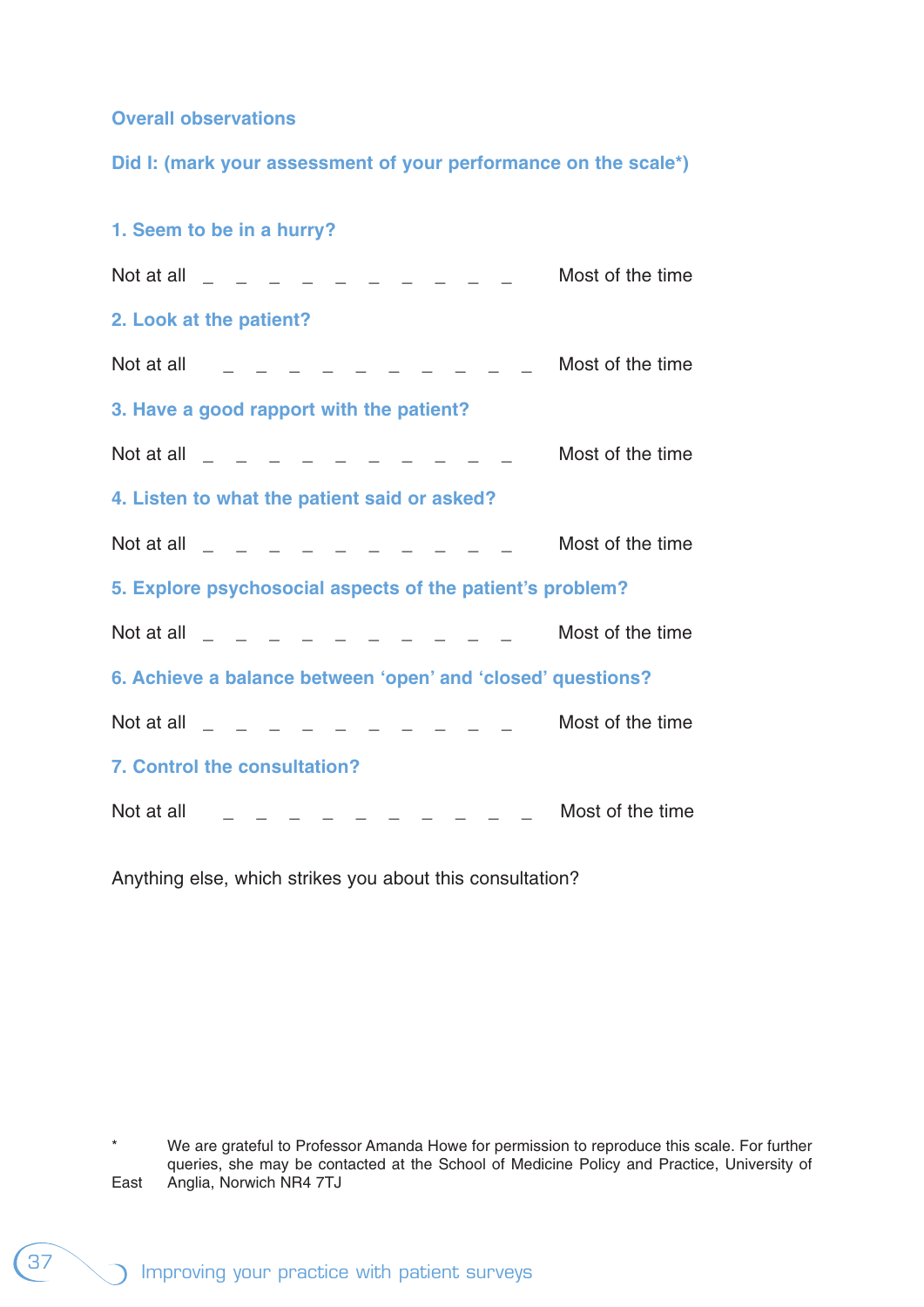## Overall observations

**Did I: (mark your assessment of your performance on the scale*)**

**1. Seem to be in a hurry?**

Not at all _ _ _ _ _ _ _ _ _ _ Most of the time

**2. Look at the patient?**

Not at all _ _ _ _ _ _ _ _ _ _ Most of the time

**3. Have a good rapport with the patient?**

Not at all _ _ _ _ _ _ _ _ _ _ Most of the time

**4. Listen to what the patient said or asked?**

Not at all _ _ _ _ _ _ _ _ _ _ Most of the time

**5. Explore psychosocial aspects of the patient's problem?**

Not at all _ _ _ _ _ _ _ _ _ _ Most of the time

**6. Achieve a balance between 'open' and 'closed' questions?**

Not at all _ _ _ _ _ _ _ _ _ _ Most of the time

**7. Control the consultation?**

Not at all _ _ _ _ _ _ _ _ _ _ Most of the time

Anything else, which strikes you about this consultation?

\* We are grateful to Professor Amanda Howe for permission to reproduce this scale. For further queries, she may be contacted at the School of Medicine Policy and Practice, University of East Anglia, Norwich NR4 7TJ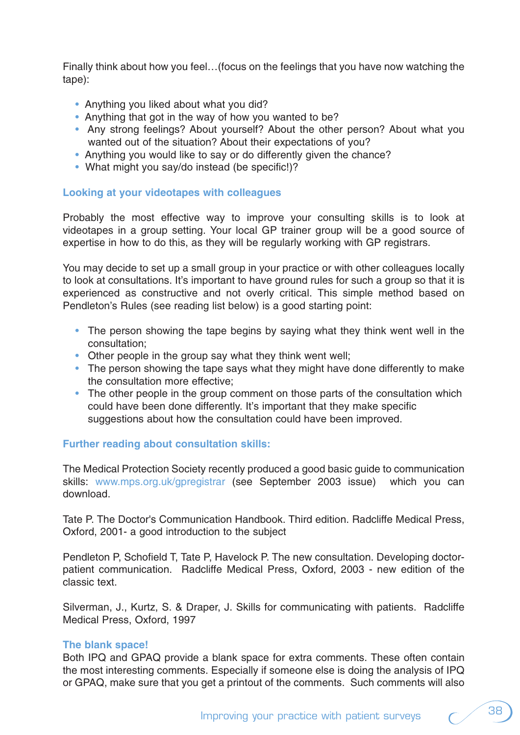Finally think about how you feel…(focus on the feelings that you have now watching the tape):

- Anything you liked about what you did?
- Anything that got in the way of how you wanted to be?
- Any strong feelings? About yourself? About the other person? About what you wanted out of the situation? About their expectations of you?
- Anything you would like to say or do differently given the chance?
- What might you say/do instead (be specific!)?

### Looking at your videotapes with colleagues

Probably the most effective way to improve your consulting skills is to look at videotapes in a group setting. Your local GP trainer group will be a good source of expertise in how to do this, as they will be regularly working with GP registrars.

You may decide to set up a small group in your practice or with other colleagues locally to look at consultations. It's important to have ground rules for such a group so that it is experienced as constructive and not overly critical. This simple method based on Pendleton's Rules (see reading list below) is a good starting point:

- The person showing the tape begins by saying what they think went well in the consultation;
- Other people in the group say what they think went well;
- The person showing the tape says what they might have done differently to make the consultation more effective;
- The other people in the group comment on those parts of the consultation which could have been done differently. It's important that they make specific suggestions about how the consultation could have been improved.

### Further reading about consultation skills:

The Medical Protection Society recently produced a good basic guide to communication skills: www.mps.org.uk/gpregistrar (see September 2003 issue) which you can download.

Tate P. The Doctor's Communication Handbook. Third edition. Radcliffe Medical Press, Oxford, 2001- a good introduction to the subject

Pendleton P, Schofield T, Tate P, Havelock P. The new consultation. Developing doctor-patient communication. Radcliffe Medical Press, Oxford, 2003 - new edition of the classic text.

Silverman, J., Kurtz, S. & Draper, J. Skills for communicating with patients. Radcliffe Medical Press, Oxford, 1997

### The blank space!

Both IPQ and GPAQ provide a blank space for extra comments. These often contain the most interesting comments. Especially if someone else is doing the analysis of IPQ or GPAQ, make sure that you get a printout of the comments. Such comments will also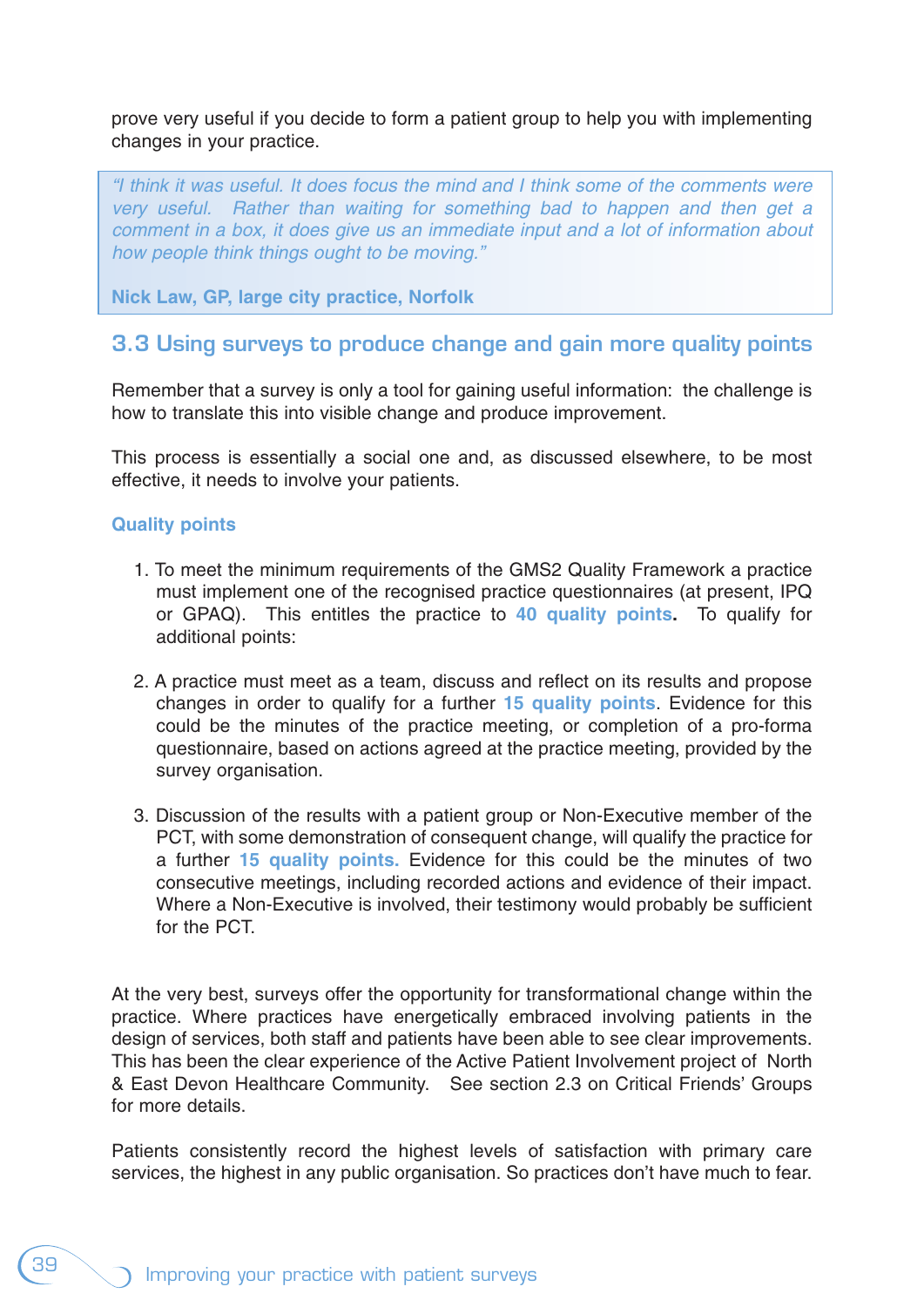prove very useful if you decide to form a patient group to help you with implementing changes in your practice.

> *"I think it was useful. It does focus the mind and I think some of the comments were very useful. Rather than waiting for something bad to happen and then get a comment in a box, it does give us an immediate input and a lot of information about how people think things ought to be moving."*
>
> **Nick Law, GP, large city practice, Norfolk**

## 3.3 Using surveys to produce change and gain more quality points

Remember that a survey is only a tool for gaining useful information: the challenge is how to translate this into visible change and produce improvement.

This process is essentially a social one and, as discussed elsewhere, to be most effective, it needs to involve your patients.

### Quality points

1. To meet the minimum requirements of the GMS2 Quality Framework a practice must implement one of the recognised practice questionnaires (at present, IPQ or GPAQ). This entitles the practice to **40 quality points**. To qualify for additional points:

2. A practice must meet as a team, discuss and reflect on its results and propose changes in order to qualify for a further **15 quality points**. Evidence for this could be the minutes of the practice meeting, or completion of a pro-forma questionnaire, based on actions agreed at the practice meeting, provided by the survey organisation.

3. Discussion of the results with a patient group or Non-Executive member of the PCT, with some demonstration of consequent change, will qualify the practice for a further **15 quality points.** Evidence for this could be the minutes of two consecutive meetings, including recorded actions and evidence of their impact. Where a Non-Executive is involved, their testimony would probably be sufficient for the PCT.

At the very best, surveys offer the opportunity for transformational change within the practice. Where practices have energetically embraced involving patients in the design of services, both staff and patients have been able to see clear improvements. This has been the clear experience of the Active Patient Involvement project of North & East Devon Healthcare Community. See section 2.3 on Critical Friends' Groups for more details.

Patients consistently record the highest levels of satisfaction with primary care services, the highest in any public organisation. So practices don't have much to fear.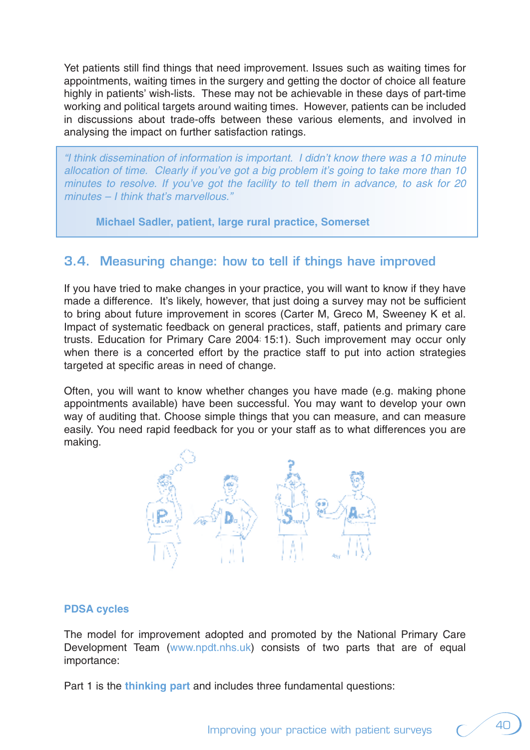Yet patients still find things that need improvement. Issues such as waiting times for appointments, waiting times in the surgery and getting the doctor of choice all feature highly in patients' wish-lists. These may not be achievable in these days of part-time working and political targets around waiting times. However, patients can be included in discussions about trade-offs between these various elements, and involved in analysing the impact on further satisfaction ratings.

> *"I think dissemination of information is important. I didn't know there was a 10 minute allocation of time. Clearly if you've got a big problem it's going to take more than 10 minutes to resolve. If you've got the facility to tell them in advance, to ask for 20 minutes – I think that's marvellous."*
>
> **Michael Sadler, patient, large rural practice, Somerset**

## 3.4. Measuring change: how to tell if things have improved

If you have tried to make changes in your practice, you will want to know if they have made a difference. It's likely, however, that just doing a survey may not be sufficient to bring about future improvement in scores (Carter M, Greco M, Sweeney K et al. Impact of systematic feedback on general practices, staff, patients and primary care trusts. Education for Primary Care 2004; 15:1). Such improvement may occur only when there is a concerted effort by the practice staff to put into action strategies targeted at specific areas in need of change.

Often, you will want to know whether changes you have made (e.g. making phone appointments available) have been successful. You may want to develop your own way of auditing that. Choose simple things that you can measure, and can measure easily. You need rapid feedback for you or your staff as to what differences you are making.

### PDSA cycles

The model for improvement adopted and promoted by the National Primary Care Development Team (www.npdt.nhs.uk) consists of two parts that are of equal importance:

Part 1 is the **thinking part** and includes three fundamental questions: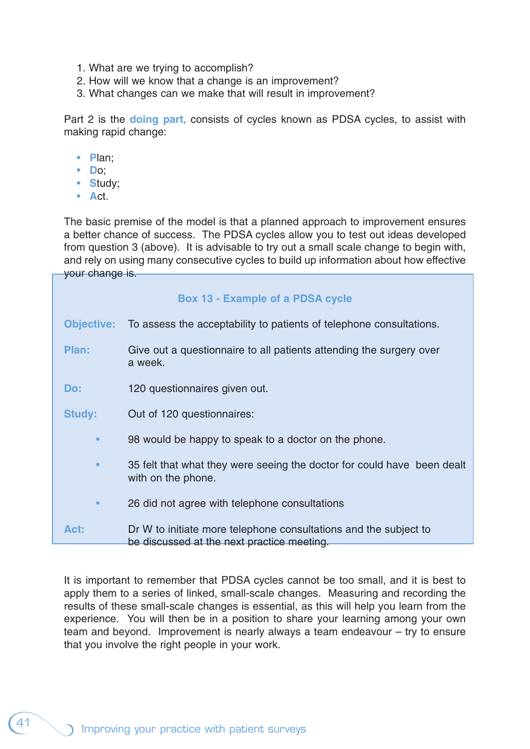1. What are we trying to accomplish?
2. How will we know that a change is an improvement?
3. What changes can we make that will result in improvement?

Part 2 is the **doing part,** consists of cycles known as PDSA cycles, to assist with making rapid change:

- **P**lan;
- **D**o;
- **S**tudy;
- **A**ct.

The basic premise of the model is that a planned approach to improvement ensures a better chance of success. The PDSA cycles allow you to test out ideas developed from question 3 (above). It is advisable to try out a small scale change to begin with, and rely on using many consecutive cycles to build up information about how effective your change is.

### Box 13 - Example of a PDSA cycle

**Objective:** To assess the acceptability to patients of telephone consultations.

**Plan:** Give out a questionnaire to all patients attending the surgery over a week.

**Do:** 120 questionnaires given out.

**Study:** Out of 120 questionnaires:

- 98 would be happy to speak to a doctor on the phone.
- 35 felt that what they were seeing the doctor for could have been dealt with on the phone.
- 26 did not agree with telephone consultations

**Act:** Dr W to initiate more telephone consultations and the subject to be discussed at the next practice meeting.

It is important to remember that PDSA cycles cannot be too small, and it is best to apply them to a series of linked, small-scale changes. Measuring and recording the results of these small-scale changes is essential, as this will help you learn from the experience. You will then be in a position to share your learning among your own team and beyond. Improvement is nearly always a team endeavour – try to ensure that you involve the right people in your work.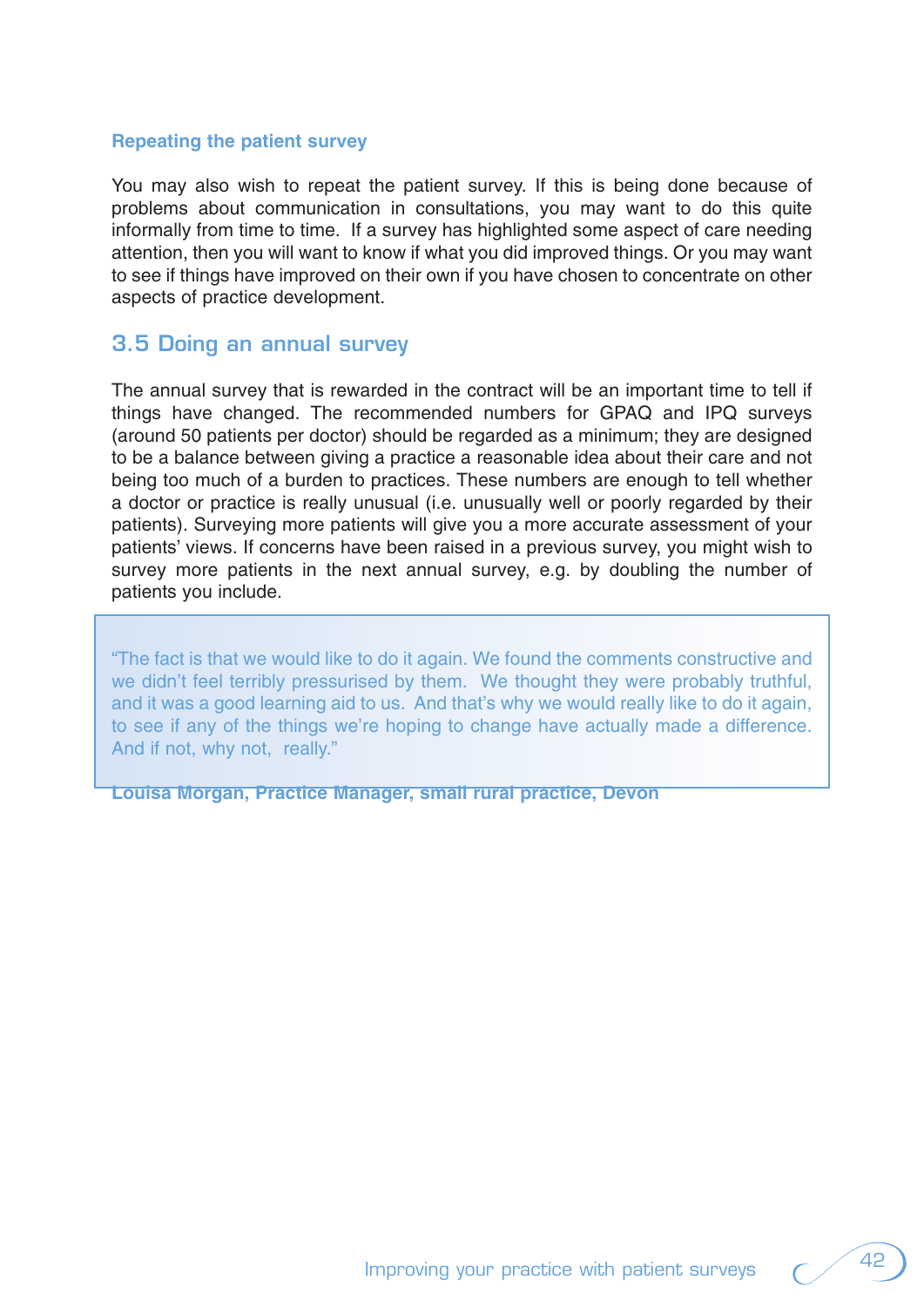### Repeating the patient survey

You may also wish to repeat the patient survey. If this is being done because of problems about communication in consultations, you may want to do this quite informally from time to time. If a survey has highlighted some aspect of care needing attention, then you will want to know if what you did improved things. Or you may want to see if things have improved on their own if you have chosen to concentrate on other aspects of practice development.

## 3.5 Doing an annual survey

The annual survey that is rewarded in the contract will be an important time to tell if things have changed. The recommended numbers for GPAQ and IPQ surveys (around 50 patients per doctor) should be regarded as a minimum; they are designed to be a balance between giving a practice a reasonable idea about their care and not being too much of a burden to practices. These numbers are enough to tell whether a doctor or practice is really unusual (i.e. unusually well or poorly regarded by their patients). Surveying more patients will give you a more accurate assessment of your patients' views. If concerns have been raised in a previous survey, you might wish to survey more patients in the next annual survey, e.g. by doubling the number of patients you include.

> "The fact is that we would like to do it again. We found the comments constructive and we didn't feel terribly pressurised by them. We thought they were probably truthful, and it was a good learning aid to us. And that's why we would really like to do it again, to see if any of the things we're hoping to change have actually made a difference. And if not, why not, really."
>
> **Louisa Morgan, Practice Manager, small rural practice, Devon**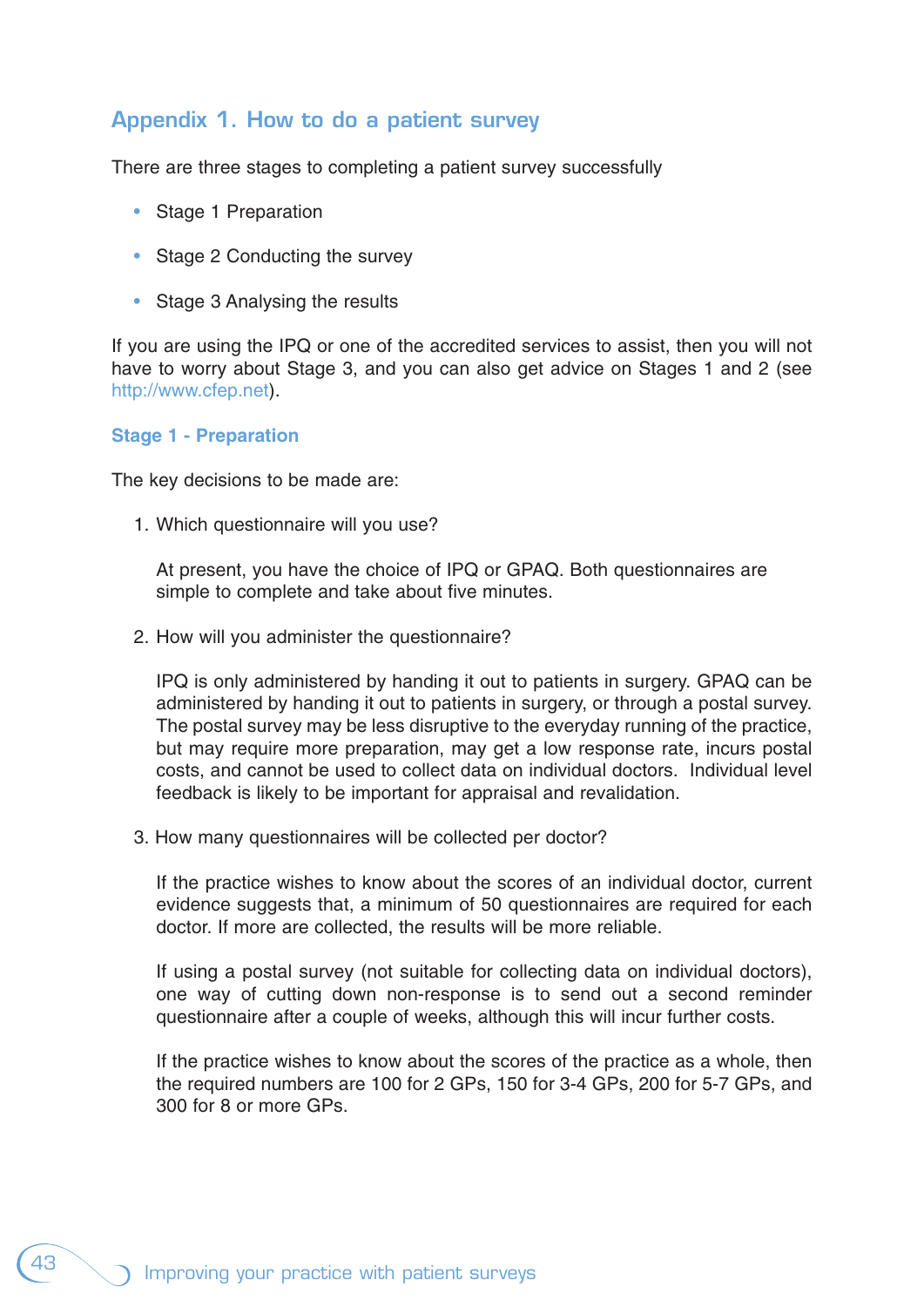## Appendix 1. How to do a patient survey

There are three stages to completing a patient survey successfully

- Stage 1 Preparation
- Stage 2 Conducting the survey
- Stage 3 Analysing the results

If you are using the IPQ or one of the accredited services to assist, then you will not have to worry about Stage 3, and you can also get advice on Stages 1 and 2 (see http://www.cfep.net).

### Stage 1 - Preparation

The key decisions to be made are:

1. Which questionnaire will you use?

   At present, you have the choice of IPQ or GPAQ. Both questionnaires are simple to complete and take about five minutes.

2. How will you administer the questionnaire?

   IPQ is only administered by handing it out to patients in surgery. GPAQ can be administered by handing it out to patients in surgery, or through a postal survey. The postal survey may be less disruptive to the everyday running of the practice, but may require more preparation, may get a low response rate, incurs postal costs, and cannot be used to collect data on individual doctors. Individual level feedback is likely to be important for appraisal and revalidation.

3. How many questionnaires will be collected per doctor?

   If the practice wishes to know about the scores of an individual doctor, current evidence suggests that, a minimum of 50 questionnaires are required for each doctor. If more are collected, the results will be more reliable.

   If using a postal survey (not suitable for collecting data on individual doctors), one way of cutting down non-response is to send out a second reminder questionnaire after a couple of weeks, although this will incur further costs.

   If the practice wishes to know about the scores of the practice as a whole, then the required numbers are 100 for 2 GPs, 150 for 3-4 GPs, 200 for 5-7 GPs, and 300 for 8 or more GPs.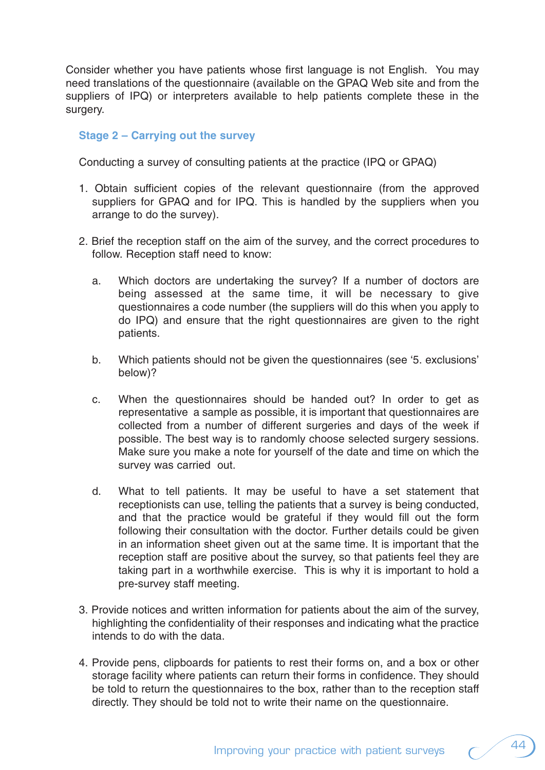Consider whether you have patients whose first language is not English. You may need translations of the questionnaire (available on the GPAQ Web site and from the suppliers of IPQ) or interpreters available to help patients complete these in the surgery.

### Stage 2 – Carrying out the survey

Conducting a survey of consulting patients at the practice (IPQ or GPAQ)

1. Obtain sufficient copies of the relevant questionnaire (from the approved suppliers for GPAQ and for IPQ. This is handled by the suppliers when you arrange to do the survey).

2. Brief the reception staff on the aim of the survey, and the correct procedures to follow. Reception staff need to know:

    a. Which doctors are undertaking the survey? If a number of doctors are being assessed at the same time, it will be necessary to give questionnaires a code number (the suppliers will do this when you apply to do IPQ) and ensure that the right questionnaires are given to the right patients.

    b. Which patients should not be given the questionnaires (see '5. exclusions' below)?

    c. When the questionnaires should be handed out? In order to get as representative a sample as possible, it is important that questionnaires are collected from a number of different surgeries and days of the week if possible. The best way is to randomly choose selected surgery sessions. Make sure you make a note for yourself of the date and time on which the survey was carried out.

    d. What to tell patients. It may be useful to have a set statement that receptionists can use, telling the patients that a survey is being conducted, and that the practice would be grateful if they would fill out the form following their consultation with the doctor. Further details could be given in an information sheet given out at the same time. It is important that the reception staff are positive about the survey, so that patients feel they are taking part in a worthwhile exercise. This is why it is important to hold a pre-survey staff meeting.

3. Provide notices and written information for patients about the aim of the survey, highlighting the confidentiality of their responses and indicating what the practice intends to do with the data.

4. Provide pens, clipboards for patients to rest their forms on, and a box or other storage facility where patients can return their forms in confidence. They should be told to return the questionnaires to the box, rather than to the reception staff directly. They should be told not to write their name on the questionnaire.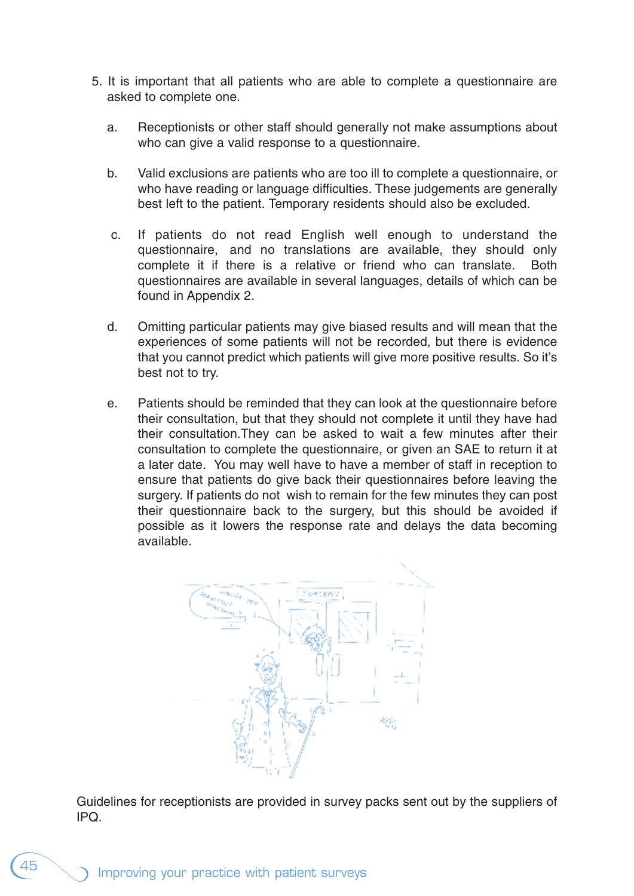5. It is important that all patients who are able to complete a questionnaire are asked to complete one.

   a. Receptionists or other staff should generally not make assumptions about who can give a valid response to a questionnaire.

   b. Valid exclusions are patients who are too ill to complete a questionnaire, or who have reading or language difficulties. These judgements are generally best left to the patient. Temporary residents should also be excluded.

   c. If patients do not read English well enough to understand the questionnaire, and no translations are available, they should only complete it if there is a relative or friend who can translate. Both questionnaires are available in several languages, details of which can be found in Appendix 2.

   d. Omitting particular patients may give biased results and will mean that the experiences of some patients will not be recorded, but there is evidence that you cannot predict which patients will give more positive results. So it's best not to try.

   e. Patients should be reminded that they can look at the questionnaire before their consultation, but that they should not complete it until they have had their consultation.They can be asked to wait a few minutes after their consultation to complete the questionnaire, or given an SAE to return it at a later date. You may well have to have a member of staff in reception to ensure that patients do give back their questionnaires before leaving the surgery. If patients do not wish to remain for the few minutes they can post their questionnaire back to the surgery, but this should be avoided if possible as it lowers the response rate and delays the data becoming available.

Guidelines for receptionists are provided in survey packs sent out by the suppliers of IPQ.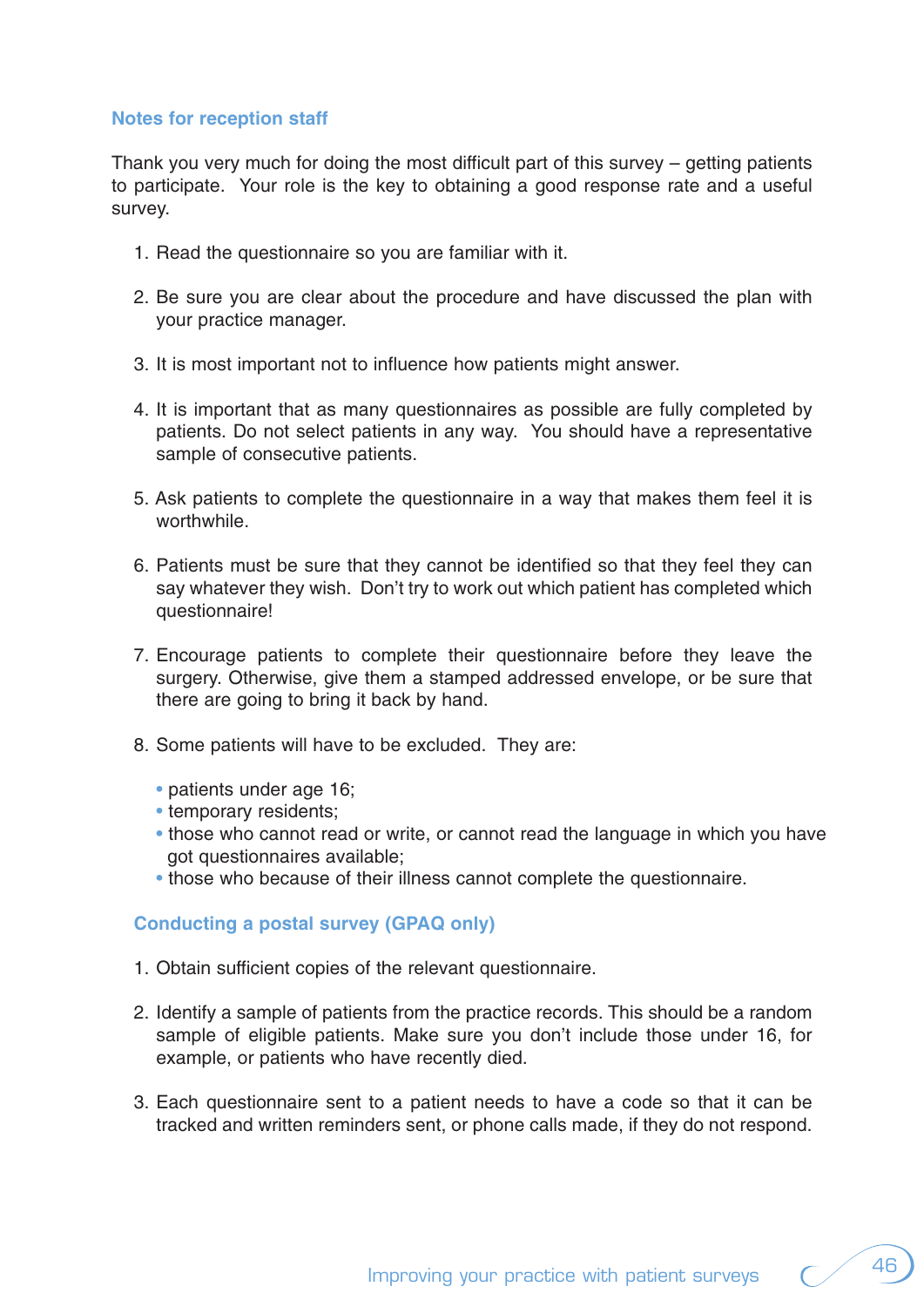## Notes for reception staff

Thank you very much for doing the most difficult part of this survey – getting patients to participate. Your role is the key to obtaining a good response rate and a useful survey.

1. Read the questionnaire so you are familiar with it.

2. Be sure you are clear about the procedure and have discussed the plan with your practice manager.

3. It is most important not to influence how patients might answer.

4. It is important that as many questionnaires as possible are fully completed by patients. Do not select patients in any way. You should have a representative sample of consecutive patients.

5. Ask patients to complete the questionnaire in a way that makes them feel it is worthwhile.

6. Patients must be sure that they cannot be identified so that they feel they can say whatever they wish. Don't try to work out which patient has completed which questionnaire!

7. Encourage patients to complete their questionnaire before they leave the surgery. Otherwise, give them a stamped addressed envelope, or be sure that there are going to bring it back by hand.

8. Some patients will have to be excluded. They are:

   - patients under age 16;
   - temporary residents;
   - those who cannot read or write, or cannot read the language in which you have got questionnaires available;
   - those who because of their illness cannot complete the questionnaire.

### Conducting a postal survey (GPAQ only)

1. Obtain sufficient copies of the relevant questionnaire.

2. Identify a sample of patients from the practice records. This should be a random sample of eligible patients. Make sure you don't include those under 16, for example, or patients who have recently died.

3. Each questionnaire sent to a patient needs to have a code so that it can be tracked and written reminders sent, or phone calls made, if they do not respond.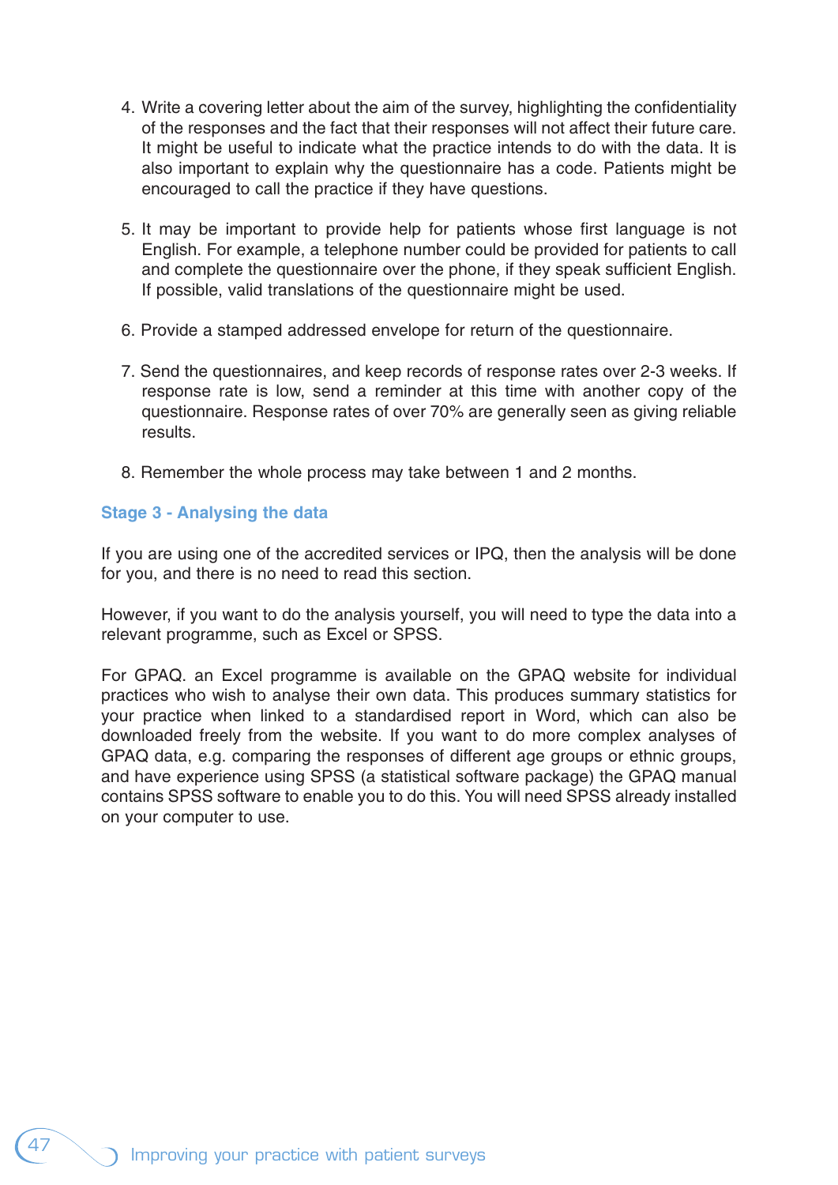4. Write a covering letter about the aim of the survey, highlighting the confidentiality of the responses and the fact that their responses will not affect their future care. It might be useful to indicate what the practice intends to do with the data. It is also important to explain why the questionnaire has a code. Patients might be encouraged to call the practice if they have questions.

5. It may be important to provide help for patients whose first language is not English. For example, a telephone number could be provided for patients to call and complete the questionnaire over the phone, if they speak sufficient English. If possible, valid translations of the questionnaire might be used.

6. Provide a stamped addressed envelope for return of the questionnaire.

7. Send the questionnaires, and keep records of response rates over 2-3 weeks. If response rate is low, send a reminder at this time with another copy of the questionnaire. Response rates of over 70% are generally seen as giving reliable results.

8. Remember the whole process may take between 1 and 2 months.

### Stage 3 - Analysing the data

If you are using one of the accredited services or IPQ, then the analysis will be done for you, and there is no need to read this section.

However, if you want to do the analysis yourself, you will need to type the data into a relevant programme, such as Excel or SPSS.

For GPAQ. an Excel programme is available on the GPAQ website for individual practices who wish to analyse their own data. This produces summary statistics for your practice when linked to a standardised report in Word, which can also be downloaded freely from the website. If you want to do more complex analyses of GPAQ data, e.g. comparing the responses of different age groups or ethnic groups, and have experience using SPSS (a statistical software package) the GPAQ manual contains SPSS software to enable you to do this. You will need SPSS already installed on your computer to use.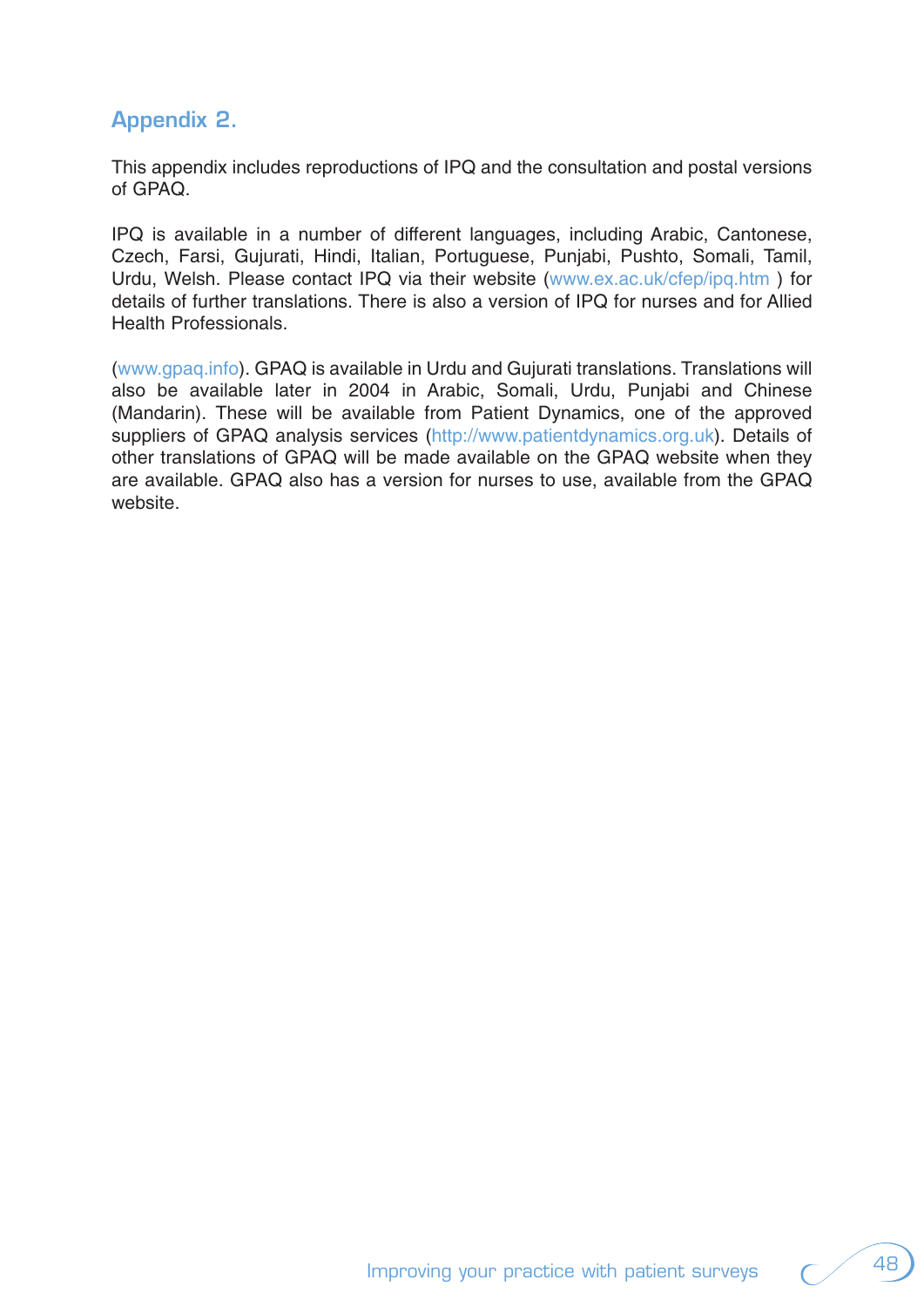## Appendix 2.

This appendix includes reproductions of IPQ and the consultation and postal versions of GPAQ.

IPQ is available in a number of different languages, including Arabic, Cantonese, Czech, Farsi, Gujurati, Hindi, Italian, Portuguese, Punjabi, Pushto, Somali, Tamil, Urdu, Welsh. Please contact IPQ via their website (www.ex.ac.uk/cfep/ipq.htm ) for details of further translations. There is also a version of IPQ for nurses and for Allied Health Professionals.

(www.gpaq.info). GPAQ is available in Urdu and Gujurati translations. Translations will also be available later in 2004 in Arabic, Somali, Urdu, Punjabi and Chinese (Mandarin). These will be available from Patient Dynamics, one of the approved suppliers of GPAQ analysis services (http://www.patientdynamics.org.uk). Details of other translations of GPAQ will be made available on the GPAQ website when they are available. GPAQ also has a version for nurses to use, available from the GPAQ website.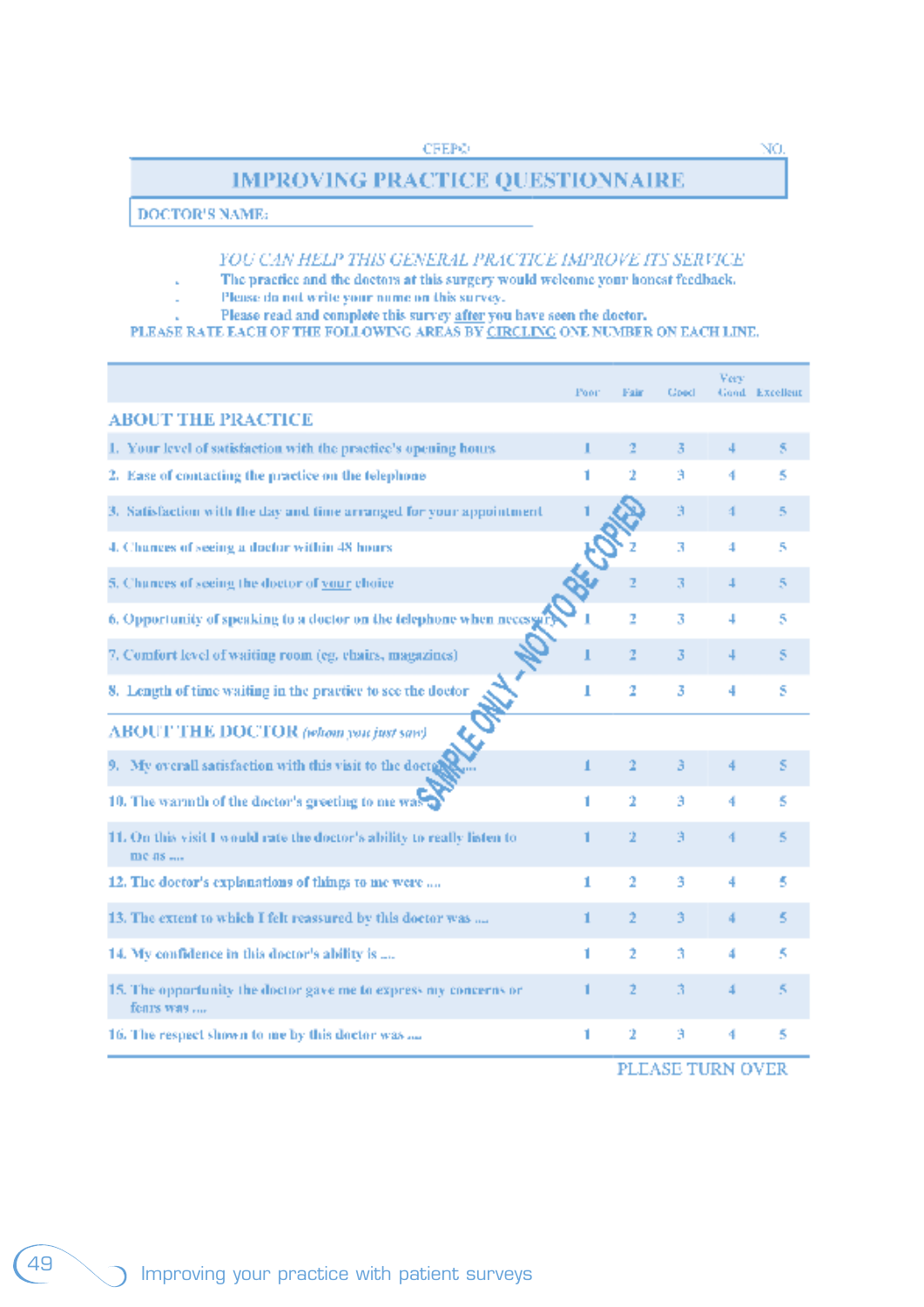CFEP©	NO.

# IMPROVING PRACTICE QUESTIONNAIRE

DOCTOR'S NAME:

*YOU CAN HELP THIS GENERAL PRACTICE IMPROVE ITS SERVICE*

- The practice and the doctors at this surgery would welcome your honest feedback.
- Please do not write your name on this survey.
- Please read and complete this survey after you have seen the doctor.

PLEASE RATE EACH OF THE FOLLOWING AREAS BY CIRCLING ONE NUMBER ON EACH LINE.

SAMPLE ONLY – NOT TO BE COPIED

| | Poor | Fair | Good | Very Good | Excellent |
|---|---|---|---|---|---|
| **ABOUT THE PRACTICE** | | | | | |
| 1. Your level of satisfaction with the practice's opening hours | 1 | 2 | 3 | 4 | 5 |
| 2. Ease of contacting the practice on the telephone | 1 | 2 | 3 | 4 | 5 |
| 3. Satisfaction with the day and time arranged for your appointment | 1 | 2 | 3 | 4 | 5 |
| 4. Chances of seeing a doctor within 48 hours | 1 | 2 | 3 | 4 | 5 |
| 5. Chances of seeing the doctor of your choice | 1 | 2 | 3 | 4 | 5 |
| 6. Opportunity of speaking to a doctor on the telephone when necessary | 1 | 2 | 3 | 4 | 5 |
| 7. Comfort level of waiting room (eg. chairs, magazines) | 1 | 2 | 3 | 4 | 5 |
| 8. Length of time waiting in the practice to see the doctor | 1 | 2 | 3 | 4 | 5 |
| **ABOUT THE DOCTOR** *(whom you just saw)* | | | | | |
| 9. My overall satisfaction with this visit to the doctor is.... | 1 | 2 | 3 | 4 | 5 |
| 10. The warmth of the doctor's greeting to me was | 1 | 2 | 3 | 4 | 5 |
| 11. On this visit I would rate the doctor's ability to really listen to me as .... | 1 | 2 | 3 | 4 | 5 |
| 12. The doctor's explanations of things to me were .... | 1 | 2 | 3 | 4 | 5 |
| 13. The extent to which I felt reassured by this doctor was .... | 1 | 2 | 3 | 4 | 5 |
| 14. My confidence in this doctor's ability is .... | 1 | 2 | 3 | 4 | 5 |
| 15. The opportunity the doctor gave me to express my concerns or fears was .... | 1 | 2 | 3 | 4 | 5 |
| 16. The respect shown to me by this doctor was .... | 1 | 2 | 3 | 4 | 5 |

PLEASE TURN OVER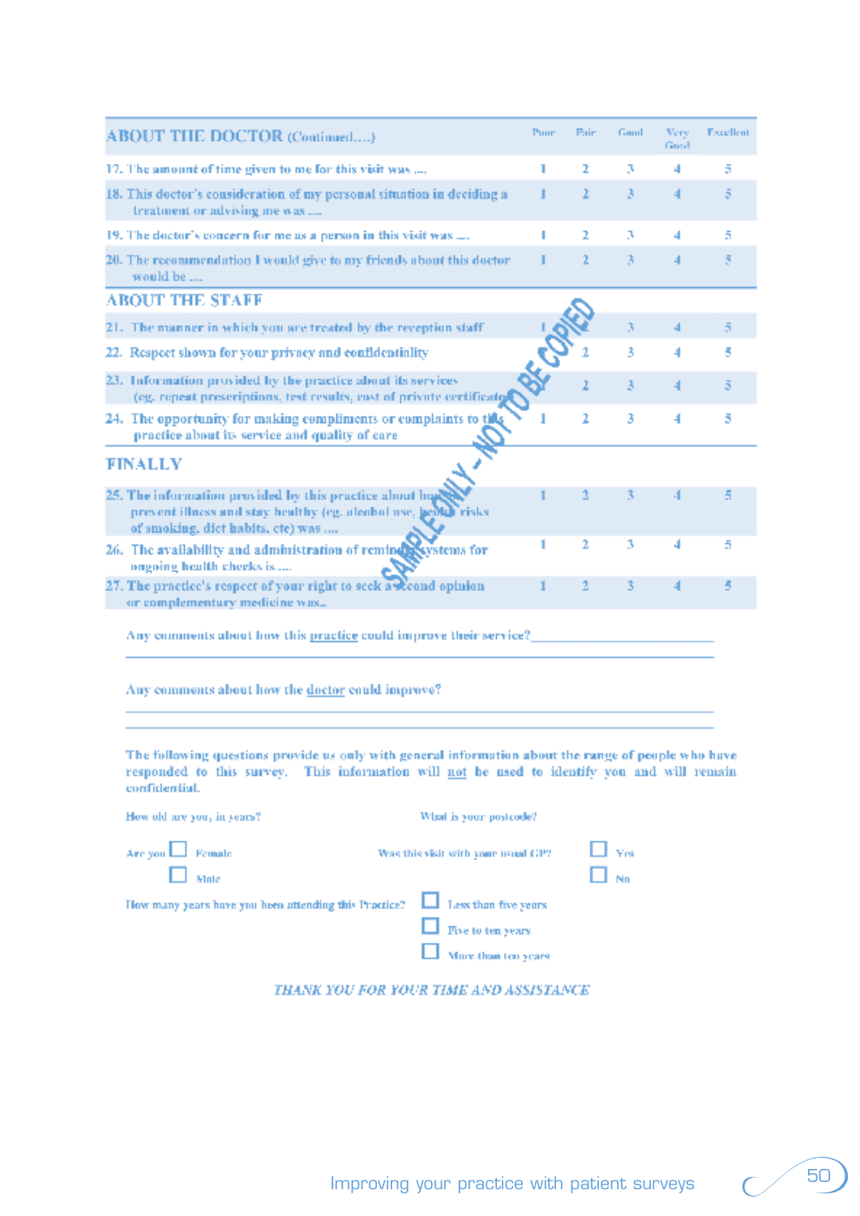| ABOUT THE DOCTOR (Continued….) | Poor | Fair | Good | Very Good | Excellent |
|---|---|---|---|---|---|
| 17. The amount of time given to me for this visit was …. | 1 | 2 | 3 | 4 | 5 |
| 18. This doctor's consideration of my personal situation in deciding a treatment or advising me was …. | 1 | 2 | 3 | 4 | 5 |
| 19. The doctor's concern for me as a person in this visit was …. | 1 | 2 | 3 | 4 | 5 |
| 20. The recommendation I would give to my friends about this doctor would be …. | 1 | 2 | 3 | 4 | 5 |
| **ABOUT THE STAFF** | | | | | |
| 21. The manner in which you are treated by the reception staff | 1 | 2 | 3 | 4 | 5 |
| 22. Respect shown for your privacy and confidentiality | 1 | 2 | 3 | 4 | 5 |
| 23. Information provided by the practice about its services (eg. repeat prescriptions, test results, cost of private certificates) | 1 | 2 | 3 | 4 | 5 |
| 24. The opportunity for making compliments or complaints to this practice about its service and quality of care | 1 | 2 | 3 | 4 | 5 |
| **FINALLY** | | | | | |
| 25. The information provided by this practice about how to prevent illness and stay healthy (eg. alcohol use, health risks of smoking, diet habits, etc) was …. | 1 | 2 | 3 | 4 | 5 |
| 26. The availability and administration of reminder systems for ongoing health checks is …. | 1 | 2 | 3 | 4 | 5 |
| 27. The practice's respect of your right to seek a second opinion or complementary medicine was… | 1 | 2 | 3 | 4 | 5 |

SAMPLE ONLY – NOT TO BE COPIED

Any comments about how this practice could improve their service? ______________________________

______________________________

Any comments about how the doctor could improve?

______________________________

______________________________

The following questions provide us only with general information about the range of people who have responded to this survey. This information will not be used to identify you and will remain confidential.

How old are you, in years?

What is your postcode?

Are you ☐ Female
☐ Male

Was this visit with your usual GP? ☐ Yes
☐ No

How many years have you been attending this Practice? ☐ Less than five years
☐ Five to ten years
☐ More than ten years

*THANK YOU FOR YOUR TIME AND ASSISTANCE*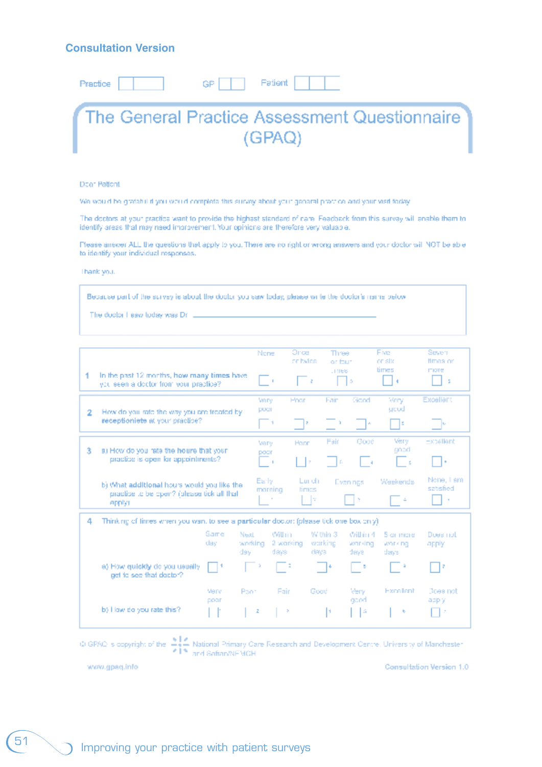Consultation Version

Practice [ ] GP [ ] Patient [ ]

# The General Practice Assessment Questionnaire (GPAQ)

Dear Patient

We would be grateful if you would complete this survey about your general practice and your visit today.

The doctors at your practice want to provide the highest standard of care. Feedback from this survey will enable them to identify areas that may need improvement. Your opinions are therefore very valuable.

Please answer ALL the questions that apply to you. There are no right or wrong answers and your doctor will NOT be able to identify your individual responses.

Thank you.

Because part of the survey is about the doctor you saw today, please write the doctor's name below

The doctor I saw today was Dr ____________________

| | | | | | | | |
|---|---|---|---|---|---|---|---|
| **1** In the past 12 months, how many times have you seen a doctor from your practice? | None ☐ 1 | Once or twice ☐ 2 | Three or four times ☐ 3 | Five or six times ☐ 4 | Seven times or more ☐ 5 | | |
| **2** How do you rate the way you are treated by **receptionists** at your practice? | Very poor ☐ 1 | Poor ☐ 2 | Fair ☐ 3 | Good ☐ 4 | Very good ☐ 5 | Excellent ☐ 6 | |
| **3** a) How do you rate the hours that your practice is open for appointments? | Very poor ☐ 1 | Poor ☐ 2 | Fair ☐ 3 | Good ☐ 4 | Very good ☐ 5 | Excellent ☐ 6 | |
| b) What additional hours would you like the practice to be open? (please tick all that apply) | Early morning ☐ 1 | Lunch times ☐ 2 | Evenings ☐ 3 | Weekends ☐ 4 | None, I am satisfied ☐ 5 | | |

**4** Thinking of times when you want to see a **particular doctor**: (please tick one box only)

| | | | | | | | |
|---|---|---|---|---|---|---|---|
| a) How quickly do you usually get to see that doctor? | Same day ☐ 1 | Next working day ☐ 2 | Within 2 working days ☐ 3 | Within 3 working days ☐ 4 | Within 4 working days ☐ 5 | 5 or more working days ☐ 6 | Does not apply ☐ 7 |
| b) How do you rate this? | Very poor ☐ 1 | Poor ☐ 2 | Fair ☐ 3 | Good ☐ 4 | Very good ☐ 5 | Excellent ☐ 6 | Does not apply ☐ 7 |

© GPAQ is copyright of the National Primary Care Research and Development Centre, University of Manchester and Safron/NFMCH

www.gpaq.info

Consultation Version 1.0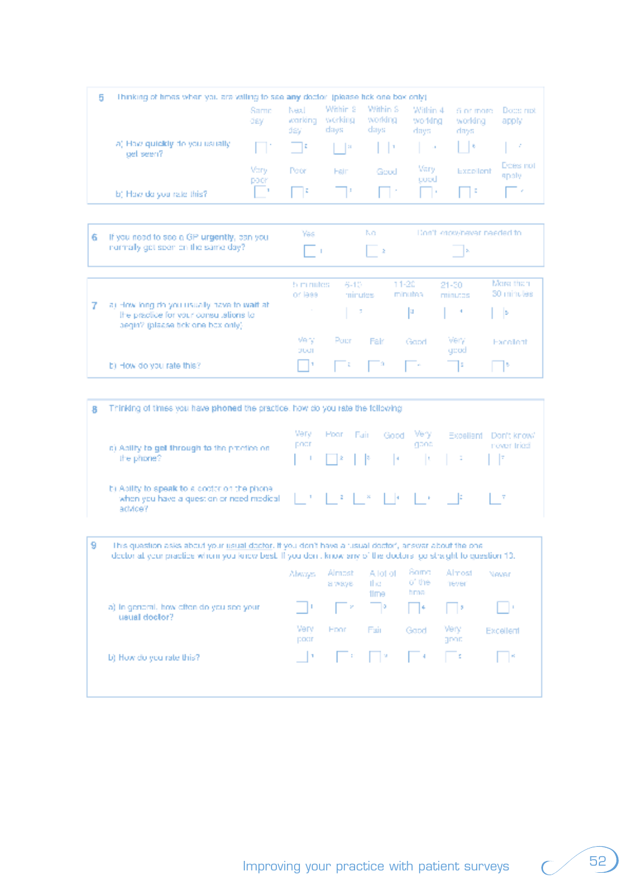**5** Thinking of times when you are waiting to see **any** doctor (please tick one box only)

| | Same day | Next working day | Within 2 working days | Within 3 working days | Within 4 working days | 5 or more working days | Does not apply |
|---|---|---|---|---|---|---|---|
| a) How **quickly** do you usually get seen? | ☐ 1 | ☐ 2 | ☐ 3 | ☐ 4 | ☐ 5 | ☐ 6 | ☐ 7 |

| | Very poor | Poor | Fair | Good | Very good | Excellent | Does not apply |
|---|---|---|---|---|---|---|---|
| b) How do you rate this? | ☐ 1 | ☐ 2 | ☐ 3 | ☐ 4 | ☐ 5 | ☐ 6 | ☐ 7 |

**6** If you need to see a GP **urgently**, can you normally get seen on the same day?

| Yes | No | Don't know/never needed to |
|---|---|---|
| ☐ 1 | ☐ 2 | ☐ 3 |

**7**

| | 5 minutes or less | 6-10 minutes | 11-20 minutes | 21-30 minutes | More than 30 minutes |
|---|---|---|---|---|---|
| a) How long do you usually have to **wait** at the practice for your consultations to begin? (please tick one box only) | ☐ 1 | ☐ 2 | ☐ 3 | ☐ 4 | ☐ 5 |

| | Very poor | Poor | Fair | Good | Very good | Excellent |
|---|---|---|---|---|---|---|
| b) How do you rate this? | ☐ 1 | ☐ 2 | ☐ 3 | ☐ 4 | ☐ 5 | ☐ 6 |

**8** Thinking of times you have **phoned** the practice, how do you rate the following

| | Very poor | Poor | Fair | Good | Very good | Excellent | Don't know/ never tried |
|---|---|---|---|---|---|---|---|
| a) Ability to **get through** to the practice on the phone? | ☐ 1 | ☐ 2 | ☐ 3 | ☐ 4 | ☐ 5 | ☐ 6 | ☐ 7 |
| b) Ability to **speak to a doctor** on the phone when you have a question or need medical advice? | ☐ 1 | ☐ 2 | ☐ 3 | ☐ 4 | ☐ 5 | ☐ 6 | ☐ 7 |

**9** This question asks about your **usual doctor**. If you don't have a 'usual doctor', answer about the one doctor at your practice whom you know best. If you don't know any of the doctors, go straight to question 10.

| | Always | Almost always | A lot of the time | Some of the time | Almost never | Never |
|---|---|---|---|---|---|---|
| a) In general, how often do you see your **usual doctor**? | ☐ 1 | ☐ 2 | ☐ 3 | ☐ 4 | ☐ 5 | ☐ 6 |

| | Very poor | Poor | Fair | Good | Very good | Excellent |
|---|---|---|---|---|---|---|
| b) How do you rate this? | ☐ 1 | ☐ 2 | ☐ 3 | ☐ 4 | ☐ 5 | ☐ 6 |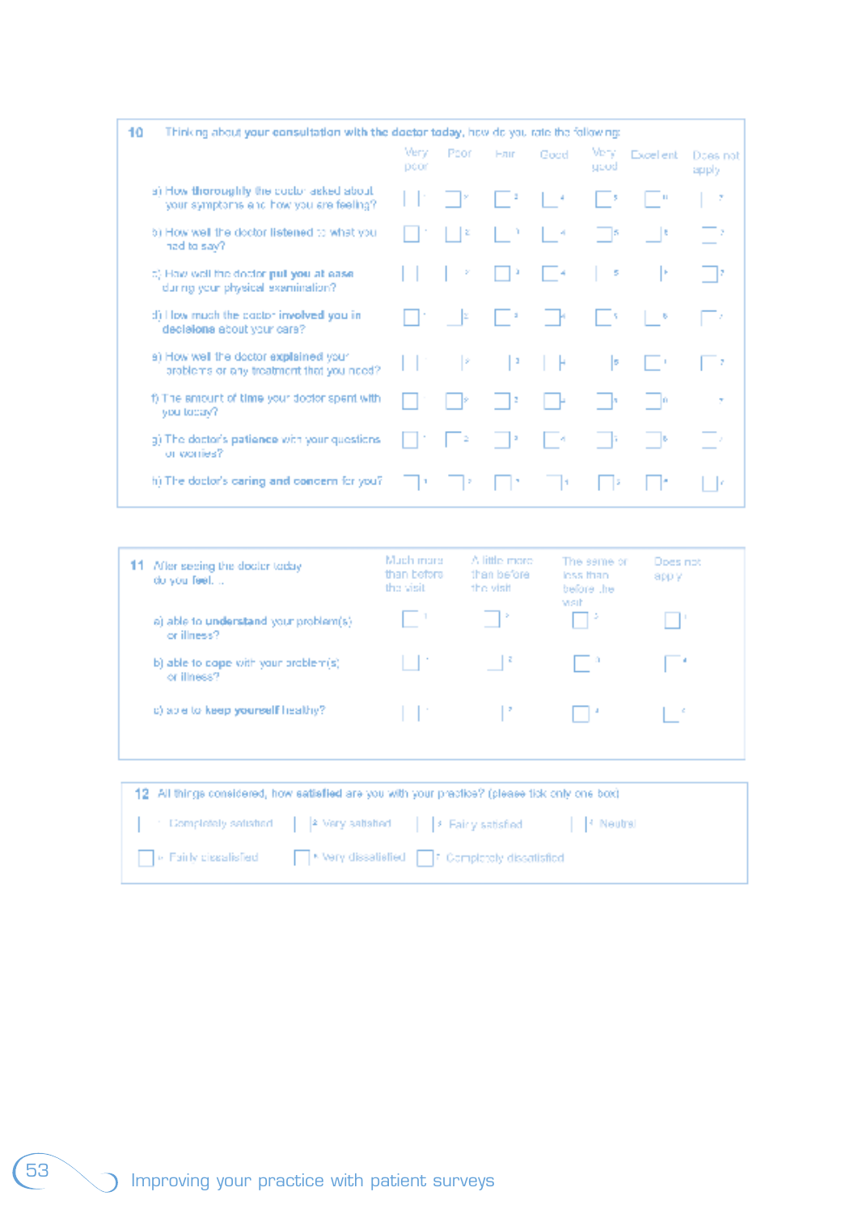| 10 Thinking about your **consultation with the doctor today**, how do you rate the following: | Very poor | Poor | Fair | Good | Very good | Excellent | Does not apply |
|---|---|---|---|---|---|---|---|
| a) How **thoroughly** the doctor asked about your symptoms and how you are feeling? | ☐ 1 | ☐ 2 | ☐ 3 | ☐ 4 | ☐ 5 | ☐ 6 | ☐ 7 |
| b) How well the doctor **listened** to what you had to say? | ☐ 1 | ☐ 2 | ☐ 3 | ☐ 4 | ☐ 5 | ☐ 6 | ☐ 7 |
| c) How well the doctor **put you at ease** during your physical examination? | ☐ 1 | ☐ 2 | ☐ 3 | ☐ 4 | ☐ 5 | ☐ 6 | ☐ 7 |
| d) How much the doctor **involved you in decisions** about your care? | ☐ 1 | ☐ 2 | ☐ 3 | ☐ 4 | ☐ 5 | ☐ 6 | ☐ 7 |
| e) How well the doctor **explained** your problems or any treatment that you need? | ☐ 1 | ☐ 2 | ☐ 3 | ☐ 4 | ☐ 5 | ☐ 6 | ☐ 7 |
| f) The amount of **time** your doctor spent with you today? | ☐ 1 | ☐ 2 | ☐ 3 | ☐ 4 | ☐ 5 | ☐ 6 | ☐ 7 |
| g) The doctor's **patience** with your questions or worries? | ☐ 1 | ☐ 2 | ☐ 3 | ☐ 4 | ☐ 5 | ☐ 6 | ☐ 7 |
| h) The doctor's **caring and concern** for you? | ☐ 1 | ☐ 2 | ☐ 3 | ☐ 4 | ☐ 5 | ☐ 6 | ☐ 7 |

| 11 After seeing the doctor today do you **feel**... | Much more than before the visit | A little more than before the visit | The same or less than before the visit | Does not apply |
|---|---|---|---|---|
| a) able to **understand** your problem(s) or illness? | ☐ 1 | ☐ 2 | ☐ 3 | ☐ 4 |
| b) able to **cope** with your problem(s) or illness? | ☐ 1 | ☐ 2 | ☐ 3 | ☐ 4 |
| c) able to **keep yourself** healthy? | ☐ 1 | ☐ 2 | ☐ 3 | ☐ 4 |

**12** All things considered, how **satisfied** are you with your practice? (please tick only one box)

☐ 1 Completely satisfied ☐ 2 Very satisfied ☐ 3 Fairly satisfied ☐ 4 Neutral

☐ 5 Fairly dissatisfied ☐ 6 Very dissatisfied ☐ 7 Completely dissatisfied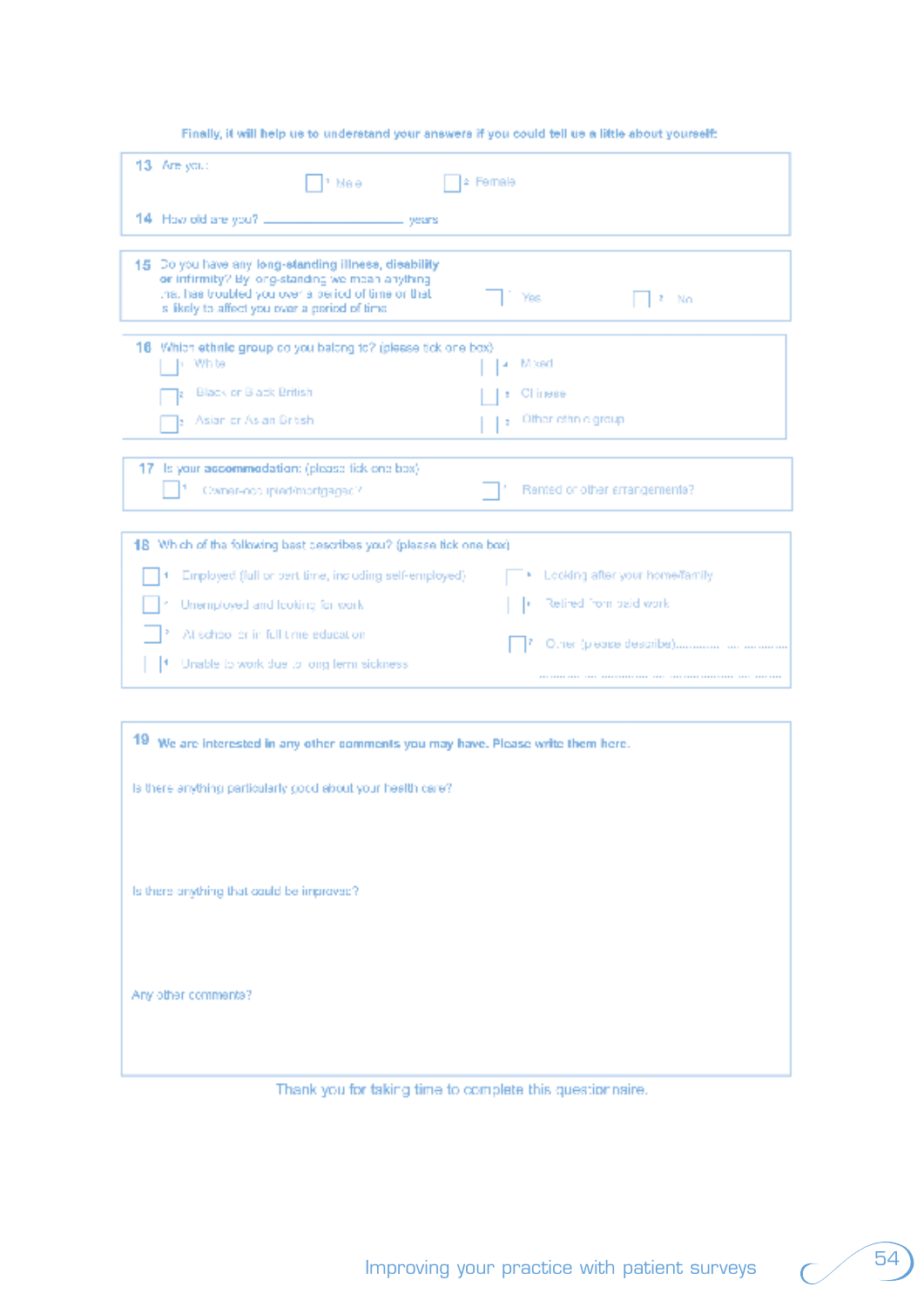**Finally, it will help us to understand your answers if you could tell us a little about yourself:**

**13** Are you:

☐ [1] Male ☐ [2] Female

**14** How old are you? ____________ years

**15** Do you have any **long-standing illness, disability or infirmity?** By long-standing we mean anything that has troubled you over a period of time or that is likely to affect you over a period of time

☐ [1] Yes ☐ [2] No

**16** Which **ethnic group** do you belong to? (please tick one box)

☐ [1] White
☐ [2] Black or Black British
☐ [3] Asian or Asian British
☐ [4] Mixed
☐ [5] Chinese
☐ [6] Other ethnic group

**17** Is your **accommodation:** (please tick one box)

☐ [1] Owner-occupied/mortgaged?
☐ [2] Rented or other arrangements?

**18** Which of the following best describes you? (please tick one box)

☐ [1] Employed (full or part time, including self-employed)
☐ [2] Unemployed and looking for work
☐ [3] At school or in full time education
☐ [4] Unable to work due to long term sickness
☐ [5] Looking after your home/family
☐ [6] Retired from paid work
☐ [7] Other (please describe)..........................................

**19** **We are interested in any other comments you may have. Please write them here.**

Is there anything particularly good about your health care?

Is there anything that could be improved?

Any other comments?

Thank you for taking time to complete this questionnaire.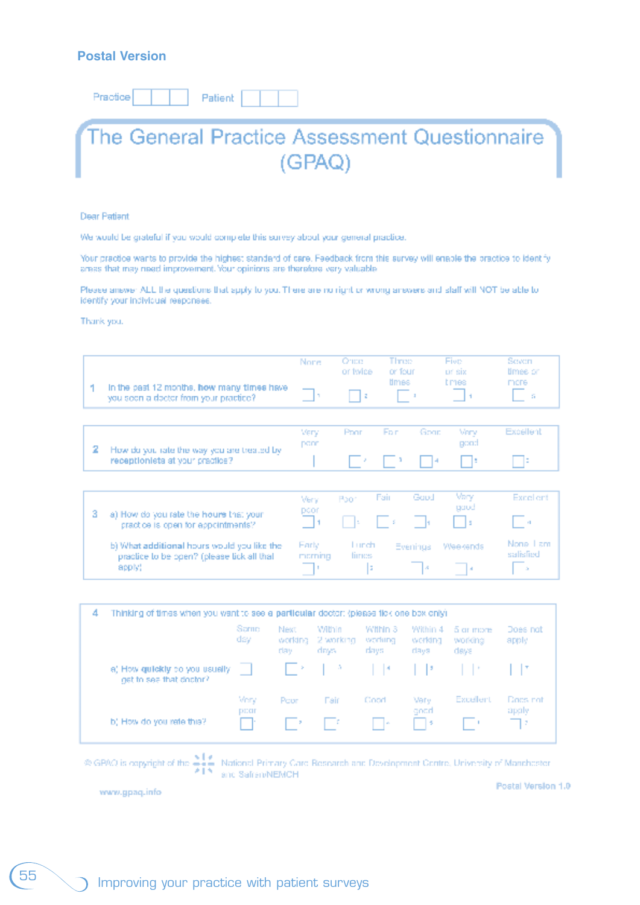**Postal Version**

Practice | | | | Patient | | | |

# The General Practice Assessment Questionnaire (GPAQ)

Dear Patient

We would be grateful if you would complete this survey about your general practice.

Your practice wants to provide the highest standard of care. Feedback from this survey will enable the practice to identify areas that may need improvement. Your opinions are therefore very valuable.

Please answer ALL the questions that apply to you. There are no right or wrong answers and staff will NOT be able to identify your individual responses.

Thank you.

| | None | Once or twice | Three or four times | Five or six times | Seven times or more |
|---|---|---|---|---|---|
| 1 In the past 12 months, how many times have you seen a doctor from your practice? | ☐ 1 | ☐ 2 | ☐ 3 | ☐ 4 | ☐ 5 |

| | Very poor | Poor | Fair | Good | Very good | Excellent |
|---|---|---|---|---|---|---|
| 2 How do you rate the way you are treated by receptionists at your practice? | ☐ | ☐ | ☐ | ☐ | ☐ | ☐ |

| | Very poor | Poor | Fair | Good | Very good | Excellent |
|---|---|---|---|---|---|---|
| 3 a) How do you rate the hours that your practice is open for appointments? | ☐ 1 | ☐ | ☐ | ☐ | ☐ | ☐ |

| | Early morning | Lunch times | Evenings | Weekends | None, I am satisfied |
|---|---|---|---|---|---|
| b) What additional hours would you like the practice to be open? (please tick all that apply) | ☐ 1 | ☐ 2 | ☐ | ☐ 4 | ☐ |

4 Thinking of times when you want to see a particular doctor: (please tick one box only)

| | Same day | Next working day | Within 2 working days | Within 3 working days | Within 4 working days | 5 or more working days | Does not apply |
|---|---|---|---|---|---|---|---|
| a) How quickly do you usually get to see that doctor? | ☐ | ☐ | ☐ | ☐ | ☐ | ☐ | ☐ |

| | Very poor | Poor | Fair | Good | Very good | Excellent | Does not apply |
|---|---|---|---|---|---|---|---|
| b) How do you rate this? | ☐ | ☐ | ☐ | ☐ | ☐ 5 | ☐ | ☐ |

© GPAQ is copyright of the National Primary Care Research and Development Centre, University of Manchester and Safran/NEMCH

www.gpaq.info

Postal Version 1.0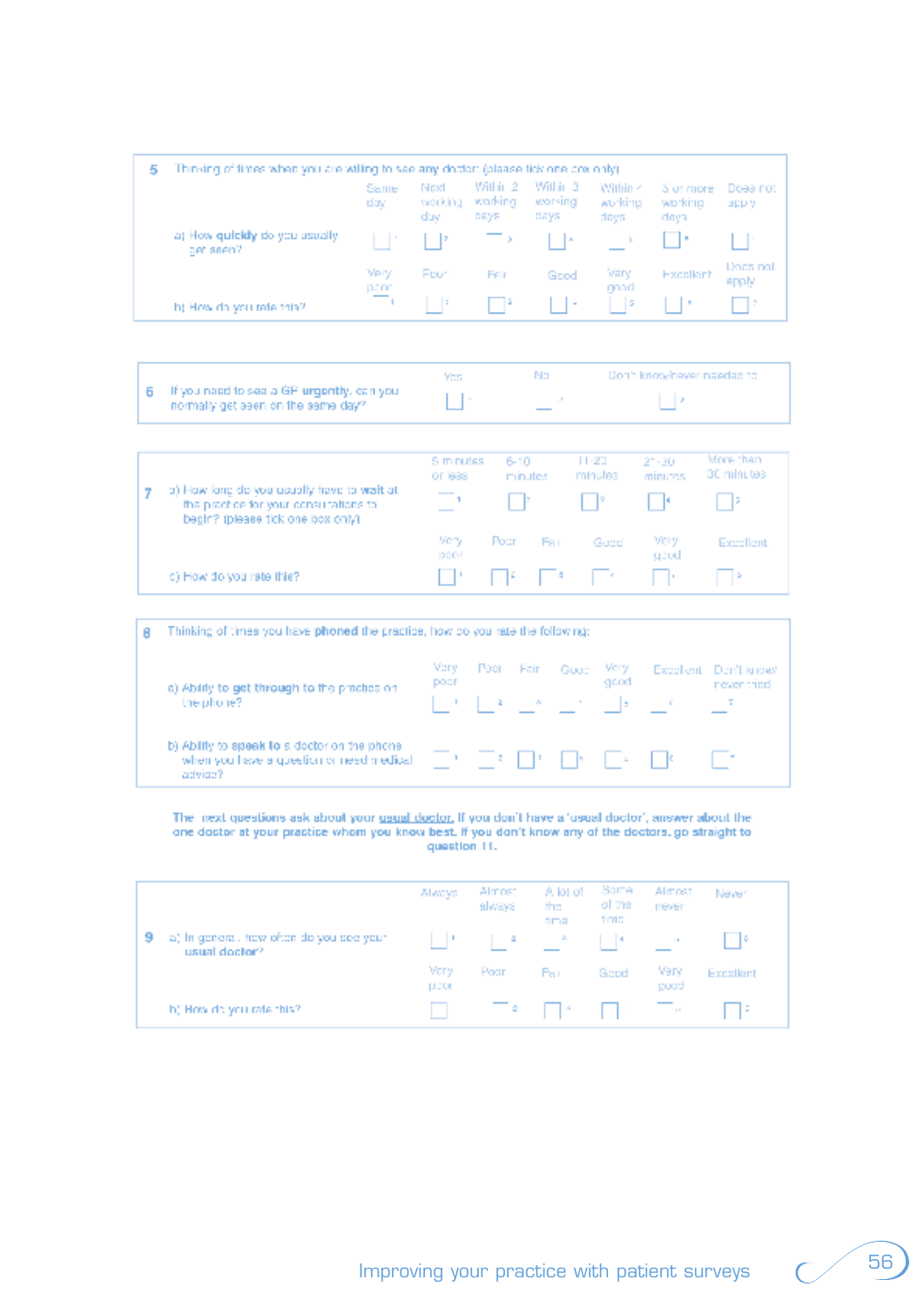**5** Thinking of times when you are willing to see any doctor: (please tick one box only)

| | Same day | Next working day | Within 2 working days | Within 3 working days | Within 4 working days | 5 or more working days | Does not apply |
|---|---|---|---|---|---|---|---|
| a) How **quickly** do you usually get seen? | ☐ 1 | ☐ 2 | ☐ 3 | ☐ 4 | ☐ 5 | ☐ 6 | ☐ 7 |
| | **Very poor** | **Poor** | **Fair** | **Good** | **Very good** | **Excellent** | **Does not apply** |
| b) How do you rate this? | ☐ 1 | ☐ 2 | ☐ 3 | ☐ 4 | ☐ 5 | ☐ 6 | ☐ 7 |

| **6** | Yes | No | Don't know/never needed to |
|---|---|---|---|
| If you need to see a GP **urgently**, can you normally get seen on the same day? | ☐ 1 | ☐ 2 | ☐ 3 |

**7**

| | 5 minutes or less | 6-10 minutes | 11-20 minutes | 21-30 minutes | More than 30 minutes | |
|---|---|---|---|---|---|---|
| a) How long do you usually have to **wait** at the practice for your consultations to begin? (please tick one box only) | ☐ 1 | ☐ 2 | ☐ 3 | ☐ 4 | ☐ 5 | |
| | **Very poor** | **Poor** | **Fair** | **Good** | **Very good** | **Excellent** |
| c) How do you rate this? | ☐ 1 | ☐ 2 | ☐ 3 | ☐ 4 | ☐ 5 | ☐ 6 |

**8** Thinking of times you have **phoned** the practice, how do you rate the following:

| | Very poor | Poor | Fair | Good | Very good | Excellent | Don't know/never tried |
|---|---|---|---|---|---|---|---|
| a) Ability to **get through** to the practice on the phone? | ☐ 1 | ☐ 2 | ☐ 3 | ☐ 4 | ☐ 5 | ☐ 6 | ☐ 7 |
| b) Ability to **speak to** a doctor on the phone when you have a question or need medical advice? | ☐ 1 | ☐ 2 | ☐ 3 | ☐ 4 | ☐ 5 | ☐ 6 | ☐ 7 |

**The next questions ask about your usual doctor. If you don't have a 'usual doctor', answer about the one doctor at your practice whom you know best. If you don't know any of the doctors, go straight to question 11.**

**9**

| | Always | Almost always | A lot of the time | Some of the time | Almost never | Never |
|---|---|---|---|---|---|---|
| a) In general, how often do you see your **usual doctor**? | ☐ 1 | ☐ 2 | ☐ 3 | ☐ 4 | ☐ 5 | ☐ 6 |
| | **Very poor** | **Poor** | **Fair** | **Good** | **Very good** | **Excellent** |
| b) How do you rate this? | ☐ 1 | ☐ 2 | ☐ 3 | ☐ 4 | ☐ 5 | ☐ 6 |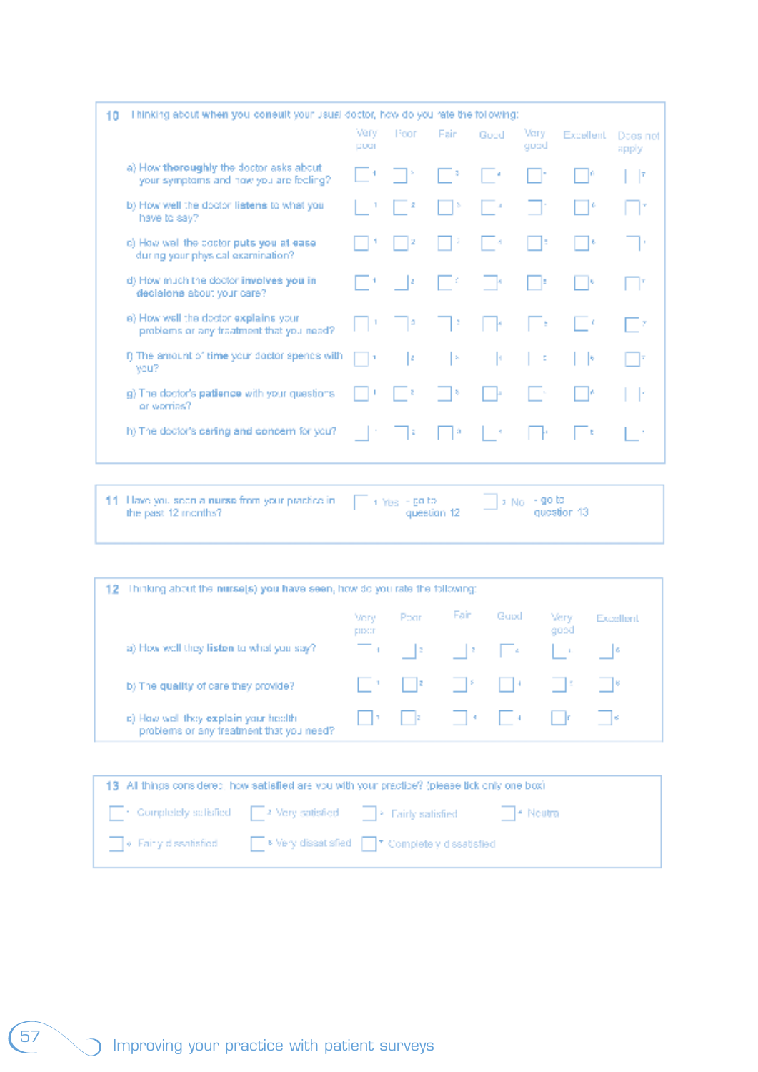**10** Thinking about **when you consult your usual doctor**, how do you rate the following:

| | Very poor | Poor | Fair | Good | Very good | Excellent | Does not apply |
|---|---|---|---|---|---|---|---|
| a) How **thoroughly** the doctor asks about your symptoms and how you are feeling? | ☐ 1 | ☐ 2 | ☐ 3 | ☐ 4 | ☐ 5 | ☐ 6 | ☐ 7 |
| b) How well the doctor **listens** to what you have to say? | ☐ 1 | ☐ 2 | ☐ 3 | ☐ 4 | ☐ 5 | ☐ 6 | ☐ 7 |
| c) How well the doctor **puts you at ease** during your physical examination? | ☐ 1 | ☐ 2 | ☐ 3 | ☐ 4 | ☐ 5 | ☐ 6 | ☐ 7 |
| d) How much the doctor **involves you in decisions** about your care? | ☐ 1 | ☐ 2 | ☐ 3 | ☐ 4 | ☐ 5 | ☐ 6 | ☐ 7 |
| e) How well the doctor **explains** your problems or any treatment that you need? | ☐ 1 | ☐ 2 | ☐ 3 | ☐ 4 | ☐ 5 | ☐ 6 | ☐ 7 |
| f) The amount of **time** your doctor spends with you? | ☐ 1 | ☐ 2 | ☐ 3 | ☐ 4 | ☐ 5 | ☐ 6 | ☐ 7 |
| g) The doctor's **patience** with your questions or worries? | ☐ 1 | ☐ 2 | ☐ 3 | ☐ 4 | ☐ 5 | ☐ 6 | ☐ 7 |
| h) The doctor's **caring and concern** for you? | ☐ 1 | ☐ 2 | ☐ 3 | ☐ 4 | ☐ 5 | ☐ 6 | ☐ 7 |

**11** Have you seen a **nurse** from your practice in the past 12 months?

☐ 1 Yes – go to question 12 ☐ 2 No – go to question 13

**12** Thinking about the **nurse(s) you have seen**, how do you rate the following:

| | Very poor | Poor | Fair | Good | Very good | Excellent |
|---|---|---|---|---|---|---|
| a) How well they **listen** to what you say? | ☐ 1 | ☐ 2 | ☐ 3 | ☐ 4 | ☐ 5 | ☐ 6 |
| b) The **quality** of care they provide? | ☐ 1 | ☐ 2 | ☐ 3 | ☐ 4 | ☐ 5 | ☐ 6 |
| c) How well they **explain** your health problems or any treatment that you need? | ☐ 1 | ☐ 2 | ☐ 3 | ☐ 4 | ☐ 5 | ☐ 6 |

**13** All things considered, how **satisfied** are you with your practice? (please tick only one box)

☐ 1 Completely satisfied ☐ 2 Very satisfied ☐ 3 Fairly satisfied ☐ 4 Neutral

☐ 5 Fairly dissatisfied ☐ 6 Very dissatisfied ☐ 7 Completely dissatisfied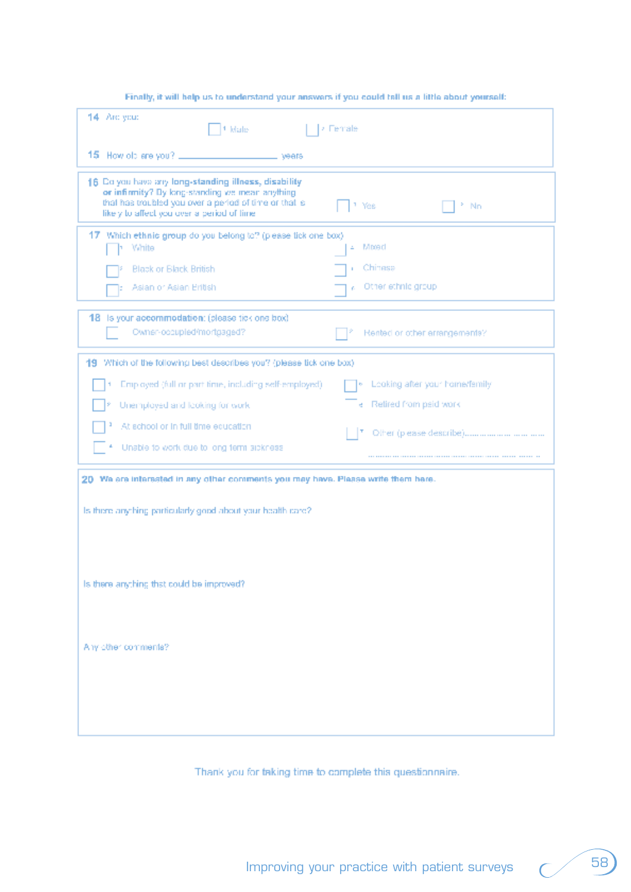**Finally, it will help us to understand your answers if you could tell us a little about yourself:**

**14** Are you:

☐ [1] Male ☐ [2] Female

**15** How old are you? _______________ years

**16** Do you have any **long-standing illness, disability or infirmity?** By long-standing we mean anything that has troubled you over a period of time or that is likely to affect you over a period of time

☐ [1] Yes ☐ [2] No

**17** Which **ethnic group** do you belong to? (please tick one box)

☐ [1] White
☐ [2] Black or Black British
☐ [3] Asian or Asian British
☐ [4] Mixed
☐ [5] Chinese
☐ [6] Other ethnic group

**18** Is your **accommodation:** (please tick one box)

☐ [1] Owner-occupied/mortgaged?
☐ [2] Rented or other arrangements?

**19** Which of the following best describes you? (please tick one box)

☐ [1] Employed (full or part time, including self-employed)
☐ [2] Unemployed and looking for work
☐ [3] At school or in full time education
☐ [4] Unable to work due to long term sickness
☐ [5] Looking after your home/family
☐ [6] Retired from paid work
☐ [7] Other (please describe).....................................
...........................................................................

**20 We are interested in any other comments you may have. Please write them here.**

Is there anything particularly good about your health care?

Is there anything that could be improved?

Any other comments?

Thank you for taking time to complete this questionnaire.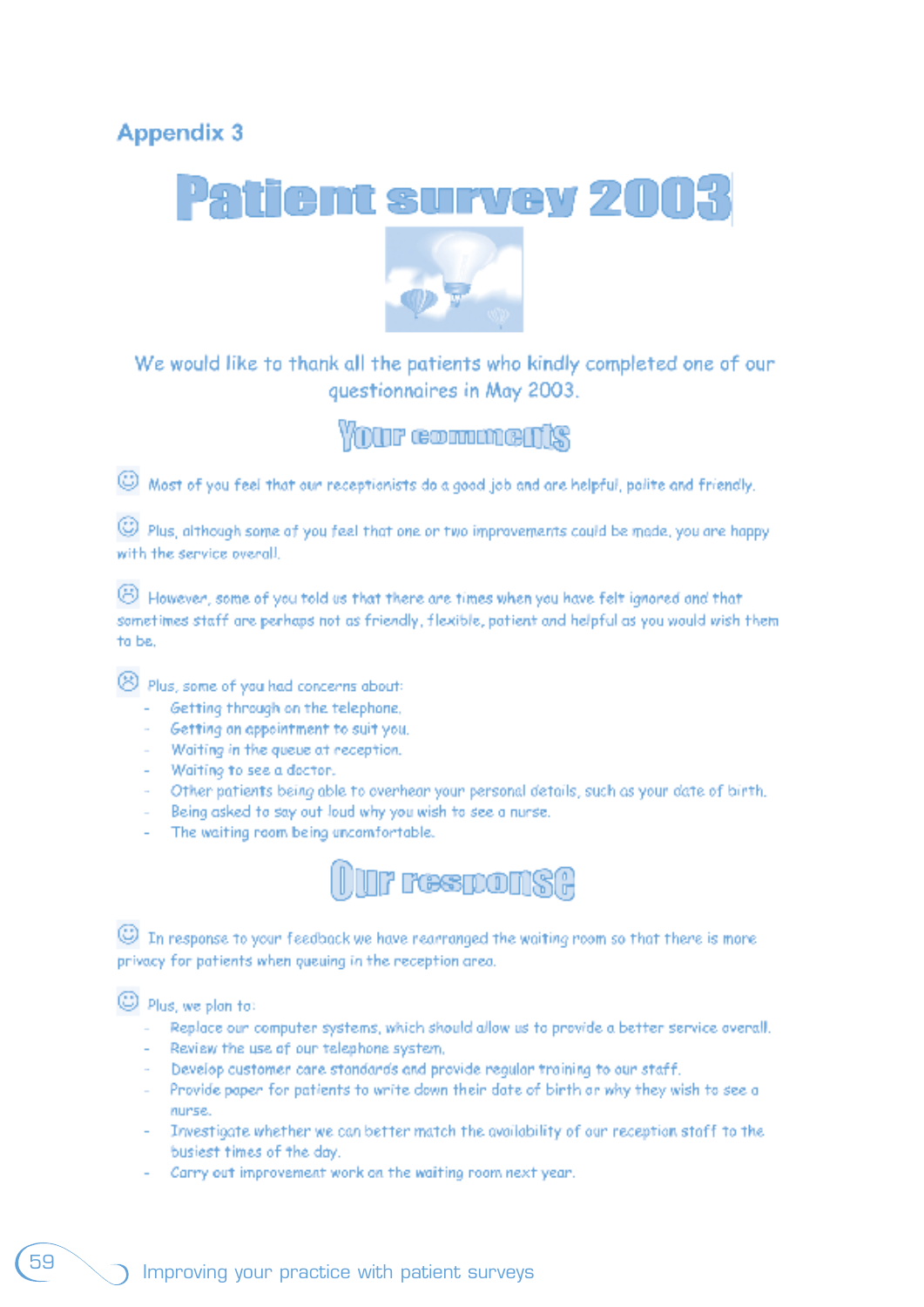Appendix 3

# Patient survey 2003

We would like to thank all the patients who kindly completed one of our questionnaires in May 2003.

## Your comments

☺ Most of you feel that our receptionists do a good job and are helpful, polite and friendly.

☺ Plus, although some of you feel that one or two improvements could be made, you are happy with the service overall.

☹ However, some of you told us that there are times when you have felt ignored and that sometimes staff are perhaps not as friendly, flexible, patient and helpful as you would wish them to be.

☹ Plus, some of you had concerns about:

- Getting through on the telephone.
- Getting an appointment to suit you.
- Waiting in the queue at reception.
- Waiting to see a doctor.
- Other patients being able to overhear your personal details, such as your date of birth.
- Being asked to say out loud why you wish to see a nurse.
- The waiting room being uncomfortable.

## Our response

☺ In response to your feedback we have rearranged the waiting room so that there is more privacy for patients when queuing in the reception area.

☺ Plus, we plan to:

- Replace our computer systems, which should allow us to provide a better service overall.
- Review the use of our telephone system.
- Develop customer care standards and provide regular training to our staff.
- Provide paper for patients to write down their date of birth or why they wish to see a nurse.
- Investigate whether we can better match the availability of our reception staff to the busiest times of the day.
- Carry out improvement work on the waiting room next year.